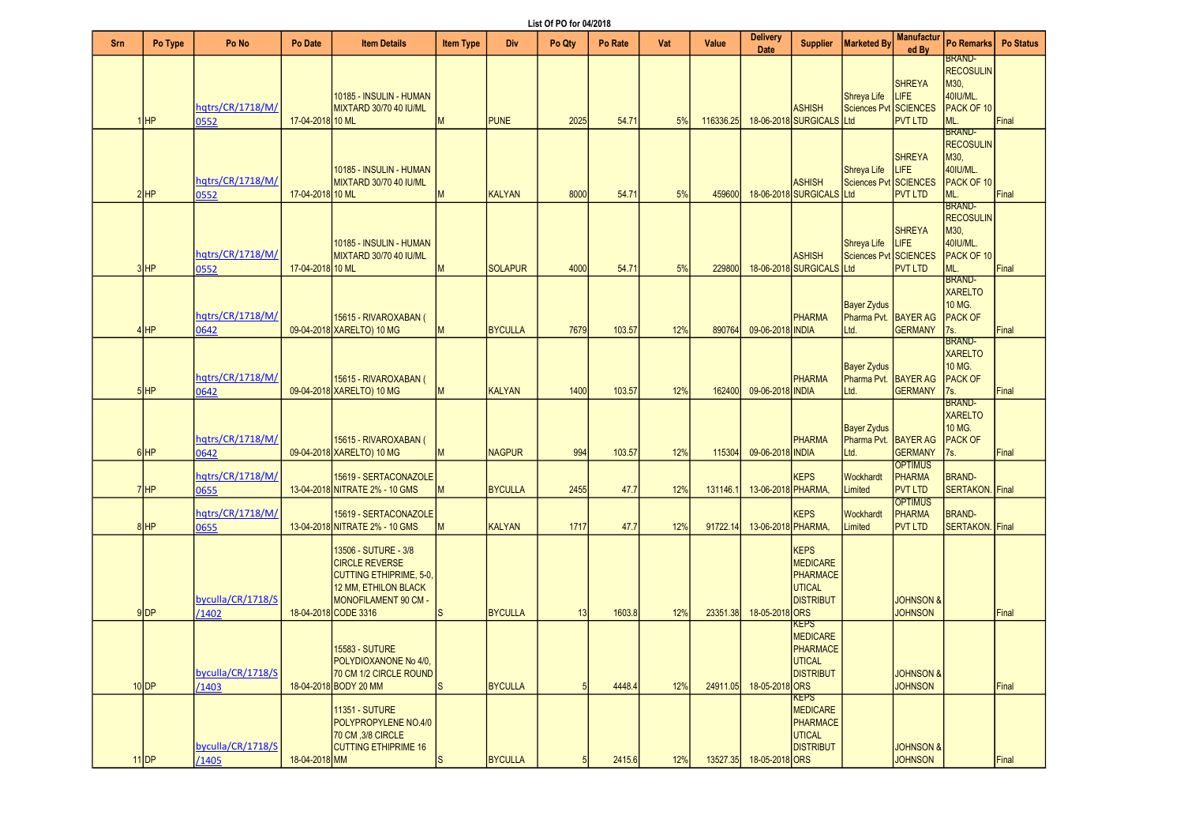List Of PO for 04/2018

| Srn | Po Type | Po No | Po Date | Item Details | Item Type | Div | Po Qty | Po Rate | Vat | Value | Delivery Date | Supplier | Marketed By | Manufactured By | Po Remarks | Po Status |
|---|---|---|---|---|---|---|---|---|---|---|---|---|---|---|---|---|
| 1 | HP | hqtrs/CR/1718/M/0552 | 17-04-2018 | 10185 - INSULIN - HUMAN MIXTARD 30/70 40 IU/ML 10 ML | M | PUNE | 2025 | 54.71 | 5% | 116336.25 | 18-06-2018 | ASHISH SURGICALS | Shreya Life Sciences Pvt Ltd | SHREYA LIFE SCIENCES PVT LTD | BRAND-RECOSULIN M30, 40IU/ML. PACK OF 10 ML. | Final |
| 2 | HP | hqtrs/CR/1718/M/0552 | 17-04-2018 | 10185 - INSULIN - HUMAN MIXTARD 30/70 40 IU/ML 10 ML | M | KALYAN | 8000 | 54.71 | 5% | 459600 | 18-06-2018 | ASHISH SURGICALS | Shreya Life Sciences Pvt Ltd | SHREYA LIFE SCIENCES PVT LTD | BRAND-RECOSULIN M30, 40IU/ML. PACK OF 10 ML. | Final |
| 3 | HP | hqtrs/CR/1718/M/0552 | 17-04-2018 | 10185 - INSULIN - HUMAN MIXTARD 30/70 40 IU/ML 10 ML | M | SOLAPUR | 4000 | 54.71 | 5% | 229800 | 18-06-2018 | ASHISH SURGICALS | Shreya Life Sciences Pvt Ltd | SHREYA LIFE SCIENCES PVT LTD | BRAND-RECOSULIN M30, 40IU/ML. PACK OF 10 ML. | Final |
| 4 | HP | hqtrs/CR/1718/M/0642 | 09-04-2018 | 15615 - RIVAROXABAN ( XARELTO) 10 MG | M | BYCULLA | 7679 | 103.57 | 12% | 890764 | 09-06-2018 | PHARMA INDIA | Bayer Zydus Pharma Pvt. Ltd. | BAYER AG GERMANY | BRAND-XARELTO 10 MG. PACK OF 7s. | Final |
| 5 | HP | hqtrs/CR/1718/M/0642 | 09-04-2018 | 15615 - RIVAROXABAN ( XARELTO) 10 MG | M | KALYAN | 1400 | 103.57 | 12% | 162400 | 09-06-2018 | PHARMA INDIA | Bayer Zydus Pharma Pvt. Ltd. | BAYER AG GERMANY | BRAND-XARELTO 10 MG. PACK OF 7s. | Final |
| 6 | HP | hqtrs/CR/1718/M/0642 | 09-04-2018 | 15615 - RIVAROXABAN ( XARELTO) 10 MG | M | NAGPUR | 994 | 103.57 | 12% | 115304 | 09-06-2018 | PHARMA INDIA | Bayer Zydus Pharma Pvt. Ltd. | BAYER AG GERMANY | BRAND-XARELTO 10 MG. PACK OF 7s. | Final |
| 7 | HP | hqtrs/CR/1718/M/0655 | 13-04-2018 | 15619 - SERTACONAZOLE NITRATE 2% - 10 GMS | M | BYCULLA | 2455 | 47.7 | 12% | 131146.1 | 13-06-2018 | KEPS PHARMA, | Wockhardt Limited | OPTIMUS PHARMA PVT LTD | BRAND-SERTAKON. | Final |
| 8 | HP | hqtrs/CR/1718/M/0655 | 13-04-2018 | 15619 - SERTACONAZOLE NITRATE 2% - 10 GMS | M | KALYAN | 1717 | 47.7 | 12% | 91722.14 | 13-06-2018 | KEPS PHARMA, | Wockhardt Limited | OPTIMUS PHARMA PVT LTD | BRAND-SERTAKON. | Final |
| 9 | DP | byculla/CR/1718/S/1402 | 18-04-2018 | 13506 - SUTURE - 3/8 CIRCLE REVERSE CUTTING ETHIPRIME, 5-0, 12 MM, ETHILON BLACK MONOFILAMENT 90 CM - CODE 3316 | S | BYCULLA | 13 | 1603.8 | 12% | 23351.38 | 18-05-2018 | KEPS MEDICARE PHARMACEUTICAL DISTRIBUTORS | | JOHNSON & JOHNSON | | Final |
| 10 | DP | byculla/CR/1718/S/1403 | 18-04-2018 | 15583 - SUTURE POLYDIOXANONE No 4/0, 70 CM 1/2 CIRCLE ROUND BODY 20 MM | S | BYCULLA | 5 | 4448.4 | 12% | 24911.05 | 18-05-2018 | KEPS MEDICARE PHARMACEUTICAL DISTRIBUTORS | | JOHNSON & JOHNSON | | Final |
| 11 | DP | byculla/CR/1718/S/1405 | 18-04-2018 | 11351 - SUTURE POLYPROPYLENE NO.4/0 70 CM ,3/8 CIRCLE CUTTING ETHIPRIME 16 MM | S | BYCULLA | 5 | 2415.6 | 12% | 13527.35 | 18-05-2018 | KEPS MEDICARE PHARMACEUTICAL DISTRIBUTORS | | JOHNSON & JOHNSON | | Final |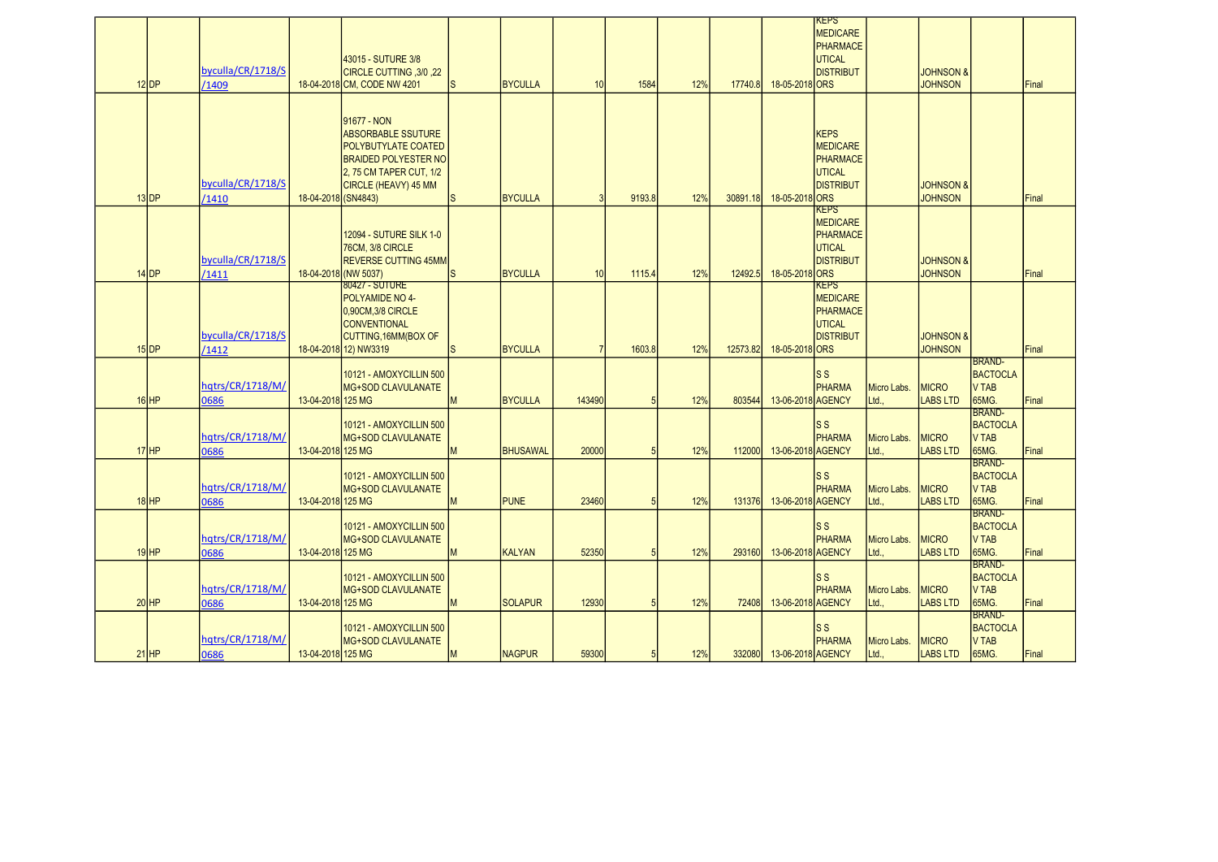| | | | | | | | | | | | | | | | | | |
|---|---|---|---|---|---|---|---|---|---|---|---|---|---|---|---|---|---|
| 12 | DP | byculla/CR/1718/S/1409 | 18-04-2018 | 43015 - SUTURE 3/8 CIRCLE CUTTING ,3/0 ,22 CM, CODE NW 4201 | S | BYCULLA | 10 | 1584 | 12% | 17740.8 | 18-05-2018 | KEPS MEDICARE PHARMACEUTICAL DISTRIBUTORS | | JOHNSON & JOHNSON | | Final |
| 13 | DP | byculla/CR/1718/S/1410 | 18-04-2018 | 91677 - NON ABSORBABLE SSUTURE POLYBUTYLATE COATED BRAIDED POLYESTER NO 2, 75 CM TAPER CUT, 1/2 CIRCLE (HEAVY) 45 MM (SN4843) | S | BYCULLA | 3 | 9193.8 | 12% | 30891.18 | 18-05-2018 | KEPS MEDICARE PHARMACEUTICAL DISTRIBUTORS | | JOHNSON & JOHNSON | | Final |
| 14 | DP | byculla/CR/1718/S/1411 | 18-04-2018 | 12094 - SUTURE SILK 1-0 76CM, 3/8 CIRCLE REVERSE CUTTING 45MM (NW 5037) | S | BYCULLA | 10 | 1115.4 | 12% | 12492.5 | 18-05-2018 | KEPS MEDICARE PHARMACEUTICAL DISTRIBUTORS | | JOHNSON & JOHNSON | | Final |
| 15 | DP | byculla/CR/1718/S/1412 | 18-04-2018 | 80427 - SUTURE POLYAMIDE NO 4-0,90CM,3/8 CIRCLE CONVENTIONAL CUTTING,16MM(BOX OF 12) NW3319 | S | BYCULLA | 7 | 1603.8 | 12% | 12573.82 | 18-05-2018 | KEPS MEDICARE PHARMACEUTICAL DISTRIBUTORS | | JOHNSON & JOHNSON | | Final |
| 16 | HP | hqtrs/CR/1718/M/0686 | 13-04-2018 | 10121 - AMOXYCILLIN 500 MG+SOD CLAVULANATE 125 MG | M | BYCULLA | 143490 | 5 | 12% | 803544 | 13-06-2018 | S S PHARMA AGENCY | Micro Labs. Ltd., | MICRO LABS LTD | BRAND-BACTOCLAV TAB 65MG. | Final |
| 17 | HP | hqtrs/CR/1718/M/0686 | 13-04-2018 | 10121 - AMOXYCILLIN 500 MG+SOD CLAVULANATE 125 MG | M | BHUSAWAL | 20000 | 5 | 12% | 112000 | 13-06-2018 | S S PHARMA AGENCY | Micro Labs. Ltd., | MICRO LABS LTD | BRAND-BACTOCLAV TAB 65MG. | Final |
| 18 | HP | hqtrs/CR/1718/M/0686 | 13-04-2018 | 10121 - AMOXYCILLIN 500 MG+SOD CLAVULANATE 125 MG | M | PUNE | 23460 | 5 | 12% | 131376 | 13-06-2018 | S S PHARMA AGENCY | Micro Labs. Ltd., | MICRO LABS LTD | BRAND-BACTOCLAV TAB 65MG. | Final |
| 19 | HP | hqtrs/CR/1718/M/0686 | 13-04-2018 | 10121 - AMOXYCILLIN 500 MG+SOD CLAVULANATE 125 MG | M | KALYAN | 52350 | 5 | 12% | 293160 | 13-06-2018 | S S PHARMA AGENCY | Micro Labs. Ltd., | MICRO LABS LTD | BRAND-BACTOCLAV TAB 65MG. | Final |
| 20 | HP | hqtrs/CR/1718/M/0686 | 13-04-2018 | 10121 - AMOXYCILLIN 500 MG+SOD CLAVULANATE 125 MG | M | SOLAPUR | 12930 | 5 | 12% | 72408 | 13-06-2018 | S S PHARMA AGENCY | Micro Labs. Ltd., | MICRO LABS LTD | BRAND-BACTOCLAV TAB 65MG. | Final |
| 21 | HP | hqtrs/CR/1718/M/0686 | 13-04-2018 | 10121 - AMOXYCILLIN 500 MG+SOD CLAVULANATE 125 MG | M | NAGPUR | 59300 | 5 | 12% | 332080 | 13-06-2018 | S S PHARMA AGENCY | Micro Labs. Ltd., | MICRO LABS LTD | BRAND-BACTOCLAV TAB 65MG. | Final |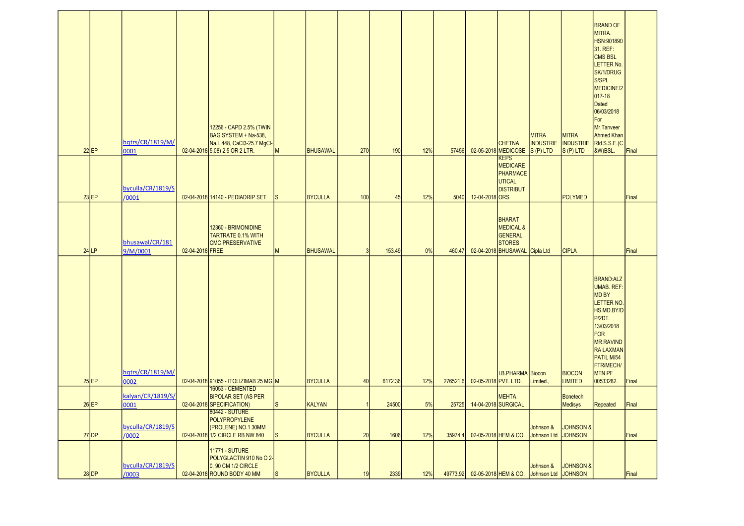| | | | | | | | | | | | | | | | | | |
|---|---|---|---|---|---|---|---|---|---|---|---|---|---|---|---|---|---|
| 22 | EP | hqtrs/CR/1819/M/0001 | 02-04-2018 | 12256 - CAPD 2.5% (TWIN BAG SYSTEM + Na-538, Na.L.448, CaCl3-25.7 MgCl-5.08) 2.5 OR 2 LTR. | M | BHUSAWAL | 270 | 190 | 12% | 57456 | 02-05-2018 | CHETNA MEDICOSE | MITRA INDUSTRIES (P) LTD | MITRA INDUSTRIES (P) LTD | BRAND OF MITRA. HSN:90189031. REF: CMS BSL LETTER No. SK/1/DRUGS/SPL MEDICINE/2017-18 Dated 06/03/2018 For Mr.Tanveer Ahmed Khan Rtd.S.S.E.(C&W)BSL. | Final |
| 23 | EP | byculla/CR/1819/S/0001 | 02-04-2018 | 14140 - PEDIADRIP SET | S | BYCULLA | 100 | 45 | 12% | 5040 | 12-04-2018 | KEPS MEDICARE PHARMACEUTICAL DISTRIBUTORS | | POLYMED | | Final |
| 24 | LP | bhusawal/CR/1819/M/0001 | 02-04-2018 | 12360 - BRIMONIDINE TARTRATE 0.1% WITH CMC PRESERVATIVE FREE | M | BHUSAWAL | 3 | 153.49 | 0% | 460.47 | 02-04-2018 | BHARAT MEDICAL & GENERAL STORES BHUSAWAL | Cipla Ltd | CIPLA | | Final |
| 25 | EP | hqtrs/CR/1819/M/0002 | 02-04-2018 | 91055 - ITOLIZIMAB 25 MG | M | BYCULLA | 40 | 6172.36 | 12% | 276521.6 | 02-05-2018 | I.B.PHARMA PVT. LTD. | Biocon Limited., | BIOCON LIMITED | BRAND:ALZUMAB. REF: MD BY LETTER NO. HS.MD.BY/DP/2DT. 13/03/2018 FOR MR.RAVINDRA LAXMAN PATIL M/54 FTR/MECH/MTN PF 00533282. | Final |
| 26 | EP | kalyan/CR/1819/S/0001 | 02-04-2018 | 16053 - CEMENTED BIPOLAR SET (AS PER SPECIFICATION) | S | KALYAN | 1 | 24500 | 5% | 25725 | 14-04-2018 | MEHTA SURGICAL | | Bonetech Medisys | Repeated | Final |
| 27 | DP | byculla/CR/1819/S/0002 | 02-04-2018 | 80442 - SUTURE POLYPROPYLENE (PROLENE) NO.1 30MM 1/2 CIRCLE RB NW 840 | S | BYCULLA | 20 | 1606 | 12% | 35974.4 | 02-05-2018 | HEM & CO. | Johnson & Johnson Ltd | JOHNSON & JOHNSON | | Final |
| 28 | DP | byculla/CR/1819/S/0003 | 02-04-2018 | 11771 - SUTURE POLYGLACTIN 910 No O 2-0, 90 CM 1/2 CIRCLE ROUND BODY 40 MM | S | BYCULLA | 19 | 2339 | 12% | 49773.92 | 02-05-2018 | HEM & CO. | Johnson & Johnson Ltd | JOHNSON & JOHNSON | | Final |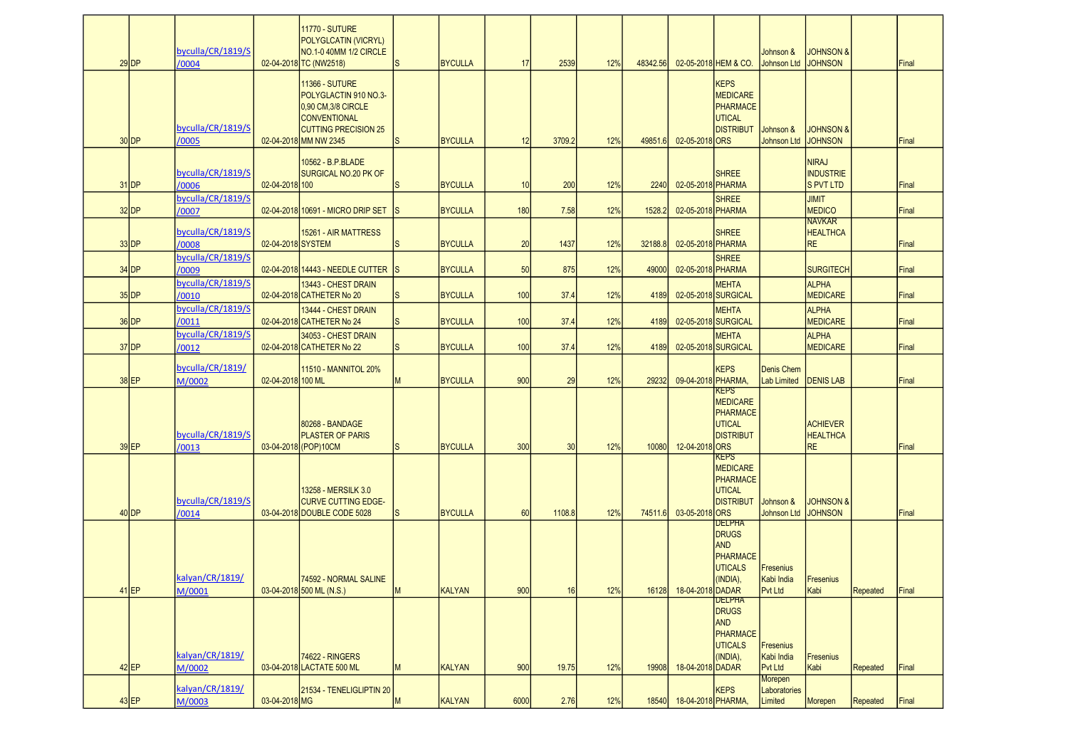| | | | | | | | | | | | | | | | | |
|---|---|---|---|---|---|---|---|---|---|---|---|---|---|---|---|---|
| 29 | DP | byculla/CR/1819/S/0004 | 02-04-2018 | 11770 - SUTURE POLYGLCATIN (VICRYL) NO.1-0 40MM 1/2 CIRCLE TC (NW2518) | S | BYCULLA | 17 | 2539 | 12% | 48342.56 | 02-05-2018 | HEM & CO. | Johnson & Johnson Ltd | JOHNSON & JOHNSON | | Final |
| 30 | DP | byculla/CR/1819/S/0005 | 02-04-2018 | 11366 - SUTURE POLYGLACTIN 910 NO.3-0,90 CM,3/8 CIRCLE CONVENTIONAL CUTTING PRECISION 25 MM NW 2345 | S | BYCULLA | 12 | 3709.2 | 12% | 49851.6 | 02-05-2018 | KEPS MEDICARE PHARMACEUTICAL DISTRIBUTORS | Johnson & Johnson Ltd | JOHNSON & JOHNSON | | Final |
| 31 | DP | byculla/CR/1819/S/0006 | 02-04-2018 | 10562 - B.P.BLADE SURGICAL NO.20 PK OF 100 | S | BYCULLA | 10 | 200 | 12% | 2240 | 02-05-2018 | SHREE PHARMA | | NIRAJ INDUSTRIES PVT LTD | | Final |
| 32 | DP | byculla/CR/1819/S/0007 | 02-04-2018 | 10691 - MICRO DRIP SET | S | BYCULLA | 180 | 7.58 | 12% | 1528.2 | 02-05-2018 | SHREE PHARMA | | JIMIT MEDICO | | Final |
| 33 | DP | byculla/CR/1819/S/0008 | 02-04-2018 | 15261 - AIR MATTRESS SYSTEM | S | BYCULLA | 20 | 1437 | 12% | 32188.8 | 02-05-2018 | SHREE PHARMA | | NAVKAR HEALTHCARE | | Final |
| 34 | DP | byculla/CR/1819/S/0009 | 02-04-2018 | 14443 - NEEDLE CUTTER | S | BYCULLA | 50 | 875 | 12% | 49000 | 02-05-2018 | SHREE PHARMA | | SURGITECH | | Final |
| 35 | DP | byculla/CR/1819/S/0010 | 02-04-2018 | 13443 - CHEST DRAIN CATHETER No 20 | S | BYCULLA | 100 | 37.4 | 12% | 4189 | 02-05-2018 | MEHTA SURGICAL | | ALPHA MEDICARE | | Final |
| 36 | DP | byculla/CR/1819/S/0011 | 02-04-2018 | 13444 - CHEST DRAIN CATHETER No 24 | S | BYCULLA | 100 | 37.4 | 12% | 4189 | 02-05-2018 | MEHTA SURGICAL | | ALPHA MEDICARE | | Final |
| 37 | DP | byculla/CR/1819/S/0012 | 02-04-2018 | 34053 - CHEST DRAIN CATHETER No 22 | S | BYCULLA | 100 | 37.4 | 12% | 4189 | 02-05-2018 | MEHTA SURGICAL | | ALPHA MEDICARE | | Final |
| 38 | EP | byculla/CR/1819/M/0002 | 02-04-2018 | 11510 - MANNITOL 20% 100 ML | M | BYCULLA | 900 | 29 | 12% | 29232 | 09-04-2018 | KEPS PHARMA, | Denis Chem Lab Limited | DENIS LAB | | Final |
| 39 | EP | byculla/CR/1819/S/0013 | 03-04-2018 | 80268 - BANDAGE PLASTER OF PARIS (POP)10CM | S | BYCULLA | 300 | 30 | 12% | 10080 | 12-04-2018 | KEPS MEDICARE PHARMACEUTICAL DISTRIBUTORS | | ACHIEVER HEALTHCARE | | Final |
| 40 | DP | byculla/CR/1819/S/0014 | 03-04-2018 | 13258 - MERSILK 3.0 CURVE CUTTING EDGE-DOUBLE CODE 5028 | S | BYCULLA | 60 | 1108.8 | 12% | 74511.6 | 03-05-2018 | KEPS MEDICARE PHARMACEUTICAL DISTRIBUTORS | Johnson & Johnson Ltd | JOHNSON & JOHNSON | | Final |
| 41 | EP | kalyan/CR/1819/M/0001 | 03-04-2018 | 74592 - NORMAL SALINE 500 ML (N.S.) | M | KALYAN | 900 | 16 | 12% | 16128 | 18-04-2018 | DELPHA DRUGS AND PHARMACEUTICALS (INDIA), DADAR | Fresenius Kabi India Pvt Ltd | Fresenius Kabi | Repeated | Final |
| 42 | EP | kalyan/CR/1819/M/0002 | 03-04-2018 | 74622 - RINGERS LACTATE 500 ML | M | KALYAN | 900 | 19.75 | 12% | 19908 | 18-04-2018 | DELPHA DRUGS AND PHARMACEUTICALS (INDIA), DADAR | Fresenius Kabi India Pvt Ltd | Fresenius Kabi | Repeated | Final |
| 43 | EP | kalyan/CR/1819/M/0003 | 03-04-2018 | 21534 - TENELIGLIPTIN 20 MG | M | KALYAN | 6000 | 2.76 | 12% | 18540 | 18-04-2018 | KEPS PHARMA, | Morepen Laboratories Limited | Morepen | Repeated | Final |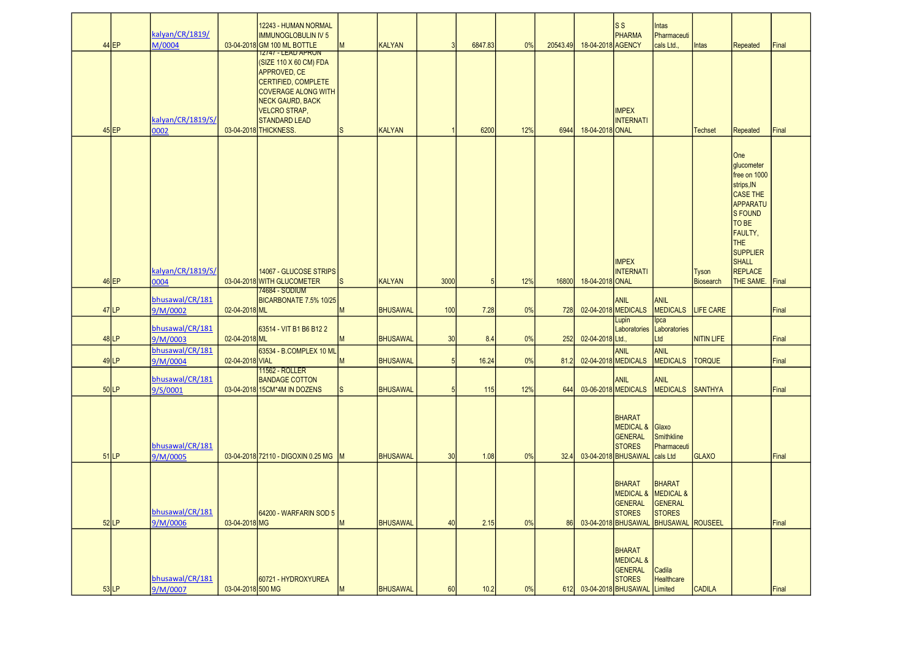| | | | | | | | | | | | | | | | | | |
|---|---|---|---|---|---|---|---|---|---|---|---|---|---|---|---|---|---|
| 44 | EP | kalyan/CR/1819/M/0004 | 03-04-2018 | 12243 - HUMAN NORMAL IMMUNOGLOBULIN IV 5 GM 100 ML BOTTLE | M | KALYAN | 3 | 6847.83 | 0% | 20543.49 | 18-04-2018 | S S PHARMA AGENCY | Intas Pharmaceuticals Ltd., | Intas | Repeated | Final |
| 45 | EP | kalyan/CR/1819/S/0002 | 03-04-2018 | 12747 - LEAD APRON (SIZE 110 X 60 CM) FDA APPROVED, CE CERTIFIED, COMPLETE COVERAGE ALONG WITH NECK GAURD, BACK VELCRO STRAP, STANDARD LEAD THICKNESS. | S | KALYAN | 1 | 6200 | 12% | 6944 | 18-04-2018 | IMPEX INTERNATIONAL | | Techset | Repeated | Final |
| 46 | EP | kalyan/CR/1819/S/0004 | 03-04-2018 | 14067 - GLUCOSE STRIPS WITH GLUCOMETER | S | KALYAN | 3000 | 5 | 12% | 16800 | 18-04-2018 | IMPEX INTERNATIONAL | | Tyson Biosearch | One glucometer free on 1000 strips,IN CASE THE APPARATUS FOUND TO BE FAULTY, THE SUPPLIER SHALL REPLACE THE SAME. | Final |
| 47 | LP | bhusawal/CR/1819/M/0002 | 02-04-2018 | 74684 - SODIUM BICARBONATE 7.5% 10/25 ML | M | BHUSAWAL | 100 | 7.28 | 0% | 728 | 02-04-2018 | ANIL MEDICALS | ANIL MEDICALS | LIFE CARE | | Final |
| 48 | LP | bhusawal/CR/1819/M/0003 | 02-04-2018 | 63514 - VIT B1 B6 B12 2 ML | M | BHUSAWAL | 30 | 8.4 | 0% | 252 | 02-04-2018 | Lupin Laboratories Ltd., | Ipca Laboratories Ltd | NITIN LIFE | | Final |
| 49 | LP | bhusawal/CR/1819/M/0004 | 02-04-2018 | 63534 - B.COMPLEX 10 ML VIAL | M | BHUSAWAL | 5 | 16.24 | 0% | 81.2 | 02-04-2018 | ANIL MEDICALS | ANIL MEDICALS | TORQUE | | Final |
| 50 | LP | bhusawal/CR/1819/S/0001 | 03-04-2018 | 11562 - ROLLER BANDAGE COTTON 15CM*4M IN DOZENS | S | BHUSAWAL | 5 | 115 | 12% | 644 | 03-06-2018 | ANIL MEDICALS | ANIL MEDICALS | SANTHYA | | Final |
| 51 | LP | bhusawal/CR/1819/M/0005 | 03-04-2018 | 72110 - DIGOXIN 0.25 MG | M | BHUSAWAL | 30 | 1.08 | 0% | 32.4 | 03-04-2018 | BHARAT MEDICAL & GENERAL STORES BHUSAWAL | Glaxo Smithkline Pharmaceuticals Ltd | GLAXO | | Final |
| 52 | LP | bhusawal/CR/1819/M/0006 | 03-04-2018 | 64200 - WARFARIN SOD 5 MG | M | BHUSAWAL | 40 | 2.15 | 0% | 86 | 03-04-2018 | BHARAT MEDICAL & GENERAL STORES BHUSAWAL | BHARAT MEDICAL & GENERAL STORES BHUSAWAL | ROUSEEL | | Final |
| 53 | LP | bhusawal/CR/1819/M/0007 | 03-04-2018 | 60721 - HYDROXYUREA 500 MG | M | BHUSAWAL | 60 | 10.2 | 0% | 612 | 03-04-2018 | BHARAT MEDICAL & GENERAL STORES BHUSAWAL | Cadila Healthcare Limited | CADILA | | Final |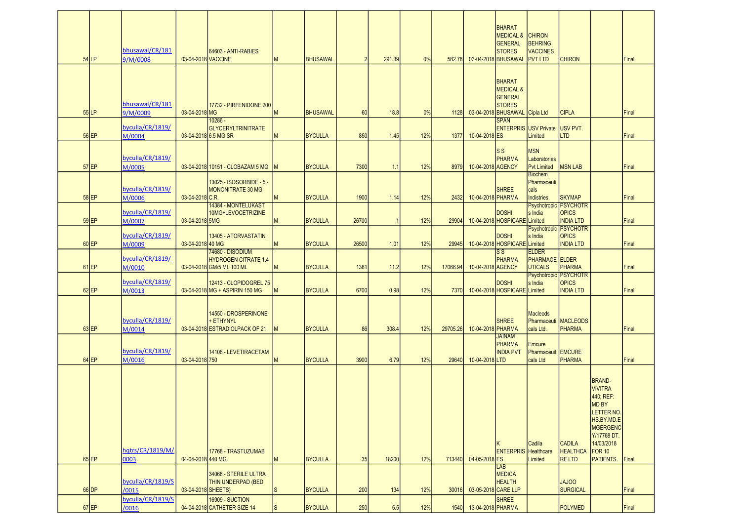| | | | | | | | | | | | | | | | | | |
|---|---|---|---|---|---|---|---|---|---|---|---|---|---|---|---|---|---|
| 54 | LP | bhusawal/CR/1819/M/0008 | 03-04-2018 | 64603 - ANTI-RABIES VACCINE | M | BHUSAWAL | 2 | 291.39 | 0% | 582.78 | 03-04-2018 | BHARAT MEDICAL & GENERAL STORES BHUSAWAL | CHIRON BEHRING VACCINES PVT LTD | CHIRON | | Final |
| 55 | LP | bhusawal/CR/1819/M/0009 | 03-04-2018 | 17732 - PIRFENIDONE 200 MG | M | BHUSAWAL | 60 | 18.8 | 0% | 1128 | 03-04-2018 | BHARAT MEDICAL & GENERAL STORES BHUSAWAL | Cipla Ltd | CIPLA | | Final |
| 56 | EP | byculla/CR/1819/M/0004 | 03-04-2018 | 10286 - GLYCERYLTRINITRATE 6.5 MG SR | M | BYCULLA | 850 | 1.45 | 12% | 1377 | 10-04-2018 | SPAN ENTERPRISES | USV Private Limited | USV PVT. LTD | | Final |
| 57 | EP | byculla/CR/1819/M/0005 | 03-04-2018 | 10151 - CLOBAZAM 5 MG | M | BYCULLA | 7300 | 1.1 | 12% | 8979 | 10-04-2018 | S S PHARMA AGENCY | MSN Laboratories Pvt Limited | MSN LAB | | Final |
| 58 | EP | byculla/CR/1819/M/0006 | 03-04-2018 | 13025 - ISOSORBIDE - 5 - MONONITRATE 30 MG C.R. | M | BYCULLA | 1900 | 1.14 | 12% | 2432 | 10-04-2018 | SHREE PHARMA | Biochem Pharmaceuticals Indistries, | SKYMAP | | Final |
| 59 | EP | byculla/CR/1819/M/0007 | 03-04-2018 | 14384 - MONTELUKAST 10MG+LEVOCETRIZINE 5MG | M | BYCULLA | 26700 | 1 | 12% | 29904 | 10-04-2018 | DOSHI HOSPICARE | Psychotropics India Limited | PSYCHOTROPICS INDIA LTD | | Final |
| 60 | EP | byculla/CR/1819/M/0009 | 03-04-2018 | 13405 - ATORVASTATIN 40 MG | M | BYCULLA | 26500 | 1.01 | 12% | 29945 | 10-04-2018 | DOSHI HOSPICARE | Psychotropics India Limited | PSYCHOTROPICS INDIA LTD | | Final |
| 61 | EP | byculla/CR/1819/M/0010 | 03-04-2018 | 74680 - DISODIUM HYDROGEN CITRATE 1.4 GM/5 ML 100 ML | M | BYCULLA | 1361 | 11.2 | 12% | 17066.94 | 10-04-2018 | S S PHARMA AGENCY | ELDER PHARMACEUTICALS | ELDER PHARMA | | Final |
| 62 | EP | byculla/CR/1819/M/0013 | 03-04-2018 | 12413 - CLOPIDOGREL 75 MG + ASPIRIN 150 MG | M | BYCULLA | 6700 | 0.98 | 12% | 7370 | 10-04-2018 | DOSHI HOSPICARE | Psychotropics India Limited | PSYCHOTROPICS INDIA LTD | | Final |
| 63 | EP | byculla/CR/1819/M/0014 | 03-04-2018 | 14550 - DROSPERINONE + ETHYNYL ESTRADIOLPACK OF 21 | M | BYCULLA | 86 | 308.4 | 12% | 29705.26 | 10-04-2018 | SHREE PHARMA | Macleods Pharmaceuticals Ltd. | MACLEODS PHARMA | | Final |
| 64 | EP | byculla/CR/1819/M/0016 | 03-04-2018 | 14106 - LEVETIRACETAM 750 | M | BYCULLA | 3900 | 6.79 | 12% | 29640 | 10-04-2018 | JAINAM PHARMA INDIA PVT LTD | Emcure Pharmaceuticals Ltd | EMCURE PHARMA | | Final |
| 65 | EP | hqtrs/CR/1819/M/0003 | 04-04-2018 | 17768 - TRASTUZUMAB 440 MG | M | BYCULLA | 35 | 18200 | 12% | 713440 | 04-05-2018 | K ENTERPRISES | Cadila Healthcare Limited | CADILA HEALTHCARE LTD | BRAND-VIVITRA 440; REF: MD BY LETTER NO. HS.BY.MD.EMGERGENCY/17768 DT. 14/03/2018 FOR 10 PATIENTS. | Final |
| 66 | DP | byculla/CR/1819/S/0015 | 03-04-2018 | 34068 - STERILE ULTRA THIN UNDERPAD (BED SHEETS) | S | BYCULLA | 200 | 134 | 12% | 30016 | 03-05-2018 | LAB MEDICA HEALTH CARE LLP | | JAJOO SURGICAL | | Final |
| 67 | EP | byculla/CR/1819/S/0016 | 04-04-2018 | 16909 - SUCTION CATHETER SIZE 14 | S | BYCULLA | 250 | 5.5 | 12% | 1540 | 13-04-2018 | SHREE PHARMA | | POLYMED | | Final |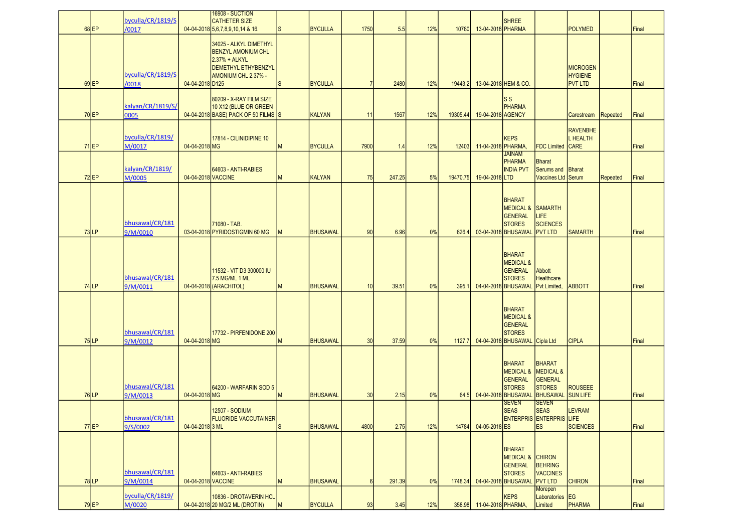| 68 | EP | byculla/CR/1819/S/0017 | 04-04-2018 | 16908 - SUCTION CATHETER SIZE 5,6,7,8,9,10,14 & 16. | S | BYCULLA | 1750 | 5.5 | 12% | 10780 | 13-04-2018 | SHREE PHARMA | | POLYMED | | Final |
|---|---|---|---|---|---|---|---|---|---|---|---|---|---|---|---|---|
| 69 | EP | byculla/CR/1819/S/0018 | 04-04-2018 | 34025 - ALKYL DIMETHYL BENZYL AMONIUM CHL 2.37% + ALKYL DEMETHYL ETHYBENZYL AMONIUM CHL 2.37% - D125 | S | BYCULLA | 7 | 2480 | 12% | 19443.2 | 13-04-2018 | HEM & CO. | | MICROGEN HYGIENE PVT LTD | | Final |
| 70 | EP | kalyan/CR/1819/S/0005 | 04-04-2018 | 80209 - X-RAY FILM SIZE 10 X12 (BLUE OR GREEN BASE) PACK OF 50 FILMS | S | KALYAN | 11 | 1567 | 12% | 19305.44 | 19-04-2018 | S S PHARMA AGENCY | | Carestream | Repeated | Final |
| 71 | EP | byculla/CR/1819/M/0017 | 04-04-2018 | 17814 - CILINIDIPINE 10 MG | M | BYCULLA | 7900 | 1.4 | 12% | 12403 | 11-04-2018 | KEPS PHARMA, | FDC Limited | RAVENBHEL HEALTH CARE | | Final |
| 72 | EP | kalyan/CR/1819/M/0005 | 04-04-2018 | 64603 - ANTI-RABIES VACCINE | M | KALYAN | 75 | 247.25 | 5% | 19470.75 | 19-04-2018 | JAINAM PHARMA INDIA PVT LTD | Bharat Serums and Vaccines Ltd | Bharat Serum | Repeated | Final |
| 73 | LP | bhusawal/CR/1819/M/0010 | 03-04-2018 | 71080 - TAB. PYRIDOSTIGMIN 60 MG | M | BHUSAWAL | 90 | 6.96 | 0% | 626.4 | 03-04-2018 | BHARAT MEDICAL & GENERAL STORES BHUSAWAL | SAMARTH LIFE SCIENCES PVT LTD | SAMARTH | | Final |
| 74 | LP | bhusawal/CR/1819/M/0011 | 04-04-2018 | 11532 - VIT D3 300000 IU 7.5 MG/ML 1 ML (ARACHITOL) | M | BHUSAWAL | 10 | 39.51 | 0% | 395.1 | 04-04-2018 | BHARAT MEDICAL & GENERAL STORES BHUSAWAL | Abbott Healthcare Pvt Limited, | ABBOTT | | Final |
| 75 | LP | bhusawal/CR/1819/M/0012 | 04-04-2018 | 17732 - PIRFENIDONE 200 MG | M | BHUSAWAL | 30 | 37.59 | 0% | 1127.7 | 04-04-2018 | BHARAT MEDICAL & GENERAL STORES BHUSAWAL | Cipla Ltd | CIPLA | | Final |
| 76 | LP | bhusawal/CR/1819/M/0013 | 04-04-2018 | 64200 - WARFARIN SOD 5 MG | M | BHUSAWAL | 30 | 2.15 | 0% | 64.5 | 04-04-2018 | BHARAT MEDICAL & GENERAL STORES BHUSAWAL | BHARAT MEDICAL & GENERAL STORES BHUSAWAL | ROUSEEE SUN LIFE | | Final |
| 77 | EP | bhusawal/CR/1819/S/0002 | 04-04-2018 | 12507 - SODIUM FLUORIDE VACCUTAINER 3 ML | S | BHUSAWAL | 4800 | 2.75 | 12% | 14784 | 04-05-2018 | SEVEN SEAS ENTERPRISES | SEVEN SEAS ENTERPRISES | LEVRAM LIFE SCIENCES | | Final |
| 78 | LP | bhusawal/CR/1819/M/0014 | 04-04-2018 | 64603 - ANTI-RABIES VACCINE | M | BHUSAWAL | 6 | 291.39 | 0% | 1748.34 | 04-04-2018 | BHARAT MEDICAL & GENERAL STORES BHUSAWAL | CHIRON BEHRING VACCINES PVT LTD | CHIRON | | Final |
| 79 | EP | byculla/CR/1819/M/0020 | 04-04-2018 | 10836 - DROTAVERIN HCL 20 MG/2 ML (DROTIN) | M | BYCULLA | 93 | 3.45 | 12% | 358.98 | 11-04-2018 | KEPS PHARMA, | Morepen Laboratories Limited | EG PHARMA | | Final |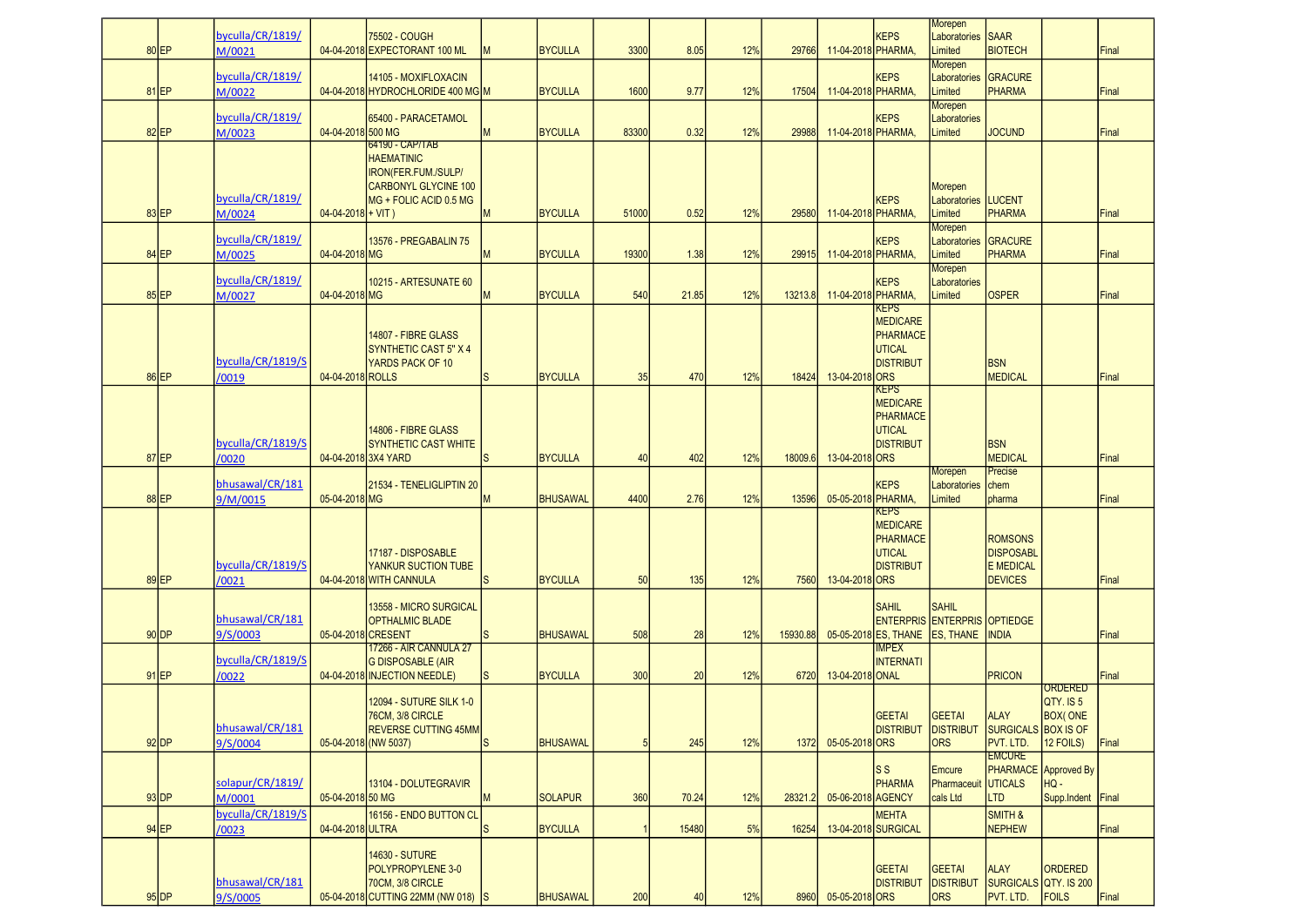| | | | | | | | | | | | | | | | | |
|---|---|---|---|---|---|---|---|---|---|---|---|---|---|---|---|---|
| 80 | EP | byculla/CR/1819/M/0021 | 04-04-2018 | 75502 - COUGH EXPECTORANT 100 ML | M | BYCULLA | 3300 | 8.05 | 12% | 29766 | 11-04-2018 | KEPS PHARMA, | Morepen Laboratories Limited | SAAR BIOTECH | | Final |
| 81 | EP | byculla/CR/1819/M/0022 | 04-04-2018 | 14105 - MOXIFLOXACIN HYDROCHLORIDE 400 MG | M | BYCULLA | 1600 | 9.77 | 12% | 17504 | 11-04-2018 | KEPS PHARMA, | Morepen Laboratories Limited | GRACURE PHARMA | | Final |
| 82 | EP | byculla/CR/1819/M/0023 | 04-04-2018 | 65400 - PARACETAMOL 500 MG | M | BYCULLA | 83300 | 0.32 | 12% | 29988 | 11-04-2018 | KEPS PHARMA, | Morepen Laboratories Limited | JOCUND | | Final |
| 83 | EP | byculla/CR/1819/M/0024 | 04-04-2018 | 64190 - CAP/TAB HAEMATINIC IRON(FER.FUM./SULP/ CARBONYL GLYCINE 100 MG + FOLIC ACID 0.5 MG + VIT ) | M | BYCULLA | 51000 | 0.52 | 12% | 29580 | 11-04-2018 | KEPS PHARMA, | Morepen Laboratories Limited | LUCENT PHARMA | | Final |
| 84 | EP | byculla/CR/1819/M/0025 | 04-04-2018 | 13576 - PREGABALIN 75 MG | M | BYCULLA | 19300 | 1.38 | 12% | 29915 | 11-04-2018 | KEPS PHARMA, | Morepen Laboratories Limited | GRACURE PHARMA | | Final |
| 85 | EP | byculla/CR/1819/M/0027 | 04-04-2018 | 10215 - ARTESUNATE 60 MG | M | BYCULLA | 540 | 21.85 | 12% | 13213.8 | 11-04-2018 | KEPS PHARMA, | Morepen Laboratories Limited | OSPER | | Final |
| 86 | EP | byculla/CR/1819/S/0019 | 04-04-2018 | 14807 - FIBRE GLASS SYNTHETIC CAST 5" X 4 YARDS PACK OF 10 ROLLS | S | BYCULLA | 35 | 470 | 12% | 18424 | 13-04-2018 | KEPS MEDICARE PHARMACEUTICAL DISTRIBUTORS | | BSN MEDICAL | | Final |
| 87 | EP | byculla/CR/1819/S/0020 | 04-04-2018 | 14806 - FIBRE GLASS SYNTHETIC CAST WHITE 3X4 YARD | S | BYCULLA | 40 | 402 | 12% | 18009.6 | 13-04-2018 | KEPS MEDICARE PHARMACEUTICAL DISTRIBUTORS | | BSN MEDICAL | | Final |
| 88 | EP | bhusawal/CR/1819/M/0015 | 05-04-2018 | 21534 - TENELIGLIPTIN 20 MG | M | BHUSAWAL | 4400 | 2.76 | 12% | 13596 | 05-05-2018 | KEPS PHARMA, | Morepen Laboratories Limited | Precise chem pharma | | Final |
| 89 | EP | byculla/CR/1819/S/0021 | 04-04-2018 | 17187 - DISPOSABLE YANKUR SUCTION TUBE WITH CANNULA | S | BYCULLA | 50 | 135 | 12% | 7560 | 13-04-2018 | KEPS MEDICARE PHARMACEUTICAL DISTRIBUTORS | | ROMSONS DISPOSABLE MEDICAL DEVICES | | Final |
| 90 | DP | bhusawal/CR/1819/S/0003 | 05-04-2018 | 13558 - MICRO SURGICAL OPTHALMIC BLADE CRESENT | S | BHUSAWAL | 508 | 28 | 12% | 15930.88 | 05-05-2018 | SAHIL ENTERPRISES, THANE | SAHIL ENTERPRISES, THANE | OPTIEDGE INDIA | | Final |
| 91 | EP | byculla/CR/1819/S/0022 | 04-04-2018 | 17266 - AIR CANNULA 27 G DISPOSABLE (AIR INJECTION NEEDLE) | S | BYCULLA | 300 | 20 | 12% | 6720 | 13-04-2018 | IMPEX INTERNATIONAL | | PRICON | | Final |
| 92 | DP | bhusawal/CR/1819/S/0004 | 05-04-2018 | 12094 - SUTURE SILK 1-0 76CM, 3/8 CIRCLE REVERSE CUTTING 45MM (NW 5037) | S | BHUSAWAL | 5 | 245 | 12% | 1372 | 05-05-2018 | GEETAI DISTRIBUTORS | GEETAI DISTRIBUTORS | ALAY SURGICALS PVT. LTD. | ORDERED QTY. IS 5 BOX( ONE BOX IS OF 12 FOILS) | Final |
| 93 | DP | solapur/CR/1819/M/0001 | 05-04-2018 | 13104 - DOLUTEGRAVIR 50 MG | M | SOLAPUR | 360 | 70.24 | 12% | 28321.2 | 05-06-2018 | S S PHARMA AGENCY | Emcure Pharmaceuticals Ltd | EMCURE PHARMACEUTICALS LTD | Approved By HQ - Supp.Indent | Final |
| 94 | EP | byculla/CR/1819/S/0023 | 04-04-2018 | 16156 - ENDO BUTTON CL ULTRA | S | BYCULLA | 1 | 15480 | 5% | 16254 | 13-04-2018 | MEHTA SURGICAL | | SMITH & NEPHEW | | Final |
| 95 | DP | bhusawal/CR/1819/S/0005 | 05-04-2018 | 14630 - SUTURE POLYPROPYLENE 3-0 70CM, 3/8 CIRCLE CUTTING 22MM (NW 018) | S | BHUSAWAL | 200 | 40 | 12% | 8960 | 05-05-2018 | GEETAI DISTRIBUTORS | GEETAI DISTRIBUTORS | ALAY SURGICALS PVT. LTD. | ORDERED QTY. IS 200 FOILS | Final |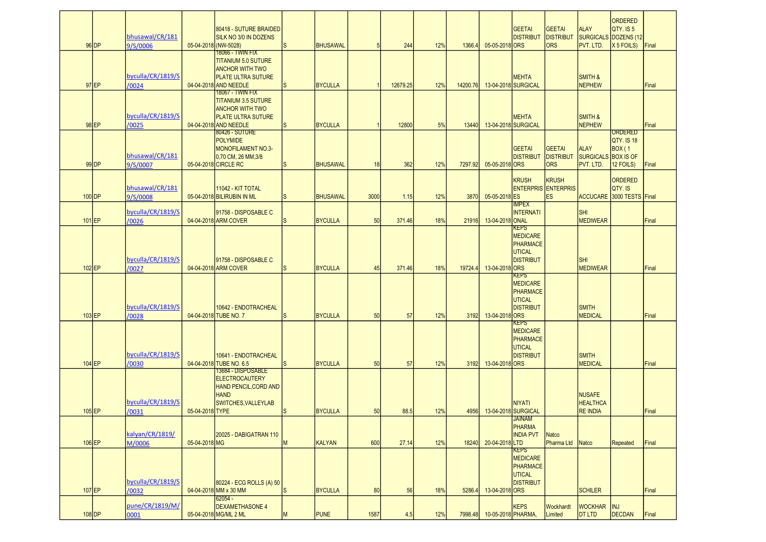| | | | | | | | | | | | | | | | | |
|---|---|---|---|---|---|---|---|---|---|---|---|---|---|---|---|---|
| 96 | DP | bhusawal/CR/1819/S/0006 | 05-04-2018 | 80418 - SUTURE BRAIDED SILK NO 3/0 IN DOZENS (NW-5028) | S | BHUSAWAL | 5 | 244 | 12% | 1366.4 | 05-05-2018 | GEETAI DISTRIBUTORS | GEETAI DISTRIBUTORS | ALAY SURGICALS PVT. LTD. | ORDERED QTY. IS 5 DOZENS (12 X 5 FOILS) | Final |
| 97 | EP | byculla/CR/1819/S/0024 | 04-04-2018 | 18066 - TWIN FIX TITANIUM 5.0 SUTURE ANCHOR WITH TWO PLATE ULTRA SUTURE AND NEEDLE | S | BYCULLA | 1 | 12679.25 | 12% | 14200.76 | 13-04-2018 | MEHTA SURGICAL | | SMITH & NEPHEW | | Final |
| 98 | EP | byculla/CR/1819/S/0025 | 04-04-2018 | 18067 - TWIN FIX TITANIUM 3.5 SUTURE ANCHOR WITH TWO PLATE ULTRA SUTURE AND NEEDLE | S | BYCULLA | 1 | 12800 | 5% | 13440 | 13-04-2018 | MEHTA SURGICAL | | SMITH & NEPHEW | | Final |
| 99 | DP | bhusawal/CR/1819/S/0007 | 05-04-2018 | 80426 - SUTURE POLYMIDE MONOFILAMENT NO.3-0,70 CM, 26 MM,3/8 CIRCLE RC | S | BHUSAWAL | 18 | 362 | 12% | 7297.92 | 05-05-2018 | GEETAI DISTRIBUTORS | GEETAI DISTRIBUTORS | ALAY SURGICALS PVT. LTD. | ORDERED QTY. IS 18 BOX ( 1 BOX IS OF 12 FOILS) | Final |
| 100 | DP | bhusawal/CR/1819/S/0008 | 05-04-2018 | 11042 - KIT TOTAL BILIRUBIN IN ML | S | BHUSAWAL | 3000 | 1.15 | 12% | 3870 | 05-05-2018 | KRUSH ENTERPRISES | KRUSH ENTERPRISES | ACCUCARE | ORDERED QTY. IS 3000 TESTS | Final |
| 101 | EP | byculla/CR/1819/S/0026 | 04-04-2018 | 91758 - DISPOSABLE C ARM COVER | S | BYCULLA | 50 | 371.46 | 18% | 21916 | 13-04-2018 | IMPEX INTERNATIONAL | | SHI MEDIWEAR | | Final |
| 102 | EP | byculla/CR/1819/S/0027 | 04-04-2018 | 91758 - DISPOSABLE C ARM COVER | S | BYCULLA | 45 | 371.46 | 18% | 19724.4 | 13-04-2018 | KEPS MEDICARE PHARMACEUTICAL DISTRIBUTORS | | SHI MEDIWEAR | | Final |
| 103 | EP | byculla/CR/1819/S/0028 | 04-04-2018 | 10642 - ENDOTRACHEAL TUBE NO. 7 | S | BYCULLA | 50 | 57 | 12% | 3192 | 13-04-2018 | KEPS MEDICARE PHARMACEUTICAL DISTRIBUTORS | | SMITH MEDICAL | | Final |
| 104 | EP | byculla/CR/1819/S/0030 | 04-04-2018 | 10641 - ENDOTRACHEAL TUBE NO. 6.5 | S | BYCULLA | 50 | 57 | 12% | 3192 | 13-04-2018 | KEPS MEDICARE PHARMACEUTICAL DISTRIBUTORS | | SMITH MEDICAL | | Final |
| 105 | EP | byculla/CR/1819/S/0031 | 05-04-2018 | 13684 - DISPOSABLE ELECTROCAUTERY HAND PENCIL,CORD AND HAND SWITCHES,VALLEYLAB TYPE | S | BYCULLA | 50 | 88.5 | 12% | 4956 | 13-04-2018 | NIYATI SURGICAL | | NUSAFE HEALTHCARE INDIA | | Final |
| 106 | EP | kalyan/CR/1819/M/0006 | 05-04-2018 | 20025 - DABIGATRAN 110 MG | M | KALYAN | 600 | 27.14 | 12% | 18240 | 20-04-2018 | JAINAM PHARMA INDIA PVT LTD | Natco Pharma Ltd | Natco | Repeated | Final |
| 107 | EP | byculla/CR/1819/S/0032 | 04-04-2018 | 80224 - ECG ROLLS (A) 50 MM x 30 MM | S | BYCULLA | 80 | 56 | 18% | 5286.4 | 13-04-2018 | KEPS MEDICARE PHARMACEUTICAL DISTRIBUTORS | | SCHILER | | Final |
| 108 | DP | pune/CR/1819/M/0001 | 05-04-2018 | 62054 - DEXAMETHASONE 4 MG/ML 2 ML | M | PUNE | 1587 | 4.5 | 12% | 7998.48 | 10-05-2018 | KEPS PHARMA, | Wockhardt Limited | WOCKHARDT LTD | INJ DECDAN | Final |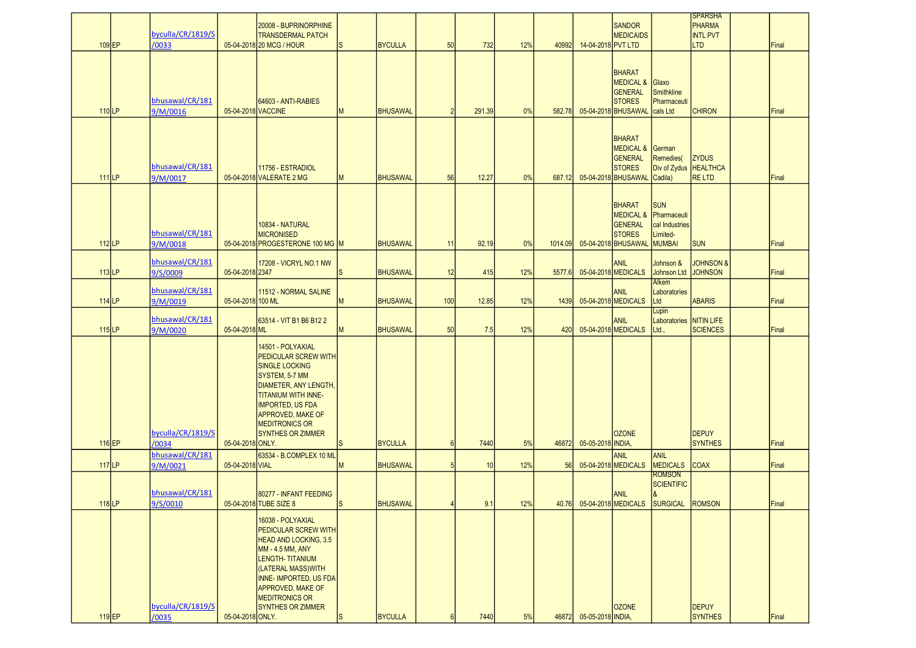| | | | | | | | | | | | | | | | | | |
|---|---|---|---|---|---|---|---|---|---|---|---|---|---|---|---|---|---|
| 109 | EP | byculla/CR/1819/S/0033 | 05-04-2018 | 20008 - BUPRINORPHINE TRANSDERMAL PATCH 20 MCG / HOUR | S | BYCULLA | 50 | 732 | 12% | 40992 | 14-04-2018 | SANDOR MEDICAIDS PVT LTD | | SPARSHA PHARMA INTL PVT LTD | | Final |
| 110 | LP | bhusawal/CR/1819/M/0016 | 05-04-2018 | 64603 - ANTI-RABIES VACCINE | M | BHUSAWAL | 2 | 291.39 | 0% | 582.78 | 05-04-2018 | BHARAT MEDICAL & GENERAL STORES BHUSAWAL | Glaxo Smithkline Pharmaceuticals Ltd | CHIRON | | Final |
| 111 | LP | bhusawal/CR/1819/M/0017 | 05-04-2018 | 11756 - ESTRADIOL VALERATE 2 MG | M | BHUSAWAL | 56 | 12.27 | 0% | 687.12 | 05-04-2018 | BHARAT MEDICAL & GENERAL STORES BHUSAWAL | German Remedies( Div of Zydus Cadila) | ZYDUS HEALTHCARE LTD | | Final |
| 112 | LP | bhusawal/CR/1819/M/0018 | 05-04-2018 | 10834 - NATURAL MICRONISED PROGESTERONE 100 MG | M | BHUSAWAL | 11 | 92.19 | 0% | 1014.09 | 05-04-2018 | BHARAT MEDICAL & GENERAL STORES BHUSAWAL | SUN Pharmaceutical Industries Limited-MUMBAI | SUN | | Final |
| 113 | LP | bhusawal/CR/1819/S/0009 | 05-04-2018 | 17208 - VICRYL NO.1 NW 2347 | S | BHUSAWAL | 12 | 415 | 12% | 5577.6 | 05-04-2018 | ANIL MEDICALS | Johnson & Johnson Ltd | JOHNSON & JOHNSON | | Final |
| 114 | LP | bhusawal/CR/1819/M/0019 | 05-04-2018 | 11512 - NORMAL SALINE 100 ML | M | BHUSAWAL | 100 | 12.85 | 12% | 1439 | 05-04-2018 | ANIL MEDICALS | Alkem Laboratories Ltd | ABARIS | | Final |
| 115 | LP | bhusawal/CR/1819/M/0020 | 05-04-2018 | 63514 - VIT B1 B6 B12 2 ML | M | BHUSAWAL | 50 | 7.5 | 12% | 420 | 05-04-2018 | ANIL MEDICALS | Lupin Laboratories Ltd., | NITIN LIFE SCIENCES | | Final |
| 116 | EP | byculla/CR/1819/S/0034 | 05-04-2018 | 14501 - POLYAXIAL PEDICULAR SCREW WITH SINGLE LOCKING SYSTEM, 5-7 MM DIAMETER, ANY LENGTH, TITANIUM WITH INNE-IMPORTED, US FDA APPROVED, MAKE OF MEDITRONICS OR SYNTHES OR ZIMMER ONLY. | S | BYCULLA | 6 | 7440 | 5% | 46872 | 05-05-2018 | OZONE INDIA, | | DEPUY SYNTHES | | Final |
| 117 | LP | bhusawal/CR/1819/M/0021 | 05-04-2018 | 63534 - B.COMPLEX 10 ML VIAL | M | BHUSAWAL | 5 | 10 | 12% | 56 | 05-04-2018 | ANIL MEDICALS | ANIL MEDICALS | COAX | | Final |
| 118 | LP | bhusawal/CR/1819/S/0010 | 05-04-2018 | 80277 - INFANT FEEDING TUBE SIZE 8 | S | BHUSAWAL | 4 | 9.1 | 12% | 40.76 | 05-04-2018 | ANIL MEDICALS | ROMSON SCIENTIFIC & SURGICAL | ROMSON | | Final |
| 119 | EP | byculla/CR/1819/S/0035 | 05-04-2018 | 16038 - POLYAXIAL PEDICULAR SCREW WITH HEAD AND LOCKING, 3.5 MM - 4.5 MM, ANY LENGTH- TITANIUM (LATERAL MASS)WITH INNE- IMPORTED, US FDA APPROVED, MAKE OF MEDITRONICS OR SYNTHES OR ZIMMER ONLY. | S | BYCULLA | 6 | 7440 | 5% | 46872 | 05-05-2018 | OZONE INDIA, | | DEPUY SYNTHES | | Final |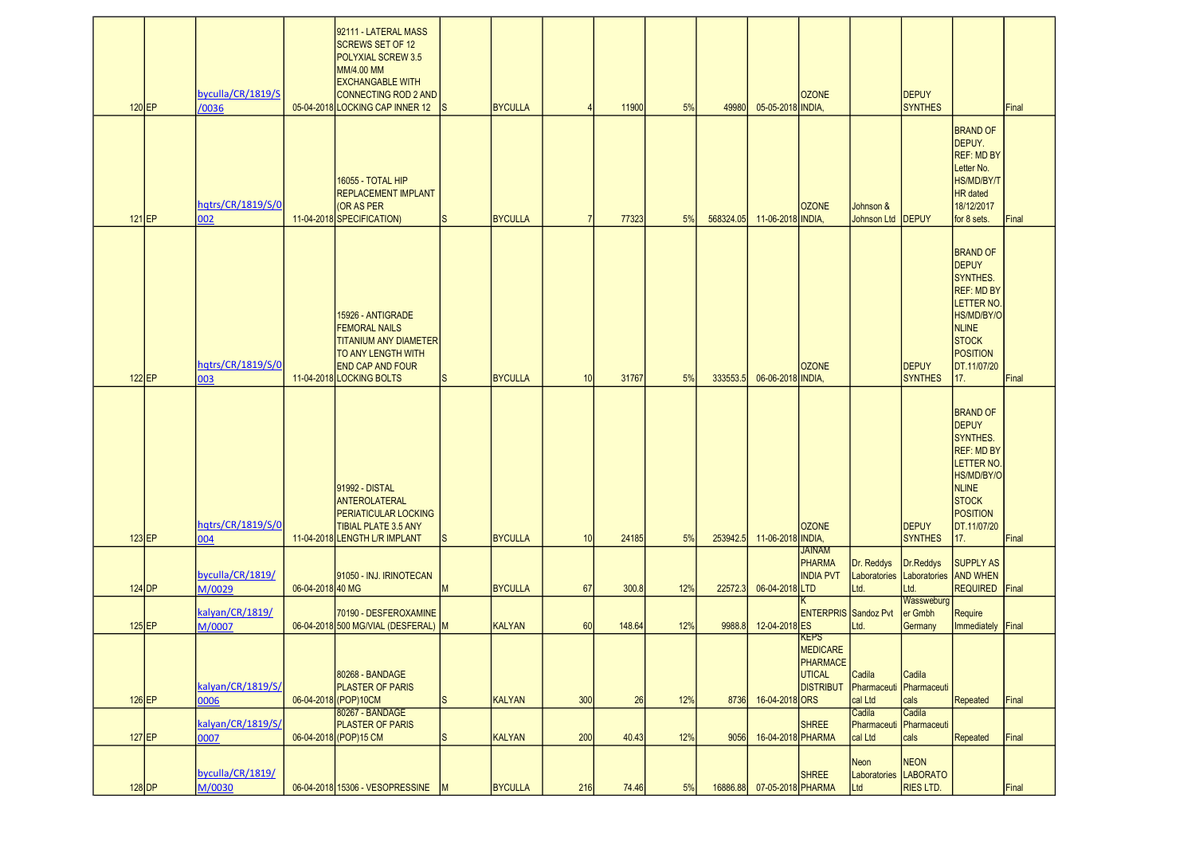| 120 | EP | byculla/CR/1819/S/0036 | 05-04-2018 | 92111 - LATERAL MASS SCREWS SET OF 12 POLYXIAL SCREW 3.5 MM/4.00 MM EXCHANGABLE WITH CONNECTING ROD 2 AND LOCKING CAP INNER 12 | S | BYCULLA | 4 | 11900 | 5% | 49980 | 05-05-2018 | OZONE INDIA, | | DEPUY SYNTHES | | Final |
|---|---|---|---|---|---|---|---|---|---|---|---|---|---|---|---|---|
| 121 | EP | hqtrs/CR/1819/S/0002 | 11-04-2018 | 16055 - TOTAL HIP REPLACEMENT IMPLANT (OR AS PER SPECIFICATION) | S | BYCULLA | 7 | 77323 | 5% | 568324.05 | 11-06-2018 | OZONE INDIA, | Johnson & Johnson Ltd | DEPUY | BRAND OF DEPUY. REF: MD BY Letter No. HS/MD/BY/THR dated 18/12/2017 for 8 sets. | Final |
| 122 | EP | hqtrs/CR/1819/S/0003 | 11-04-2018 | 15926 - ANTIGRADE FEMORAL NAILS TITANIUM ANY DIAMETER TO ANY LENGTH WITH END CAP AND FOUR LOCKING BOLTS | S | BYCULLA | 10 | 31767 | 5% | 333553.5 | 06-06-2018 | OZONE INDIA, | | DEPUY SYNTHES | BRAND OF DEPUY SYNTHES. REF: MD BY LETTER NO. HS/MD/BY/ONLINE STOCK POSITION DT.11/07/2017. | Final |
| 123 | EP | hqtrs/CR/1819/S/0004 | 11-04-2018 | 91992 - DISTAL ANTEROLATERAL PERIATICULAR LOCKING TIBIAL PLATE 3.5 ANY LENGTH L/R IMPLANT | S | BYCULLA | 10 | 24185 | 5% | 253942.5 | 11-06-2018 | OZONE INDIA, | | DEPUY SYNTHES | BRAND OF DEPUY SYNTHES. REF: MD BY LETTER NO. HS/MD/BY/ONLINE STOCK POSITION DT.11/07/2017. | Final |
| 124 | DP | byculla/CR/1819/M/0029 | 06-04-2018 | 91050 - INJ. IRINOTECAN 40 MG | M | BYCULLA | 67 | 300.8 | 12% | 22572.3 | 06-04-2018 | JAINAM PHARMA INDIA PVT LTD | Dr. Reddys Laboratories Ltd. | Dr.Reddys Laboratories Ltd. | SUPPLY AS AND WHEN REQUIRED | Final |
| 125 | EP | kalyan/CR/1819/M/0007 | 06-04-2018 | 70190 - DESFEROXAMINE 500 MG/VIAL (DESFERAL) | M | KALYAN | 60 | 148.64 | 12% | 9988.8 | 12-04-2018 | K ENTERPRISES | Sandoz Pvt Ltd. | Wassweburger Gmbh Germany | Require Immediately | Final |
| 126 | EP | kalyan/CR/1819/S/0006 | 06-04-2018 | 80268 - BANDAGE PLASTER OF PARIS (POP)10CM | S | KALYAN | 300 | 26 | 12% | 8736 | 16-04-2018 | KEPS MEDICARE PHARMACEUTICAL DISTRIBUTORS | Cadila Pharmaceutical Ltd | Cadila Pharmaceuticals | Repeated | Final |
| 127 | EP | kalyan/CR/1819/S/0007 | 06-04-2018 | 80267 - BANDAGE PLASTER OF PARIS (POP)15 CM | S | KALYAN | 200 | 40.43 | 12% | 9056 | 16-04-2018 | SHREE PHARMA | Cadila Pharmaceutical Ltd | Cadila Pharmaceuticals | Repeated | Final |
| 128 | DP | byculla/CR/1819/M/0030 | 06-04-2018 | 15306 - VESOPRESSINE | M | BYCULLA | 216 | 74.46 | 5% | 16886.88 | 07-05-2018 | SHREE PHARMA | Neon Laboratories Ltd | NEON LABORATORIES LTD. | | Final |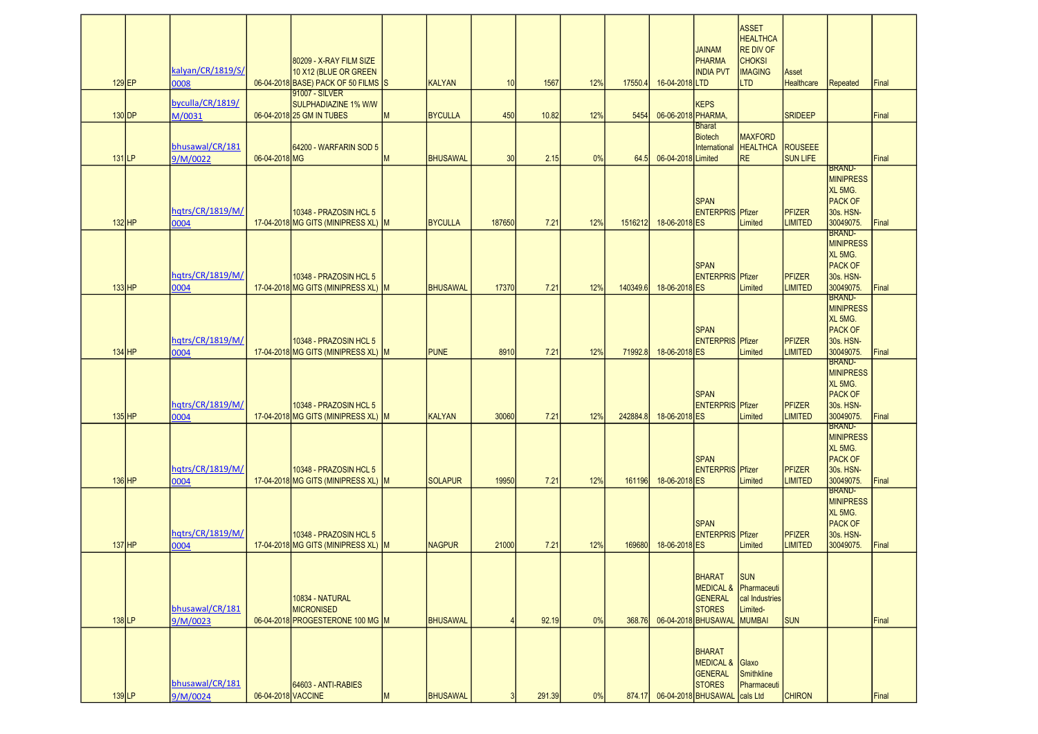| | | | | | | | | | | | | | | | | | |
|---|---|---|---|---|---|---|---|---|---|---|---|---|---|---|---|---|---|
| 129 | EP | kalyan/CR/1819/S/0008 | 06-04-2018 | 80209 - X-RAY FILM SIZE 10 X12 (BLUE OR GREEN BASE) PACK OF 50 FILMS | S | KALYAN | 10 | 1567 | 12% | 17550.4 | 16-04-2018 | JAINAM PHARMA INDIA PVT LTD | ASSET HEALTHCARE DIV OF CHOKSI IMAGING LTD | Asset Healthcare | Repeated | Final |
| 130 | DP | byculla/CR/1819/M/0031 | 06-04-2018 | 91007 - SILVER SULPHADIAZINE 1% W/W 25 GM IN TUBES | M | BYCULLA | 450 | 10.82 | 12% | 5454 | 06-06-2018 | KEPS PHARMA, | | SRIDEEP | | Final |
| 131 | LP | bhusawal/CR/1819/M/0022 | 06-04-2018 | 64200 - WARFARIN SOD 5 MG | M | BHUSAWAL | 30 | 2.15 | 0% | 64.5 | 06-04-2018 | Bharat Biotech International Limited | MAXFORD HEALTHCARE | ROUSEEE SUN LIFE | | Final |
| 132 | HP | hqtrs/CR/1819/M/0004 | 17-04-2018 | 10348 - PRAZOSIN HCL 5 MG GITS (MINIPRESS XL) | M | BYCULLA | 187650 | 7.21 | 12% | 1516212 | 18-06-2018 | SPAN ENTERPRISES | Pfizer Limited | PFIZER LIMITED | BRAND- MINIPRESS XL 5MG. PACK OF 30s. HSN- 30049075. | Final |
| 133 | HP | hqtrs/CR/1819/M/0004 | 17-04-2018 | 10348 - PRAZOSIN HCL 5 MG GITS (MINIPRESS XL) | M | BHUSAWAL | 17370 | 7.21 | 12% | 140349.6 | 18-06-2018 | SPAN ENTERPRISES | Pfizer Limited | PFIZER LIMITED | BRAND- MINIPRESS XL 5MG. PACK OF 30s. HSN- 30049075. | Final |
| 134 | HP | hqtrs/CR/1819/M/0004 | 17-04-2018 | 10348 - PRAZOSIN HCL 5 MG GITS (MINIPRESS XL) | M | PUNE | 8910 | 7.21 | 12% | 71992.8 | 18-06-2018 | SPAN ENTERPRISES | Pfizer Limited | PFIZER LIMITED | BRAND- MINIPRESS XL 5MG. PACK OF 30s. HSN- 30049075. | Final |
| 135 | HP | hqtrs/CR/1819/M/0004 | 17-04-2018 | 10348 - PRAZOSIN HCL 5 MG GITS (MINIPRESS XL) | M | KALYAN | 30060 | 7.21 | 12% | 242884.8 | 18-06-2018 | SPAN ENTERPRISES | Pfizer Limited | PFIZER LIMITED | BRAND- MINIPRESS XL 5MG. PACK OF 30s. HSN- 30049075. | Final |
| 136 | HP | hqtrs/CR/1819/M/0004 | 17-04-2018 | 10348 - PRAZOSIN HCL 5 MG GITS (MINIPRESS XL) | M | SOLAPUR | 19950 | 7.21 | 12% | 161196 | 18-06-2018 | SPAN ENTERPRISES | Pfizer Limited | PFIZER LIMITED | BRAND- MINIPRESS XL 5MG. PACK OF 30s. HSN- 30049075. | Final |
| 137 | HP | hqtrs/CR/1819/M/0004 | 17-04-2018 | 10348 - PRAZOSIN HCL 5 MG GITS (MINIPRESS XL) | M | NAGPUR | 21000 | 7.21 | 12% | 169680 | 18-06-2018 | SPAN ENTERPRISES | Pfizer Limited | PFIZER LIMITED | BRAND- MINIPRESS XL 5MG. PACK OF 30s. HSN- 30049075. | Final |
| 138 | LP | bhusawal/CR/1819/M/0023 | 06-04-2018 | 10834 - NATURAL MICRONISED PROGESTERONE 100 MG | M | BHUSAWAL | 4 | 92.19 | 0% | 368.76 | 06-04-2018 | BHARAT MEDICAL & GENERAL STORES BHUSAWAL | SUN Pharmaceutical Industries Limited-MUMBAI | SUN | | Final |
| 139 | LP | bhusawal/CR/1819/M/0024 | 06-04-2018 | 64603 - ANTI-RABIES VACCINE | M | BHUSAWAL | 3 | 291.39 | 0% | 874.17 | 06-04-2018 | BHARAT MEDICAL & GENERAL STORES BHUSAWAL | Glaxo Smithkline Pharmaceuticals Ltd | CHIRON | | Final |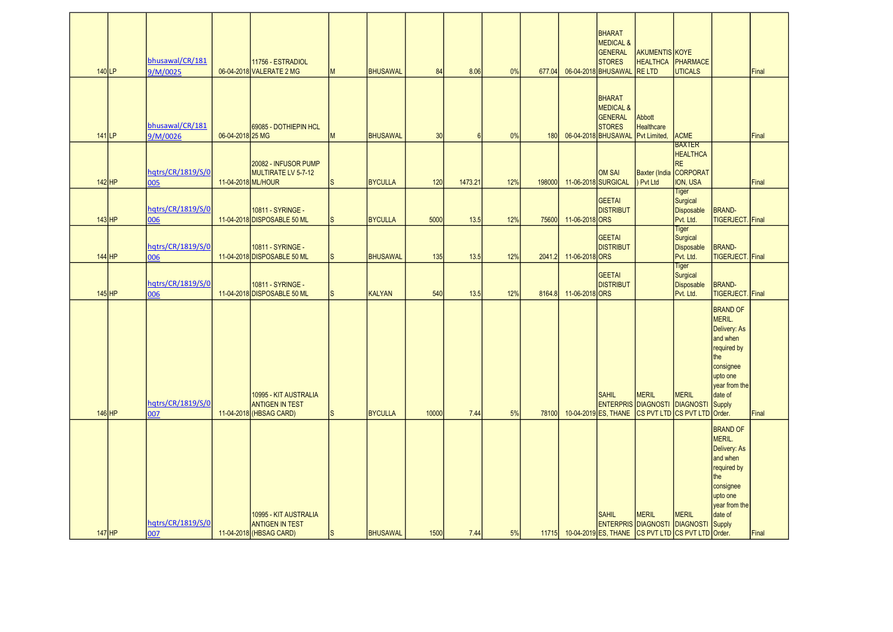| | | | | | | | | | | | | | | | | | |
|---|---|---|---|---|---|---|---|---|---|---|---|---|---|---|---|---|---|
| 140 | LP | bhusawal/CR/1819/M/0025 | 06-04-2018 | 11756 - ESTRADIOL VALERATE 2 MG | M | BHUSAWAL | 84 | 8.06 | 0% | 677.04 | 06-04-2018 | BHARAT MEDICAL & GENERAL STORES BHUSAWAL | AKUMENTIS HEALTHCARE LTD | KOYE PHARMACEUTICALS | | Final |
| 141 | LP | bhusawal/CR/1819/M/0026 | 06-04-2018 | 69085 - DOTHIEPIN HCL 25 MG | M | BHUSAWAL | 30 | 6 | 0% | 180 | 06-04-2018 | BHARAT MEDICAL & GENERAL STORES BHUSAWAL | Abbott Healthcare Pvt Limited, | ACME | | Final |
| 142 | HP | hqtrs/CR/1819/S/005 | 11-04-2018 | 20082 - INFUSOR PUMP MULTIRATE LV 5-7-12 ML/HOUR | S | BYCULLA | 120 | 1473.21 | 12% | 198000 | 11-06-2018 | OM SAI SURGICAL | Baxter (India ) Pvt Ltd | BAXTER HEALTHCARE CORPORATION, USA | | Final |
| 143 | HP | hqtrs/CR/1819/S/006 | 11-04-2018 | 10811 - SYRINGE - DISPOSABLE 50 ML | S | BYCULLA | 5000 | 13.5 | 12% | 75600 | 11-06-2018 | GEETAI DISTRIBUTORS | | Tiger Surgical Disposable Pvt. Ltd. | BRAND- TIGERJECT. | Final |
| 144 | HP | hqtrs/CR/1819/S/006 | 11-04-2018 | 10811 - SYRINGE - DISPOSABLE 50 ML | S | BHUSAWAL | 135 | 13.5 | 12% | 2041.2 | 11-06-2018 | GEETAI DISTRIBUTORS | | Tiger Surgical Disposable Pvt. Ltd. | BRAND- TIGERJECT. | Final |
| 145 | HP | hqtrs/CR/1819/S/006 | 11-04-2018 | 10811 - SYRINGE - DISPOSABLE 50 ML | S | KALYAN | 540 | 13.5 | 12% | 8164.8 | 11-06-2018 | GEETAI DISTRIBUTORS | | Tiger Surgical Disposable Pvt. Ltd. | BRAND- TIGERJECT. | Final |
| 146 | HP | hqtrs/CR/1819/S/007 | 11-04-2018 | 10995 - KIT AUSTRALIA ANTIGEN IN TEST (HBSAG CARD) | S | BYCULLA | 10000 | 7.44 | 5% | 78100 | 10-04-2019 | SAHIL ENTERPRISES, THANE | MERIL DIAGNOSTICS PVT LTD | MERIL DIAGNOSTICS PVT LTD | BRAND OF MERIL. Delivery: As and when required by the consignee upto one year from the date of Supply Order. | Final |
| 147 | HP | hqtrs/CR/1819/S/007 | 11-04-2018 | 10995 - KIT AUSTRALIA ANTIGEN IN TEST (HBSAG CARD) | S | BHUSAWAL | 1500 | 7.44 | 5% | 11715 | 10-04-2019 | SAHIL ENTERPRISES, THANE | MERIL DIAGNOSTICS PVT LTD | MERIL DIAGNOSTICS PVT LTD | BRAND OF MERIL. Delivery: As and when required by the consignee upto one year from the date of Supply Order. | Final |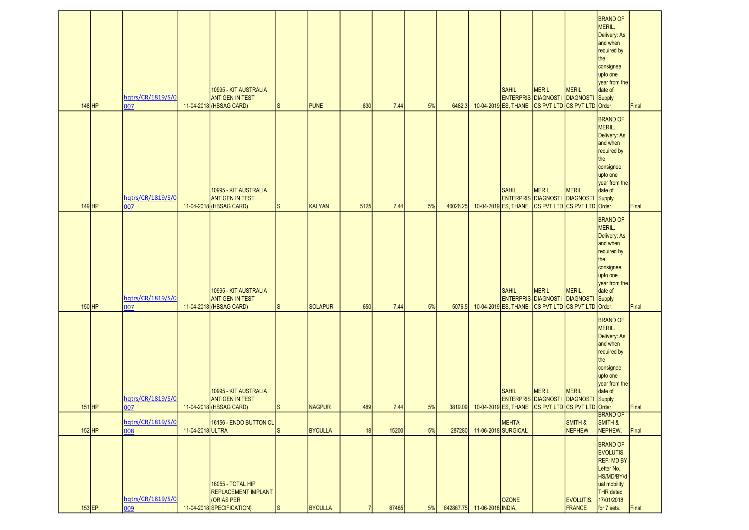| | | | | | | | | | | | | | | | | | |
|---|---|---|---|---|---|---|---|---|---|---|---|---|---|---|---|---|---|
| 148 | HP | hqtrs/CR/1819/S/0 007 | 11-04-2018 | 10995 - KIT AUSTRALIA ANTIGEN IN TEST (HBSAG CARD) | S | PUNE | 830 | 7.44 | 5% | 6482.3 | 10-04-2019 | SAHIL ENTERPRISES, THANE | MERIL DIAGNOSTICS PVT LTD | MERIL DIAGNOSTICS PVT LTD | BRAND OF MERIL. Delivery: As and when required by the consignee upto one year from the date of Supply Order. | Final |
| 149 | HP | hqtrs/CR/1819/S/0 007 | 11-04-2018 | 10995 - KIT AUSTRALIA ANTIGEN IN TEST (HBSAG CARD) | S | KALYAN | 5125 | 7.44 | 5% | 40026.25 | 10-04-2019 | SAHIL ENTERPRISES, THANE | MERIL DIAGNOSTICS PVT LTD | MERIL DIAGNOSTICS PVT LTD | BRAND OF MERIL. Delivery: As and when required by the consignee upto one year from the date of Supply Order. | Final |
| 150 | HP | hqtrs/CR/1819/S/0 007 | 11-04-2018 | 10995 - KIT AUSTRALIA ANTIGEN IN TEST (HBSAG CARD) | S | SOLAPUR | 650 | 7.44 | 5% | 5076.5 | 10-04-2019 | SAHIL ENTERPRISES, THANE | MERIL DIAGNOSTICS PVT LTD | MERIL DIAGNOSTICS PVT LTD | BRAND OF MERIL. Delivery: As and when required by the consignee upto one year from the date of Supply Order. | Final |
| 151 | HP | hqtrs/CR/1819/S/0 007 | 11-04-2018 | 10995 - KIT AUSTRALIA ANTIGEN IN TEST (HBSAG CARD) | S | NAGPUR | 489 | 7.44 | 5% | 3819.09 | 10-04-2019 | SAHIL ENTERPRISES, THANE | MERIL DIAGNOSTICS PVT LTD | MERIL DIAGNOSTICS PVT LTD | BRAND OF MERIL. Delivery: As and when required by the consignee upto one year from the date of Supply Order. | Final |
| 152 | HP | hqtrs/CR/1819/S/0 008 | 11-04-2018 | 16156 - ENDO BUTTON CL ULTRA | S | BYCULLA | 18 | 15200 | 5% | 287280 | 11-06-2018 | MEHTA SURGICAL | | SMITH & NEPHEW | BRAND OF SMITH & NEPHEW. | Final |
| 153 | EP | hqtrs/CR/1819/S/0 009 | 11-04-2018 | 16055 - TOTAL HIP REPLACEMENT IMPLANT (OR AS PER SPECIFICATION) | S | BYCULLA | 7 | 87465 | 5% | 642867.75 | 11-06-2018 | OZONE INDIA, | | EVOLUTIS, FRANCE | BRAND OF EVOLUTIS. REF: MD BY Letter No. HS/MD/BY/dual mobility THR dated 17/01/2018 for 7 sets. | Final |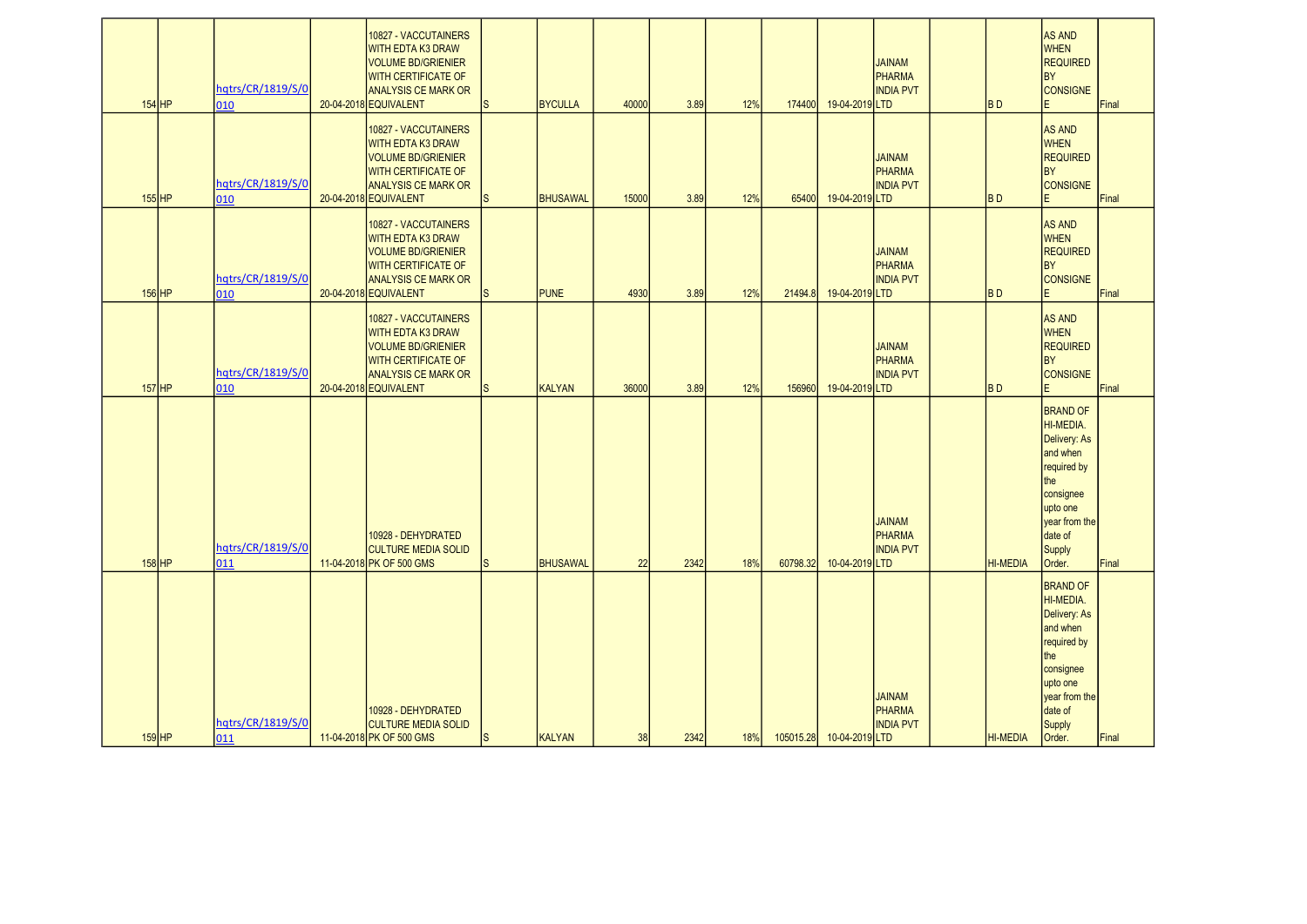| | | | | | | | | | | | | | | | | |
|---|---|---|---|---|---|---|---|---|---|---|---|---|---|---|---|---|
| 154 | HP | hqtrs/CR/1819/S/010 | 20-04-2018 | 10827 - VACCUTAINERS WITH EDTA K3 DRAW VOLUME BD/GRIENIER WITH CERTIFICATE OF ANALYSIS CE MARK OR EQUIVALENT | S | BYCULLA | 40000 | 3.89 | 12% | 174400 | 19-04-2019 | JAINAM PHARMA INDIA PVT LTD | | B D | AS AND WHEN REQUIRED BY CONSIGNE E | Final |
| 155 | HP | hqtrs/CR/1819/S/010 | 20-04-2018 | 10827 - VACCUTAINERS WITH EDTA K3 DRAW VOLUME BD/GRIENIER WITH CERTIFICATE OF ANALYSIS CE MARK OR EQUIVALENT | S | BHUSAWAL | 15000 | 3.89 | 12% | 65400 | 19-04-2019 | JAINAM PHARMA INDIA PVT LTD | | B D | AS AND WHEN REQUIRED BY CONSIGNE E | Final |
| 156 | HP | hqtrs/CR/1819/S/010 | 20-04-2018 | 10827 - VACCUTAINERS WITH EDTA K3 DRAW VOLUME BD/GRIENIER WITH CERTIFICATE OF ANALYSIS CE MARK OR EQUIVALENT | S | PUNE | 4930 | 3.89 | 12% | 21494.8 | 19-04-2019 | JAINAM PHARMA INDIA PVT LTD | | B D | AS AND WHEN REQUIRED BY CONSIGNE E | Final |
| 157 | HP | hqtrs/CR/1819/S/010 | 20-04-2018 | 10827 - VACCUTAINERS WITH EDTA K3 DRAW VOLUME BD/GRIENIER WITH CERTIFICATE OF ANALYSIS CE MARK OR EQUIVALENT | S | KALYAN | 36000 | 3.89 | 12% | 156960 | 19-04-2019 | JAINAM PHARMA INDIA PVT LTD | | B D | AS AND WHEN REQUIRED BY CONSIGNE E | Final |
| 158 | HP | hqtrs/CR/1819/S/011 | 11-04-2018 | 10928 - DEHYDRATED CULTURE MEDIA SOLID PK OF 500 GMS | S | BHUSAWAL | 22 | 2342 | 18% | 60798.32 | 10-04-2019 | JAINAM PHARMA INDIA PVT LTD | | HI-MEDIA | BRAND OF HI-MEDIA. Delivery: As and when required by the consignee upto one year from the date of Supply Order. | Final |
| 159 | HP | hqtrs/CR/1819/S/011 | 11-04-2018 | 10928 - DEHYDRATED CULTURE MEDIA SOLID PK OF 500 GMS | S | KALYAN | 38 | 2342 | 18% | 105015.28 | 10-04-2019 | JAINAM PHARMA INDIA PVT LTD | | HI-MEDIA | BRAND OF HI-MEDIA. Delivery: As and when required by the consignee upto one year from the date of Supply Order. | Final |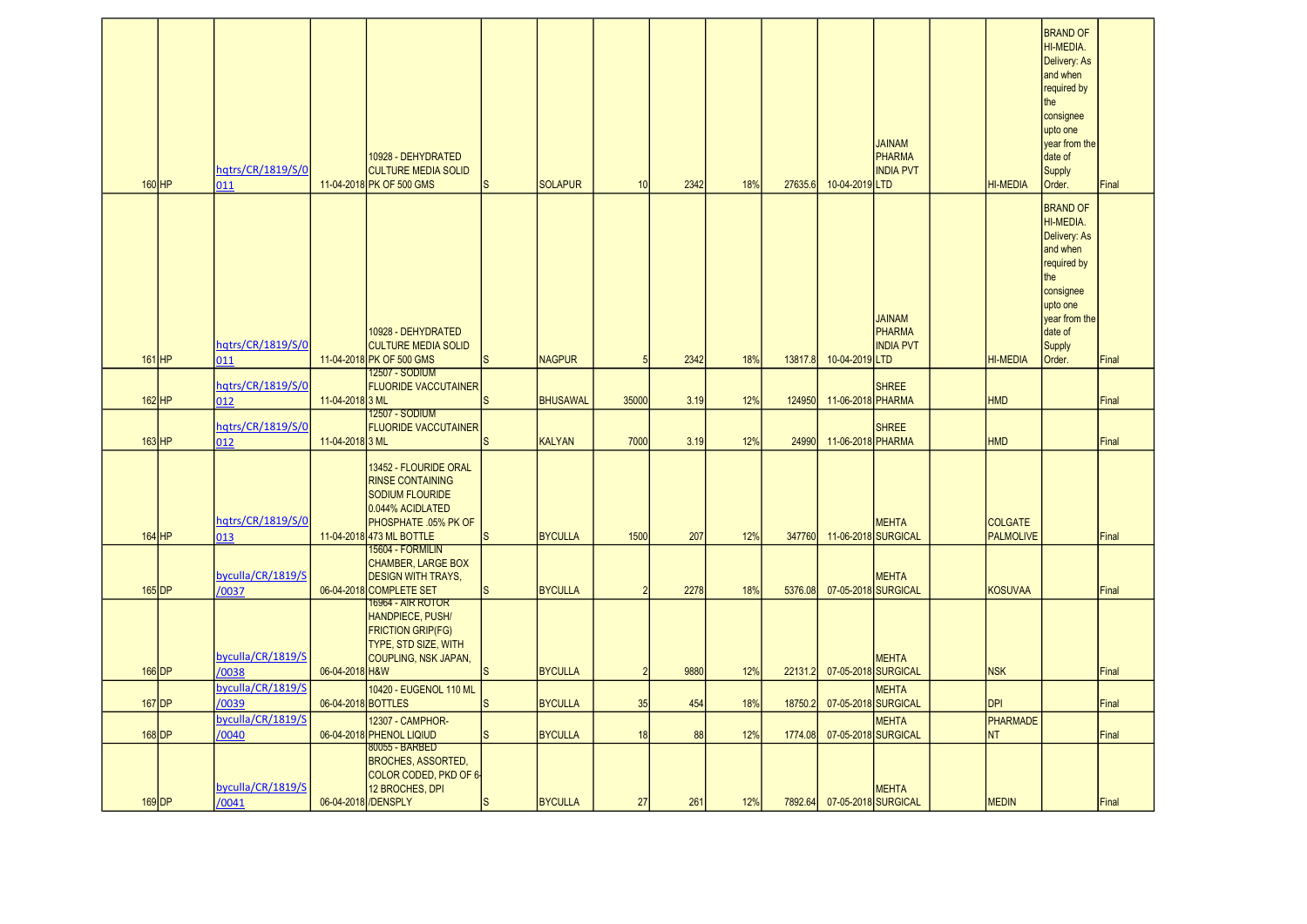| | | | | | | | | | | | | | | | | | |
|---|---|---|---|---|---|---|---|---|---|---|---|---|---|---|---|---|---|
| 160 | HP | hqtrs/CR/1819/S/0 011 | 11-04-2018 | 10928 - DEHYDRATED CULTURE MEDIA SOLID PK OF 500 GMS | S | SOLAPUR | 10 | 2342 | 18% | 27635.6 | 10-04-2019 | JAINAM PHARMA INDIA PVT LTD | | HI-MEDIA | BRAND OF HI-MEDIA. Delivery: As and when required by the consignee upto one year from the date of Supply Order. | Final |
| 161 | HP | hqtrs/CR/1819/S/0 011 | 11-04-2018 | 10928 - DEHYDRATED CULTURE MEDIA SOLID PK OF 500 GMS | S | NAGPUR | 5 | 2342 | 18% | 13817.8 | 10-04-2019 | JAINAM PHARMA INDIA PVT LTD | | HI-MEDIA | BRAND OF HI-MEDIA. Delivery: As and when required by the consignee upto one year from the date of Supply Order. | Final |
| 162 | HP | hqtrs/CR/1819/S/0 012 | 11-04-2018 | 12507 - SODIUM FLUORIDE VACCUTAINER 3 ML | S | BHUSAWAL | 35000 | 3.19 | 12% | 124950 | 11-06-2018 | SHREE PHARMA | | HMD | | Final |
| 163 | HP | hqtrs/CR/1819/S/0 012 | 11-04-2018 | 12507 - SODIUM FLUORIDE VACCUTAINER 3 ML | S | KALYAN | 7000 | 3.19 | 12% | 24990 | 11-06-2018 | SHREE PHARMA | | HMD | | Final |
| 164 | HP | hqtrs/CR/1819/S/0 013 | 11-04-2018 | 13452 - FLOURIDE ORAL RINSE CONTAINING SODIUM FLOURIDE 0.044% ACIDLATED PHOSPHATE .05% PK OF 473 ML BOTTLE | S | BYCULLA | 1500 | 207 | 12% | 347760 | 11-06-2018 | MEHTA SURGICAL | | COLGATE PALMOLIVE | | Final |
| 165 | DP | byculla/CR/1819/S /0037 | 06-04-2018 | 15604 - FORMILIN CHAMBER, LARGE BOX DESIGN WITH TRAYS, COMPLETE SET | S | BYCULLA | 2 | 2278 | 18% | 5376.08 | 07-05-2018 | MEHTA SURGICAL | | KOSUVAA | | Final |
| 166 | DP | byculla/CR/1819/S /0038 | 06-04-2018 | 16964 - AIR ROTOR HANDPIECE, PUSH/ FRICTION GRIP(FG) TYPE, STD SIZE, WITH COUPLING, NSK JAPAN, H&W | S | BYCULLA | 2 | 9880 | 12% | 22131.2 | 07-05-2018 | MEHTA SURGICAL | | NSK | | Final |
| 167 | DP | byculla/CR/1819/S /0039 | 06-04-2018 | 10420 - EUGENOL 110 ML BOTTLES | S | BYCULLA | 35 | 454 | 18% | 18750.2 | 07-05-2018 | MEHTA SURGICAL | | DPI | | Final |
| 168 | DP | byculla/CR/1819/S /0040 | 06-04-2018 | 12307 - CAMPHOR-PHENOL LIQIUD | S | BYCULLA | 18 | 88 | 12% | 1774.08 | 07-05-2018 | MEHTA SURGICAL | | PHARMADE NT | | Final |
| 169 | DP | byculla/CR/1819/S /0041 | 06-04-2018 | 80055 - BARBED BROCHES, ASSORTED, COLOR CODED, PKD OF 6-12 BROCHES, DPI /DENSPLY | S | BYCULLA | 27 | 261 | 12% | 7892.64 | 07-05-2018 | MEHTA SURGICAL | | MEDIN | | Final |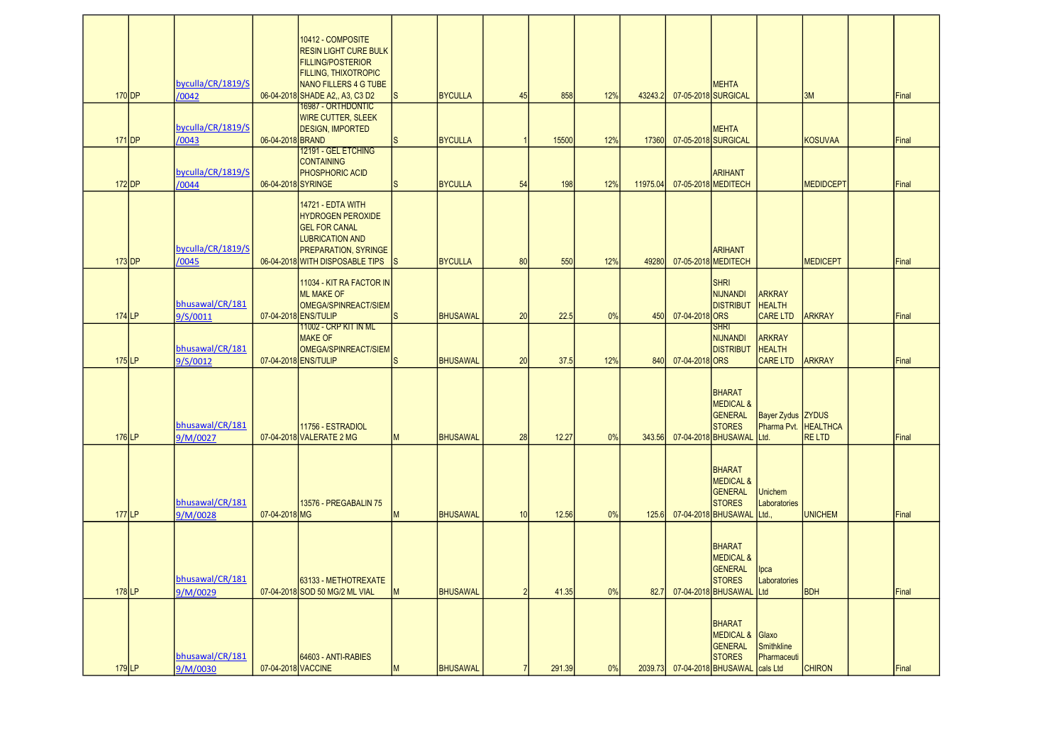| | | | | | | | | | | | | | | | | |
|---|---|---|---|---|---|---|---|---|---|---|---|---|---|---|---|---|
| 170 | DP | byculla/CR/1819/S/0042 | 06-04-2018 | 10412 - COMPOSITE RESIN LIGHT CURE BULK FILLING/POSTERIOR FILLING, THIXOTROPIC NANO FILLERS 4 G TUBE SHADE A2,, A3, C3 D2 | S | BYCULLA | 45 | 858 | 12% | 43243.2 | 07-05-2018 | MEHTA SURGICAL | | 3M | | Final |
| 171 | DP | byculla/CR/1819/S/0043 | 06-04-2018 | 16987 - ORTHODONTIC WIRE CUTTER, SLEEK DESIGN, IMPORTED BRAND | S | BYCULLA | 1 | 15500 | 12% | 17360 | 07-05-2018 | MEHTA SURGICAL | | KOSUVAA | | Final |
| 172 | DP | byculla/CR/1819/S/0044 | 06-04-2018 | 12191 - GEL ETCHING CONTAINING PHOSPHORIC ACID SYRINGE | S | BYCULLA | 54 | 198 | 12% | 11975.04 | 07-05-2018 | ARIHANT MEDITECH | | MEDIDCEPT | | Final |
| 173 | DP | byculla/CR/1819/S/0045 | 06-04-2018 | 14721 - EDTA WITH HYDROGEN PEROXIDE GEL FOR CANAL LUBRICATION AND PREPARATION, SYRINGE WITH DISPOSABLE TIPS | S | BYCULLA | 80 | 550 | 12% | 49280 | 07-05-2018 | ARIHANT MEDITECH | | MEDICEPT | | Final |
| 174 | LP | bhusawal/CR/1819/S/0011 | 07-04-2018 | 11034 - KIT RA FACTOR IN ML MAKE OF OMEGA/SPINREACT/SIEMENS/TULIP | S | BHUSAWAL | 20 | 22.5 | 0% | 450 | 07-04-2018 | SHRI NIJNANDI DISTRIBUTORS | ARKRAY HEALTH CARE LTD | ARKRAY | | Final |
| 175 | LP | bhusawal/CR/1819/S/0012 | 07-04-2018 | 11002 - CRP KIT IN ML MAKE OF OMEGA/SPINREACT/SIEMENS/TULIP | S | BHUSAWAL | 20 | 37.5 | 12% | 840 | 07-04-2018 | SHRI NIJNANDI DISTRIBUTORS | ARKRAY HEALTH CARE LTD | ARKRAY | | Final |
| 176 | LP | bhusawal/CR/1819/M/0027 | 07-04-2018 | 11756 - ESTRADIOL VALERATE 2 MG | M | BHUSAWAL | 28 | 12.27 | 0% | 343.56 | 07-04-2018 | BHARAT MEDICAL & GENERAL STORES BHUSAWAL | Bayer Zydus Pharma Pvt. Ltd. | ZYDUS HEALTHCARE LTD | | Final |
| 177 | LP | bhusawal/CR/1819/M/0028 | 07-04-2018 | 13576 - PREGABALIN 75 MG | M | BHUSAWAL | 10 | 12.56 | 0% | 125.6 | 07-04-2018 | BHARAT MEDICAL & GENERAL STORES BHUSAWAL | Unichem Laboratories Ltd., | UNICHEM | | Final |
| 178 | LP | bhusawal/CR/1819/M/0029 | 07-04-2018 | 63133 - METHOTREXATE SOD 50 MG/2 ML VIAL | M | BHUSAWAL | 2 | 41.35 | 0% | 82.7 | 07-04-2018 | BHARAT MEDICAL & GENERAL STORES BHUSAWAL | Ipca Laboratories Ltd | BDH | | Final |
| 179 | LP | bhusawal/CR/1819/M/0030 | 07-04-2018 | 64603 - ANTI-RABIES VACCINE | M | BHUSAWAL | 7 | 291.39 | 0% | 2039.73 | 07-04-2018 | BHARAT MEDICAL & GENERAL STORES BHUSAWAL | Glaxo Smithkline Pharmaceuticals Ltd | CHIRON | | Final |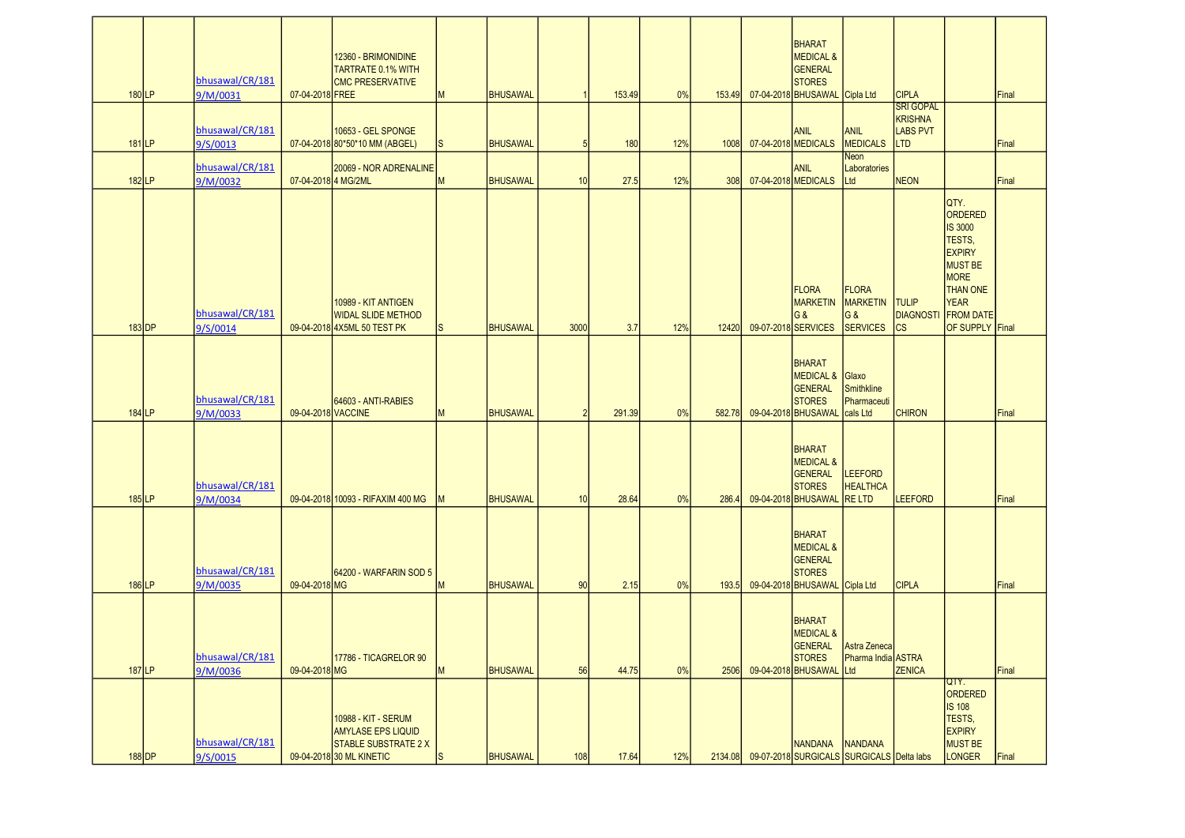| | | | | | | | | | | | | | | | | |
|---|---|---|---|---|---|---|---|---|---|---|---|---|---|---|---|---|
| 180 | LP | bhusawal/CR/1819/M/0031 | 07-04-2018 | 12360 - BRIMONIDINE TARTRATE 0.1% WITH CMC PRESERVATIVE FREE | M | BHUSAWAL | 1 | 153.49 | 0% | 153.49 | 07-04-2018 | BHARAT MEDICAL & GENERAL STORES BHUSAWAL | Cipla Ltd | CIPLA | | Final |
| 181 | LP | bhusawal/CR/1819/S/0013 | 07-04-2018 | 10653 - GEL SPONGE 80*50*10 MM (ABGEL) | S | BHUSAWAL | 5 | 180 | 12% | 1008 | 07-04-2018 | ANIL MEDICALS | ANIL MEDICALS | SRI GOPAL KRISHNA LABS PVT LTD | | Final |
| 182 | LP | bhusawal/CR/1819/M/0032 | 07-04-2018 | 20069 - NOR ADRENALINE 4 MG/2ML | M | BHUSAWAL | 10 | 27.5 | 12% | 308 | 07-04-2018 | ANIL MEDICALS | Neon Laboratories Ltd | NEON | | Final |
| 183 | DP | bhusawal/CR/1819/S/0014 | 09-04-2018 | 10989 - KIT ANTIGEN WIDAL SLIDE METHOD 4X5ML 50 TEST PK | S | BHUSAWAL | 3000 | 3.7 | 12% | 12420 | 09-07-2018 | FLORA MARKETING & SERVICES | FLORA MARKETING & SERVICES | TULIP DIAGNOSTICS | QTY. ORDERED IS 3000 TESTS, EXPIRY MUST BE MORE THAN ONE YEAR FROM DATE OF SUPPLY | Final |
| 184 | LP | bhusawal/CR/1819/M/0033 | 09-04-2018 | 64603 - ANTI-RABIES VACCINE | M | BHUSAWAL | 2 | 291.39 | 0% | 582.78 | 09-04-2018 | BHARAT MEDICAL & GENERAL STORES BHUSAWAL | Glaxo Smithkline Pharmaceuticals Ltd | CHIRON | | Final |
| 185 | LP | bhusawal/CR/1819/M/0034 | 09-04-2018 | 10093 - RIFAXIM 400 MG | M | BHUSAWAL | 10 | 28.64 | 0% | 286.4 | 09-04-2018 | BHARAT MEDICAL & GENERAL STORES BHUSAWAL | LEEFORD HEALTHCARE LTD | LEEFORD | | Final |
| 186 | LP | bhusawal/CR/1819/M/0035 | 09-04-2018 | 64200 - WARFARIN SOD 5 MG | M | BHUSAWAL | 90 | 2.15 | 0% | 193.5 | 09-04-2018 | BHARAT MEDICAL & GENERAL STORES BHUSAWAL | Cipla Ltd | CIPLA | | Final |
| 187 | LP | bhusawal/CR/1819/M/0036 | 09-04-2018 | 17786 - TICAGRELOR 90 MG | M | BHUSAWAL | 56 | 44.75 | 0% | 2506 | 09-04-2018 | BHARAT MEDICAL & GENERAL STORES BHUSAWAL | Astra Zeneca Pharma India Ltd | ASTRA ZENICA | | Final |
| 188 | DP | bhusawal/CR/1819/S/0015 | 09-04-2018 | 10988 - KIT - SERUM AMYLASE EPS LIQUID STABLE SUBSTRATE 2 X 30 ML KINETIC | S | BHUSAWAL | 108 | 17.64 | 12% | 2134.08 | 09-07-2018 | NANDANA SURGICALS | NANDANA SURGICALS | Delta labs | QTY. ORDERED IS 108 TESTS, EXPIRY MUST BE LONGER | Final |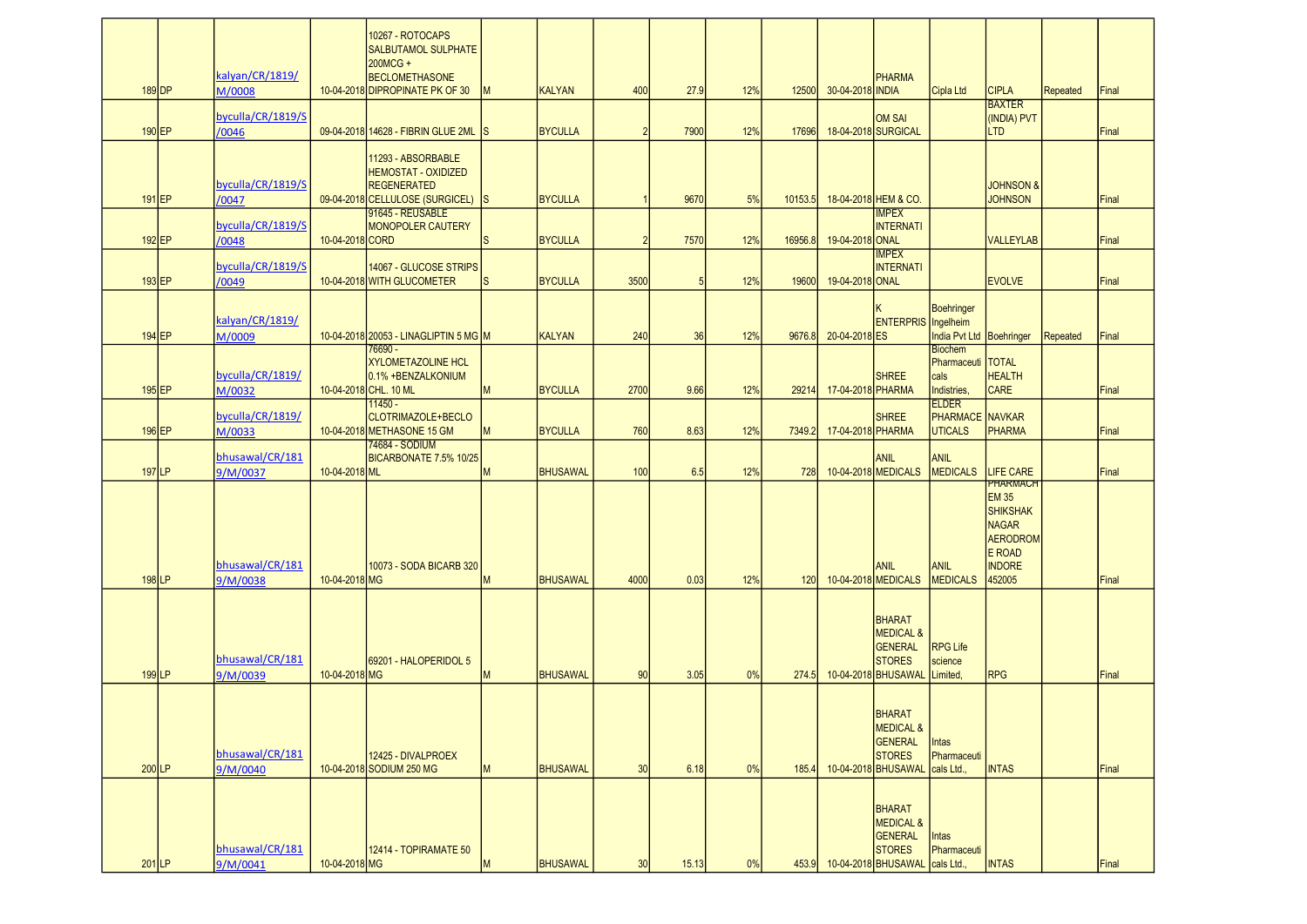| | | | | | | | | | | | | | | | | |
|---|---|---|---|---|---|---|---|---|---|---|---|---|---|---|---|---|
| 189 | DP | kalyan/CR/1819/M/0008 | 10-04-2018 | 10267 - ROTOCAPS SALBUTAMOL SULPHATE 200MCG + BECLOMETHASONE DIPROPINATE PK OF 30 | M | KALYAN | 400 | 27.9 | 12% | 12500 | 30-04-2018 | PHARMA INDIA | Cipla Ltd | CIPLA | Repeated | Final |
| 190 | EP | byculla/CR/1819/S/0046 | 09-04-2018 | 14628 - FIBRIN GLUE 2ML | S | BYCULLA | 2 | 7900 | 12% | 17696 | 18-04-2018 | OM SAI SURGICAL | | BAXTER (INDIA) PVT LTD | | Final |
| 191 | EP | byculla/CR/1819/S/0047 | 09-04-2018 | 11293 - ABSORBABLE HEMOSTAT - OXIDIZED REGENERATED CELLULOSE (SURGICEL) | S | BYCULLA | 1 | 9670 | 5% | 10153.5 | 18-04-2018 | HEM & CO. | | JOHNSON & JOHNSON | | Final |
| 192 | EP | byculla/CR/1819/S/0048 | 10-04-2018 | 91645 - REUSABLE MONOPOLER CAUTERY CORD | S | BYCULLA | 2 | 7570 | 12% | 16956.8 | 19-04-2018 | IMPEX INTERNATIONAL | | VALLEYLAB | | Final |
| 193 | EP | byculla/CR/1819/S/0049 | 10-04-2018 | 14067 - GLUCOSE STRIPS WITH GLUCOMETER | S | BYCULLA | 3500 | 5 | 12% | 19600 | 19-04-2018 | IMPEX INTERNATIONAL | | EVOLVE | | Final |
| 194 | EP | kalyan/CR/1819/M/0009 | 10-04-2018 | 20053 - LINAGLIPTIN 5 MG | M | KALYAN | 240 | 36 | 12% | 9676.8 | 20-04-2018 | K ENTERPRISES | Boehringer Ingelheim India Pvt Ltd | Boehringer | Repeated | Final |
| 195 | EP | byculla/CR/1819/M/0032 | 10-04-2018 | 76690 - XYLOMETAZOLINE HCL 0.1% +BENZALKONIUM CHL. 10 ML | M | BYCULLA | 2700 | 9.66 | 12% | 29214 | 17-04-2018 | SHREE PHARMA | Biochem Pharmaceuticals Indistries, | TOTAL HEALTH CARE | | Final |
| 196 | EP | byculla/CR/1819/M/0033 | 10-04-2018 | 11450 - CLOTRIMAZOLE+BECLOMETHASONE 15 GM | M | BYCULLA | 760 | 8.63 | 12% | 7349.2 | 17-04-2018 | SHREE PHARMA | ELDER PHARMACEUTICALS | NAVKAR PHARMA | | Final |
| 197 | LP | bhusawal/CR/1819/M/0037 | 10-04-2018 | 74684 - SODIUM BICARBONATE 7.5% 10/25 ML | M | BHUSAWAL | 100 | 6.5 | 12% | 728 | 10-04-2018 | ANIL MEDICALS | ANIL MEDICALS | LIFE CARE | | Final |
| 198 | LP | bhusawal/CR/1819/M/0038 | 10-04-2018 | 10073 - SODA BICARB 320 MG | M | BHUSAWAL | 4000 | 0.03 | 12% | 120 | 10-04-2018 | ANIL MEDICALS | ANIL MEDICALS | PHARMACHEM 35 SHIKSHAK NAGAR AERODROME ROAD INDORE 452005 | | Final |
| 199 | LP | bhusawal/CR/1819/M/0039 | 10-04-2018 | 69201 - HALOPERIDOL 5 MG | M | BHUSAWAL | 90 | 3.05 | 0% | 274.5 | 10-04-2018 | BHARAT MEDICAL & GENERAL STORES BHUSAWAL | RPG Life science Limited, | RPG | | Final |
| 200 | LP | bhusawal/CR/1819/M/0040 | 10-04-2018 | 12425 - DIVALPROEX SODIUM 250 MG | M | BHUSAWAL | 30 | 6.18 | 0% | 185.4 | 10-04-2018 | BHARAT MEDICAL & GENERAL STORES BHUSAWAL | Intas Pharmaceuticals Ltd., | INTAS | | Final |
| 201 | LP | bhusawal/CR/1819/M/0041 | 10-04-2018 | 12414 - TOPIRAMATE 50 MG | M | BHUSAWAL | 30 | 15.13 | 0% | 453.9 | 10-04-2018 | BHARAT MEDICAL & GENERAL STORES BHUSAWAL | Intas Pharmaceuticals Ltd., | INTAS | | Final |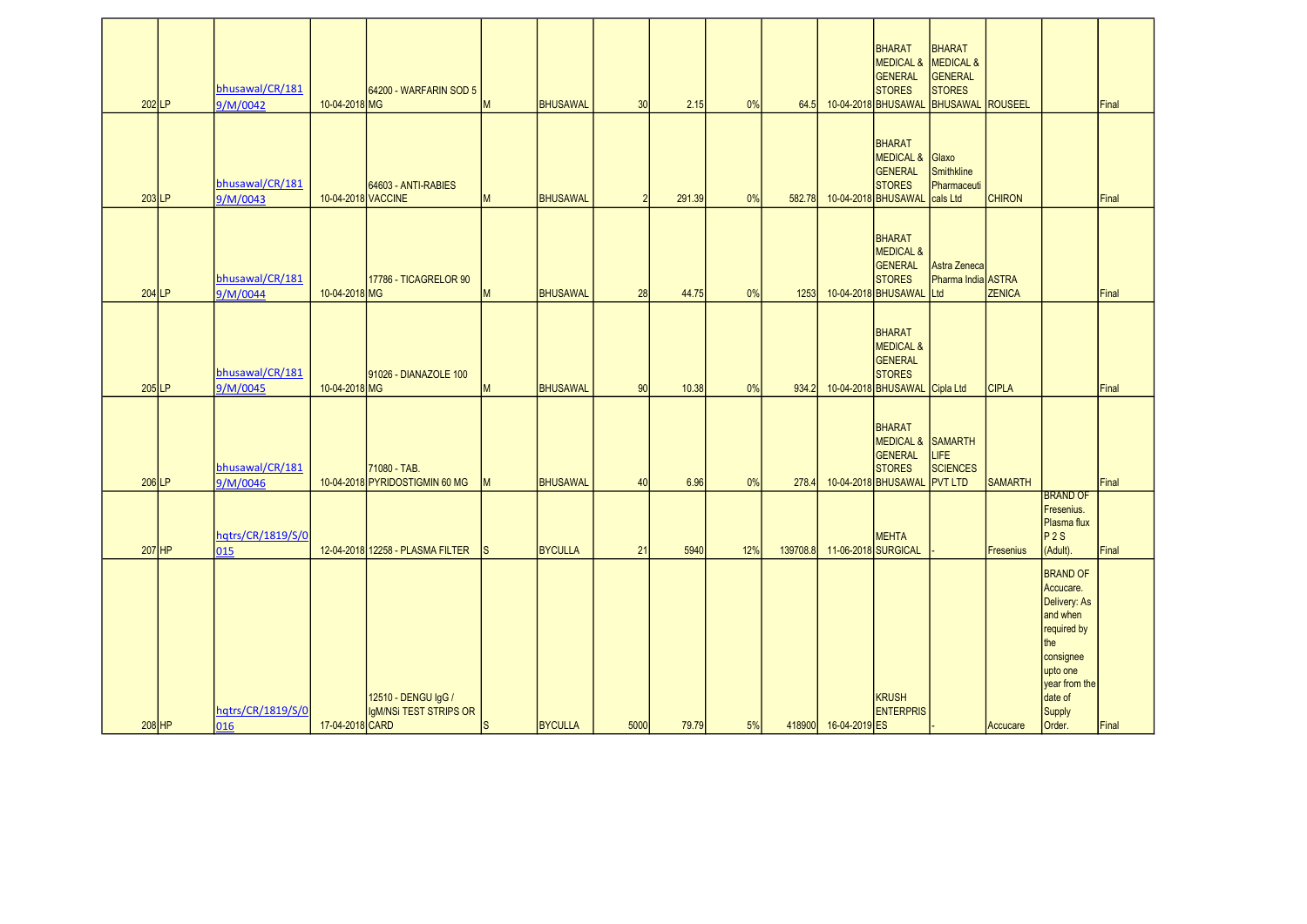| | | | | | | | | | | | | | | | | |
|---|---|---|---|---|---|---|---|---|---|---|---|---|---|---|---|---|
| 202 | LP | bhusawal/CR/1819/M/0042 | 10-04-2018 | 64200 - WARFARIN SOD 5 MG | M | BHUSAWAL | 30 | 2.15 | 0% | 64.5 | 10-04-2018 | BHARAT MEDICAL & GENERAL STORES BHUSAWAL | BHARAT MEDICAL & GENERAL STORES BHUSAWAL | ROUSEEL | | Final |
| 203 | LP | bhusawal/CR/1819/M/0043 | 10-04-2018 | 64603 - ANTI-RABIES VACCINE | M | BHUSAWAL | 2 | 291.39 | 0% | 582.78 | 10-04-2018 | BHARAT MEDICAL & GENERAL STORES BHUSAWAL | Glaxo Smithkline Pharmaceuticals Ltd | CHIRON | | Final |
| 204 | LP | bhusawal/CR/1819/M/0044 | 10-04-2018 | 17786 - TICAGRELOR 90 MG | M | BHUSAWAL | 28 | 44.75 | 0% | 1253 | 10-04-2018 | BHARAT MEDICAL & GENERAL STORES BHUSAWAL | Astra Zeneca Pharma India Ltd | ASTRA ZENECA | | Final |
| 205 | LP | bhusawal/CR/1819/M/0045 | 10-04-2018 | 91026 - DIANAZOLE 100 MG | M | BHUSAWAL | 90 | 10.38 | 0% | 934.2 | 10-04-2018 | BHARAT MEDICAL & GENERAL STORES BHUSAWAL | Cipla Ltd | CIPLA | | Final |
| 206 | LP | bhusawal/CR/1819/M/0046 | 10-04-2018 | 71080 - TAB. PYRIDOSTIGMIN 60 MG | M | BHUSAWAL | 40 | 6.96 | 0% | 278.4 | 10-04-2018 | BHARAT MEDICAL & GENERAL STORES BHUSAWAL | SAMARTH LIFE SCIENCES PVT LTD | SAMARTH | | Final |
| 207 | HP | hqtrs/CR/1819/S/0015 | 12-04-2018 | 12258 - PLASMA FILTER | S | BYCULLA | 21 | 5940 | 12% | 139708.8 | 11-06-2018 | MEHTA SURGICAL | - | Fresenius | BRAND OF Fresenius. Plasma flux P 2 S (Adult). | Final |
| 208 | HP | hqtrs/CR/1819/S/0016 | 17-04-2018 | 12510 - DENGU IgG / IgM/NSi TEST STRIPS OR CARD | S | BYCULLA | 5000 | 79.79 | 5% | 418900 | 16-04-2019 | KRUSH ENTERPRISES | - | Accucare | BRAND OF Accucare. Delivery: As and when required by the consignee upto one year from the date of Supply Order. | Final |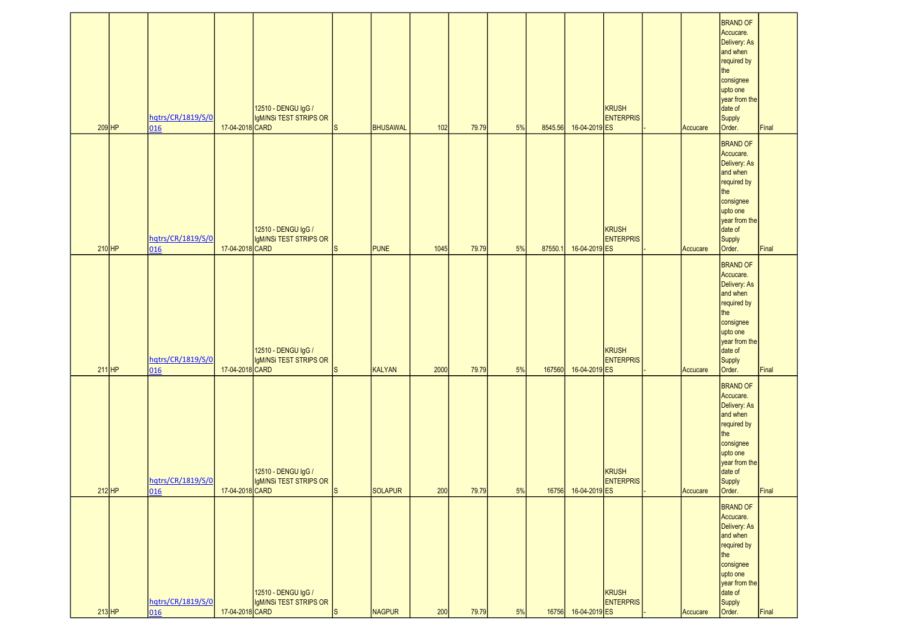| | | | | | | | | | | | | | | | | |
|---|---|---|---|---|---|---|---|---|---|---|---|---|---|---|---|---|
| 209 | HP | hqtrs/CR/1819/S/0 016 | 17-04-2018 | 12510 - DENGU IgG / IgM/NSi TEST STRIPS OR CARD | S | BHUSAWAL | 102 | 79.79 | 5% | 8545.56 | 16-04-2019 | KRUSH ENTERPRISES | - | | Accucare | BRAND OF Accucare. Delivery: As and when required by the consignee upto one year from the date of Supply Order. | Final |
| 210 | HP | hqtrs/CR/1819/S/0 016 | 17-04-2018 | 12510 - DENGU IgG / IgM/NSi TEST STRIPS OR CARD | S | PUNE | 1045 | 79.79 | 5% | 87550.1 | 16-04-2019 | KRUSH ENTERPRISES | - | | Accucare | BRAND OF Accucare. Delivery: As and when required by the consignee upto one year from the date of Supply Order. | Final |
| 211 | HP | hqtrs/CR/1819/S/0 016 | 17-04-2018 | 12510 - DENGU IgG / IgM/NSi TEST STRIPS OR CARD | S | KALYAN | 2000 | 79.79 | 5% | 167560 | 16-04-2019 | KRUSH ENTERPRISES | - | | Accucare | BRAND OF Accucare. Delivery: As and when required by the consignee upto one year from the date of Supply Order. | Final |
| 212 | HP | hqtrs/CR/1819/S/0 016 | 17-04-2018 | 12510 - DENGU IgG / IgM/NSi TEST STRIPS OR CARD | S | SOLAPUR | 200 | 79.79 | 5% | 16756 | 16-04-2019 | KRUSH ENTERPRISES | - | | Accucare | BRAND OF Accucare. Delivery: As and when required by the consignee upto one year from the date of Supply Order. | Final |
| 213 | HP | hqtrs/CR/1819/S/0 016 | 17-04-2018 | 12510 - DENGU IgG / IgM/NSi TEST STRIPS OR CARD | S | NAGPUR | 200 | 79.79 | 5% | 16756 | 16-04-2019 | KRUSH ENTERPRISES | - | | Accucare | BRAND OF Accucare. Delivery: As and when required by the consignee upto one year from the date of Supply Order. | Final |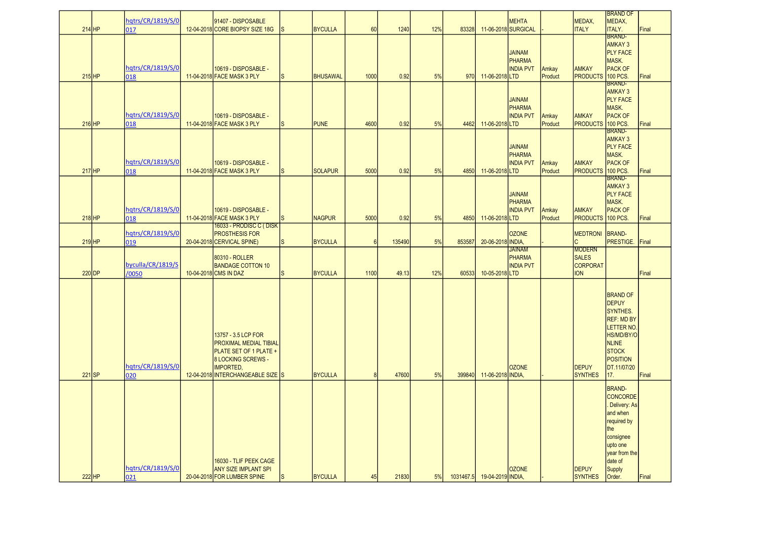| 214 | HP | hqtrs/CR/1819/S/0017 | 12-04-2018 | 91407 - DISPOSABLE CORE BIOPSY SIZE 18G | S | BYCULLA | 60 | 1240 | 12% | 83328 | 11-06-2018 | MEHTA SURGICAL | - | MEDAX, ITALY | BRAND OF MEDAX, ITALY. | Final |
|---|---|---|---|---|---|---|---|---|---|---|---|---|---|---|---|---|
| 215 | HP | hqtrs/CR/1819/S/0018 | 11-04-2018 | 10619 - DISPOSABLE - FACE MASK 3 PLY | S | BHUSAWAL | 1000 | 0.92 | 5% | 970 | 11-06-2018 | JAINAM PHARMA INDIA PVT LTD | Amkay Product | AMKAY PRODUCTS | BRAND- AMKAY 3 PLY FACE MASK. PACK OF 100 PCS. | Final |
| 216 | HP | hqtrs/CR/1819/S/0018 | 11-04-2018 | 10619 - DISPOSABLE - FACE MASK 3 PLY | S | PUNE | 4600 | 0.92 | 5% | 4462 | 11-06-2018 | JAINAM PHARMA INDIA PVT LTD | Amkay Product | AMKAY PRODUCTS | BRAND- AMKAY 3 PLY FACE MASK. PACK OF 100 PCS. | Final |
| 217 | HP | hqtrs/CR/1819/S/0018 | 11-04-2018 | 10619 - DISPOSABLE - FACE MASK 3 PLY | S | SOLAPUR | 5000 | 0.92 | 5% | 4850 | 11-06-2018 | JAINAM PHARMA INDIA PVT LTD | Amkay Product | AMKAY PRODUCTS | BRAND- AMKAY 3 PLY FACE MASK. PACK OF 100 PCS. | Final |
| 218 | HP | hqtrs/CR/1819/S/0018 | 11-04-2018 | 10619 - DISPOSABLE - FACE MASK 3 PLY | S | NAGPUR | 5000 | 0.92 | 5% | 4850 | 11-06-2018 | JAINAM PHARMA INDIA PVT LTD | Amkay Product | AMKAY PRODUCTS | BRAND- AMKAY 3 PLY FACE MASK. PACK OF 100 PCS. | Final |
| 219 | HP | hqtrs/CR/1819/S/0019 | 20-04-2018 | 16033 - PRODISC C ( DISK PROSTHESIS FOR CERVICAL SPINE) | S | BYCULLA | 6 | 135490 | 5% | 853587 | 20-06-2018 | OZONE INDIA, | - | MEDTRONIC | BRAND- PRESTIGE. | Final |
| 220 | DP | byculla/CR/1819/S/0050 | 10-04-2018 | 80310 - ROLLER BANDAGE COTTON 10 CMS IN DAZ | S | BYCULLA | 1100 | 49.13 | 12% | 60533 | 10-05-2018 | JAINAM PHARMA SALES INDIA PVT LTD | | MODERN SALES CORPORATION | | Final |
| 221 | SP | hqtrs/CR/1819/S/0020 | 12-04-2018 | 13757 - 3.5 LCP FOR PROXIMAL MEDIAL TIBIAL PLATE SET OF 1 PLATE + 8 LOCKING SCREWS - IMPORTED, INTERCHANGEABLE SIZE | S | BYCULLA | 8 | 47600 | 5% | 399840 | 11-06-2018 | OZONE INDIA, | - | DEPUY SYNTHES | BRAND OF DEPUY SYNTHES. REF: MD BY LETTER NO. HS/MD/BY/ONLINE STOCK POSITION DT.11/07/2017. | Final |
| 222 | HP | hqtrs/CR/1819/S/0021 | 20-04-2018 | 16030 - TLIF PEEK CAGE ANY SIZE IMPLANT SPI FOR LUMBER SPINE | S | BYCULLA | 45 | 21830 | 5% | 1031467.5 | 19-04-2019 | OZONE INDIA, | - | DEPUY SYNTHES | BRAND- CONCORDE. Delivery: As and when required by the consignee upto one year from the date of Supply Order. | Final |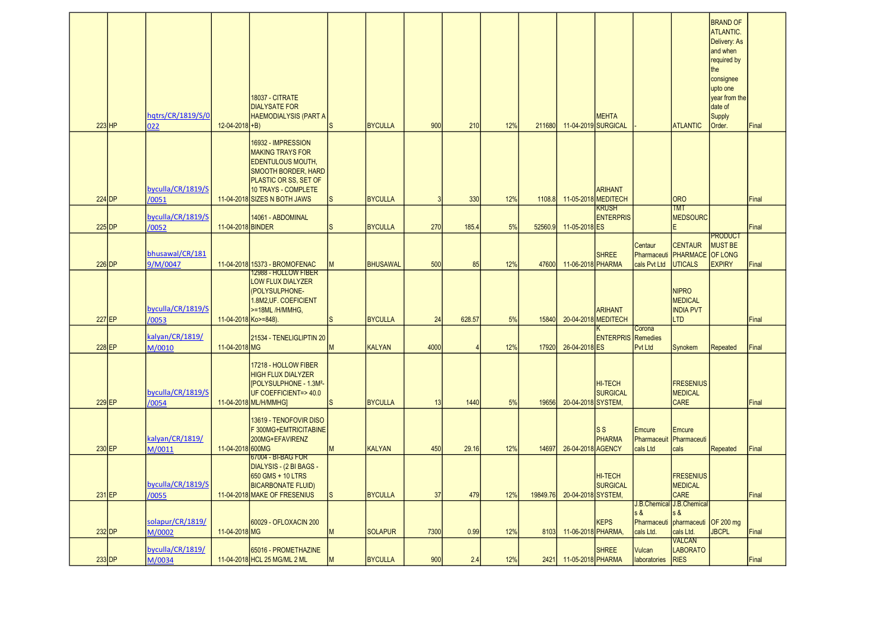| | | | | | | | | | | | | | | | | | |
|---|---|---|---|---|---|---|---|---|---|---|---|---|---|---|---|---|---|
| 223 | HP | hqtrs/CR/1819/S/0022 | 12-04-2018 | 18037 - CITRATE DIALYSATE FOR HAEMODIALYSIS (PART A +B) | S | BYCULLA | 900 | 210 | 12% | 211680 | 11-04-2019 | MEHTA SURGICAL | - | ATLANTIC | BRAND OF ATLANTIC. Delivery: As and when required by the consignee upto one year from the date of Supply Order. | Final |
| 224 | DP | byculla/CR/1819/S/0051 | 11-04-2018 | 16932 - IMPRESSION MAKING TRAYS FOR EDENTULOUS MOUTH, SMOOTH BORDER, HARD PLASTIC OR SS, SET OF 10 TRAYS - COMPLETE SIZES N BOTH JAWS | S | BYCULLA | 3 | 330 | 12% | 1108.8 | 11-05-2018 | ARIHANT MEDITECH | | ORO | | Final |
| 225 | DP | byculla/CR/1819/S/0052 | 11-04-2018 | 14061 - ABDOMINAL BINDER | S | BYCULLA | 270 | 185.4 | 5% | 52560.9 | 11-05-2018 | KRUSH ENTERPRISES | | TMT MEDSOURCE | | Final |
| 226 | DP | bhusawal/CR/1819/M/0047 | 11-04-2018 | 15373 - BROMOFENAC | M | BHUSAWAL | 500 | 85 | 12% | 47600 | 11-06-2018 | SHREE PHARMA | Centaur Pharmaceuticals Pvt Ltd | CENTAUR PHARMACEUTICALS | PRODUCT MUST BE OF LONG EXPIRY | Final |
| 227 | EP | byculla/CR/1819/S/0053 | 11-04-2018 | 12988 - HOLLOW FIBER LOW FLUX DIALYZER (POLYSULPHONE-1.8M2,UF. COEFICIENT >=18ML /H/MMHG, Ko>=848). | S | BYCULLA | 24 | 628.57 | 5% | 15840 | 20-04-2018 | ARIHANT MEDITECH | | NIPRO MEDICAL INDIA PVT LTD | | Final |
| 228 | EP | kalyan/CR/1819/M/0010 | 11-04-2018 | 21534 - TENELIGLIPTIN 20 MG | M | KALYAN | 4000 | 4 | 12% | 17920 | 26-04-2018 | K ENTERPRISES | Corona Remedies Pvt Ltd | Synokem | Repeated | Final |
| 229 | EP | byculla/CR/1819/S/0054 | 11-04-2018 | 17218 - HOLLOW FIBER HIGH FLUX DIALYZER [POLYSULPHONE - 1.3M²- UF COEFFICIENT=> 40.0 ML/H/MMHG] | S | BYCULLA | 13 | 1440 | 5% | 19656 | 20-04-2018 | HI-TECH SURGICAL SYSTEM, | | FRESENIUS MEDICAL CARE | | Final |
| 230 | EP | kalyan/CR/1819/M/0011 | 11-04-2018 | 13619 - TENOFOVIR DISOF 300MG+EMTRICITABINE 200MG+EFAVIRENZ 600MG | M | KALYAN | 450 | 29.16 | 12% | 14697 | 26-04-2018 | S S PHARMA AGENCY | Emcure Pharmaceuticals Ltd | Emcure Pharmaceuticals | Repeated | Final |
| 231 | EP | byculla/CR/1819/S/0055 | 11-04-2018 | 67004 - BI-BAG FOR DIALYSIS - (2 BI BAGS - 650 GMS + 10 LTRS BICARBONATE FLUID) MAKE OF FRESENIUS | S | BYCULLA | 37 | 479 | 12% | 19849.76 | 20-04-2018 | HI-TECH SURGICAL SYSTEM, | | FRESENIUS MEDICAL CARE | | Final |
| 232 | DP | solapur/CR/1819/M/0002 | 11-04-2018 | 60029 - OFLOXACIN 200 MG | M | SOLAPUR | 7300 | 0.99 | 12% | 8103 | 11-06-2018 | KEPS PHARMA, | J.B.Chemicals & Pharmaceuticals Ltd. | J.B.Chemicals & pharmaceuticals Ltd. | OF 200 mg JBCPL | Final |
| 233 | DP | byculla/CR/1819/M/0034 | 11-04-2018 | 65016 - PROMETHAZINE HCL 25 MG/ML 2 ML | M | BYCULLA | 900 | 2.4 | 12% | 2421 | 11-05-2018 | SHREE PHARMA | Vulcan laboratories | VALCAN LABORATORIES | | Final |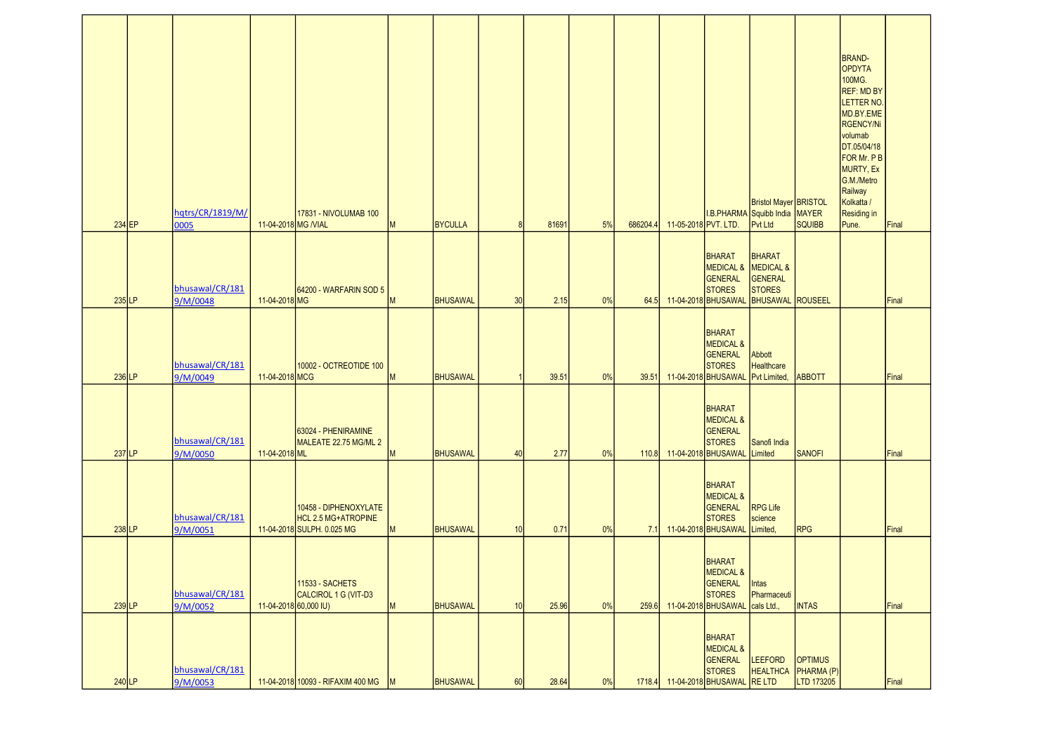| 234 | EP | hqtrs/CR/1819/M/0005 | 11-04-2018 | 17831 - NIVOLUMAB 100 MG /VIAL | M | BYCULLA | 8 | 81691 | 5% | 686204.4 | 11-05-2018 | I.B.PHARMA PVT. LTD. | Bristol Mayer Squibb India Pvt Ltd | BRISTOL MAYER SQUIBB | BRAND- OPDYTA 100MG. REF: MD BY LETTER NO. MD.BY.EMERGENCY/Nivolumab DT.05/04/18 FOR Mr. P B MURTY, Ex G.M./Metro Railway Kolkatta / Residing in Pune. | Final |
|---|---|---|---|---|---|---|---|---|---|---|---|---|---|---|---|---|
| 235 | LP | bhusawal/CR/1819/M/0048 | 11-04-2018 | 64200 - WARFARIN SOD 5 MG | M | BHUSAWAL | 30 | 2.15 | 0% | 64.5 | 11-04-2018 | BHARAT MEDICAL & GENERAL STORES BHUSAWAL | BHARAT MEDICAL & GENERAL STORES BHUSAWAL | ROUSEEL | | Final |
| 236 | LP | bhusawal/CR/1819/M/0049 | 11-04-2018 | 10002 - OCTREOTIDE 100 MCG | M | BHUSAWAL | 1 | 39.51 | 0% | 39.51 | 11-04-2018 | BHARAT MEDICAL & GENERAL STORES BHUSAWAL | Abbott Healthcare Pvt Limited, | ABBOTT | | Final |
| 237 | LP | bhusawal/CR/1819/M/0050 | 11-04-2018 | 63024 - PHENIRAMINE MALEATE 22.75 MG/ML 2 ML | M | BHUSAWAL | 40 | 2.77 | 0% | 110.8 | 11-04-2018 | BHARAT MEDICAL & GENERAL STORES BHUSAWAL | Sanofi India Limited | SANOFI | | Final |
| 238 | LP | bhusawal/CR/1819/M/0051 | 11-04-2018 | 10458 - DIPHENOXYLATE HCL 2.5 MG+ATROPINE SULPH. 0.025 MG | M | BHUSAWAL | 10 | 0.71 | 0% | 7.1 | 11-04-2018 | BHARAT MEDICAL & GENERAL STORES BHUSAWAL | RPG Life science Limited, | RPG | | Final |
| 239 | LP | bhusawal/CR/1819/M/0052 | 11-04-2018 | 11533 - SACHETS CALCIROL 1 G (VIT-D3 60,000 IU) | M | BHUSAWAL | 10 | 25.96 | 0% | 259.6 | 11-04-2018 | BHARAT MEDICAL & GENERAL STORES BHUSAWAL | Intas Pharmaceuticals Ltd., | INTAS | | Final |
| 240 | LP | bhusawal/CR/1819/M/0053 | 11-04-2018 | 10093 - RIFAXIM 400 MG | M | BHUSAWAL | 60 | 28.64 | 0% | 1718.4 | 11-04-2018 | BHARAT MEDICAL & GENERAL STORES BHUSAWAL | LEEFORD HEALTHCARE LTD | OPTIMUS PHARMA (P) LTD 173205 | | Final |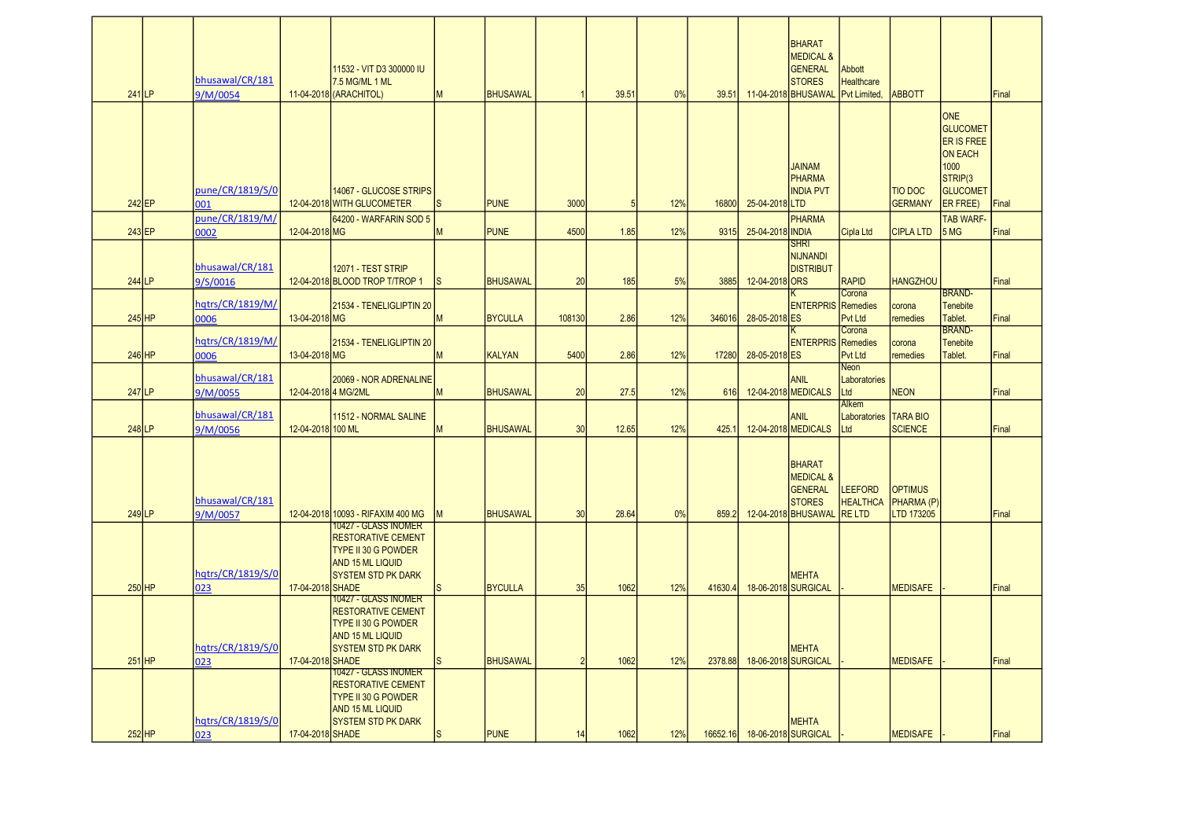| | | | | | | | | | | | | | | | | | |
|---|---|---|---|---|---|---|---|---|---|---|---|---|---|---|---|---|---|
| 241 | LP | bhusawal/CR/1819/M/0054 | 11-04-2018 | 11532 - VIT D3 300000 IU 7.5 MG/ML 1 ML (ARACHITOL) | M | BHUSAWAL | 1 | 39.51 | 0% | 39.51 | 11-04-2018 | BHARAT MEDICAL & GENERAL STORES BHUSAWAL | Abbott Healthcare Pvt Limited, | ABBOTT | | Final |
| 242 | EP | pune/CR/1819/S/0001 | 12-04-2018 | 14067 - GLUCOSE STRIPS WITH GLUCOMETER | S | PUNE | 3000 | 5 | 12% | 16800 | 25-04-2018 | JAINAM PHARMA INDIA PVT LTD | | TIO DOC GERMANY | ONE GLUCOMETER IS FREE ON EACH 1000 STRIP(3 GLUCOMETER FREE) | Final |
| 243 | EP | pune/CR/1819/M/0002 | 12-04-2018 | 64200 - WARFARIN SOD 5 MG | M | PUNE | 4500 | 1.85 | 12% | 9315 | 25-04-2018 | PHARMA INDIA | Cipla Ltd | CIPLA LTD | TAB WARF-5 MG | Final |
| 244 | LP | bhusawal/CR/1819/S/0016 | 12-04-2018 | 12071 - TEST STRIP BLOOD TROP T/TROP 1 | S | BHUSAWAL | 20 | 185 | 5% | 3885 | 12-04-2018 | SHRI NIJNANDI DISTRIBUTORS | RAPID | HANGZHOU | | Final |
| 245 | HP | hqtrs/CR/1819/M/0006 | 13-04-2018 | 21534 - TENELIGLIPTIN 20 MG | M | BYCULLA | 108130 | 2.86 | 12% | 346016 | 28-05-2018 | K ENTERPRISES | Corona Remedies Pvt Ltd | corona remedies | BRAND-Tenebite Tablet. | Final |
| 246 | HP | hqtrs/CR/1819/M/0006 | 13-04-2018 | 21534 - TENELIGLIPTIN 20 MG | M | KALYAN | 5400 | 2.86 | 12% | 17280 | 28-05-2018 | K ENTERPRISES | Corona Remedies Pvt Ltd | corona remedies | BRAND-Tenebite Tablet. | Final |
| 247 | LP | bhusawal/CR/1819/M/0055 | 12-04-2018 | 20069 - NOR ADRENALINE 4 MG/2ML | M | BHUSAWAL | 20 | 27.5 | 12% | 616 | 12-04-2018 | ANIL MEDICALS | Neon Laboratories Ltd | NEON | | Final |
| 248 | LP | bhusawal/CR/1819/M/0056 | 12-04-2018 | 11512 - NORMAL SALINE 100 ML | M | BHUSAWAL | 30 | 12.65 | 12% | 425.1 | 12-04-2018 | ANIL MEDICALS | Alkem Laboratories Ltd | TARA BIO SCIENCE | | Final |
| 249 | LP | bhusawal/CR/1819/M/0057 | 12-04-2018 | 10093 - RIFAXIM 400 MG | M | BHUSAWAL | 30 | 28.64 | 0% | 859.2 | 12-04-2018 | BHARAT MEDICAL & GENERAL STORES BHUSAWAL | LEEFORD HEALTHCARE LTD | OPTIMUS PHARMA (P) LTD 173205 | | Final |
| 250 | HP | hqtrs/CR/1819/S/0023 | 17-04-2018 | 10427 - GLASS INOMER RESTORATIVE CEMENT TYPE II 30 G POWDER AND 15 ML LIQUID SYSTEM STD PK DARK SHADE | S | BYCULLA | 35 | 1062 | 12% | 41630.4 | 18-06-2018 | MEHTA SURGICAL | - | MEDISAFE | - | Final |
| 251 | HP | hqtrs/CR/1819/S/0023 | 17-04-2018 | 10427 - GLASS INOMER RESTORATIVE CEMENT TYPE II 30 G POWDER AND 15 ML LIQUID SYSTEM STD PK DARK SHADE | S | BHUSAWAL | 2 | 1062 | 12% | 2378.88 | 18-06-2018 | MEHTA SURGICAL | - | MEDISAFE | - | Final |
| 252 | HP | hqtrs/CR/1819/S/0023 | 17-04-2018 | 10427 - GLASS INOMER RESTORATIVE CEMENT TYPE II 30 G POWDER AND 15 ML LIQUID SYSTEM STD PK DARK SHADE | S | PUNE | 14 | 1062 | 12% | 16652.16 | 18-06-2018 | MEHTA SURGICAL | - | MEDISAFE | - | Final |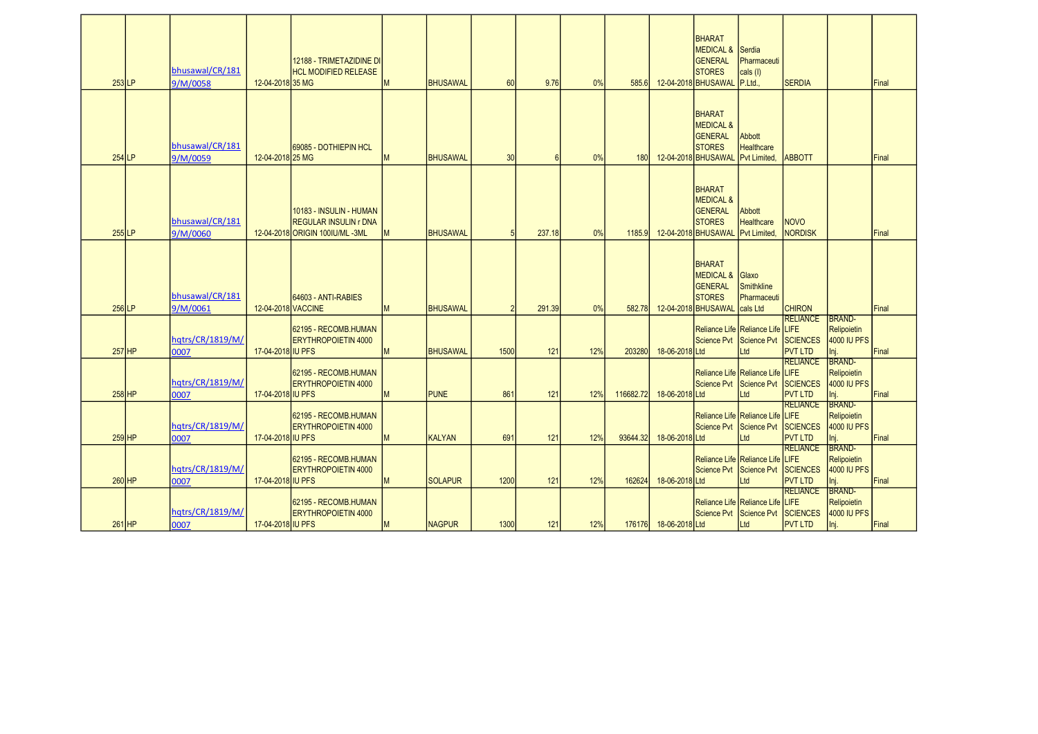| | | | | | | | | | | | | | | | | | |
|---|---|---|---|---|---|---|---|---|---|---|---|---|---|---|---|---|---|
| 253 | LP | bhusawal/CR/1819/M/0058 | 12-04-2018 | 12188 - TRIMETAZIDINE DI HCL MODIFIED RELEASE 35 MG | M | BHUSAWAL | 60 | 9.76 | 0% | 585.6 | 12-04-2018 | BHARAT MEDICAL & GENERAL STORES BHUSAWAL | Serdia Pharmaceuticals (I) P.Ltd., | SERDIA | | Final |
| 254 | LP | bhusawal/CR/1819/M/0059 | 12-04-2018 | 69085 - DOTHIEPIN HCL 25 MG | M | BHUSAWAL | 30 | 6 | 0% | 180 | 12-04-2018 | BHARAT MEDICAL & GENERAL STORES BHUSAWAL | Abbott Healthcare Pvt Limited, | ABBOTT | | Final |
| 255 | LP | bhusawal/CR/1819/M/0060 | 12-04-2018 | 10183 - INSULIN - HUMAN REGULAR INSULIN r DNA ORIGIN 100IU/ML -3ML | M | BHUSAWAL | 5 | 237.18 | 0% | 1185.9 | 12-04-2018 | BHARAT MEDICAL & GENERAL STORES BHUSAWAL | Abbott Healthcare Pvt Limited, | NOVO NORDISK | | Final |
| 256 | LP | bhusawal/CR/1819/M/0061 | 12-04-2018 | 64603 - ANTI-RABIES VACCINE | M | BHUSAWAL | 2 | 291.39 | 0% | 582.78 | 12-04-2018 | BHARAT MEDICAL & GENERAL STORES BHUSAWAL | Glaxo Smithkline Pharmaceuticals Ltd | CHIRON | | Final |
| 257 | HP | hqtrs/CR/1819/M/0007 | 17-04-2018 | 62195 - RECOMB.HUMAN ERYTHROPOIETIN 4000 IU PFS | M | BHUSAWAL | 1500 | 121 | 12% | 203280 | 18-06-2018 | Reliance Life Science Pvt Ltd | Reliance Life Science Pvt Ltd | RELIANCE LIFE SCIENCES PVT LTD | BRAND- Relipoietin 4000 IU PFS Inj. | Final |
| 258 | HP | hqtrs/CR/1819/M/0007 | 17-04-2018 | 62195 - RECOMB.HUMAN ERYTHROPOIETIN 4000 IU PFS | M | PUNE | 861 | 121 | 12% | 116682.72 | 18-06-2018 | Reliance Life Science Pvt Ltd | Reliance Life Science Pvt Ltd | RELIANCE LIFE SCIENCES PVT LTD | BRAND- Relipoietin 4000 IU PFS Inj. | Final |
| 259 | HP | hqtrs/CR/1819/M/0007 | 17-04-2018 | 62195 - RECOMB.HUMAN ERYTHROPOIETIN 4000 IU PFS | M | KALYAN | 691 | 121 | 12% | 93644.32 | 18-06-2018 | Reliance Life Science Pvt Ltd | Reliance Life Science Pvt Ltd | RELIANCE LIFE SCIENCES PVT LTD | BRAND- Relipoietin 4000 IU PFS Inj. | Final |
| 260 | HP | hqtrs/CR/1819/M/0007 | 17-04-2018 | 62195 - RECOMB.HUMAN ERYTHROPOIETIN 4000 IU PFS | M | SOLAPUR | 1200 | 121 | 12% | 162624 | 18-06-2018 | Reliance Life Science Pvt Ltd | Reliance Life Science Pvt Ltd | RELIANCE LIFE SCIENCES PVT LTD | BRAND- Relipoietin 4000 IU PFS Inj. | Final |
| 261 | HP | hqtrs/CR/1819/M/0007 | 17-04-2018 | 62195 - RECOMB.HUMAN ERYTHROPOIETIN 4000 IU PFS | M | NAGPUR | 1300 | 121 | 12% | 176176 | 18-06-2018 | Reliance Life Science Pvt Ltd | Reliance Life Science Pvt Ltd | RELIANCE LIFE SCIENCES PVT LTD | BRAND- Relipoietin 4000 IU PFS Inj. | Final |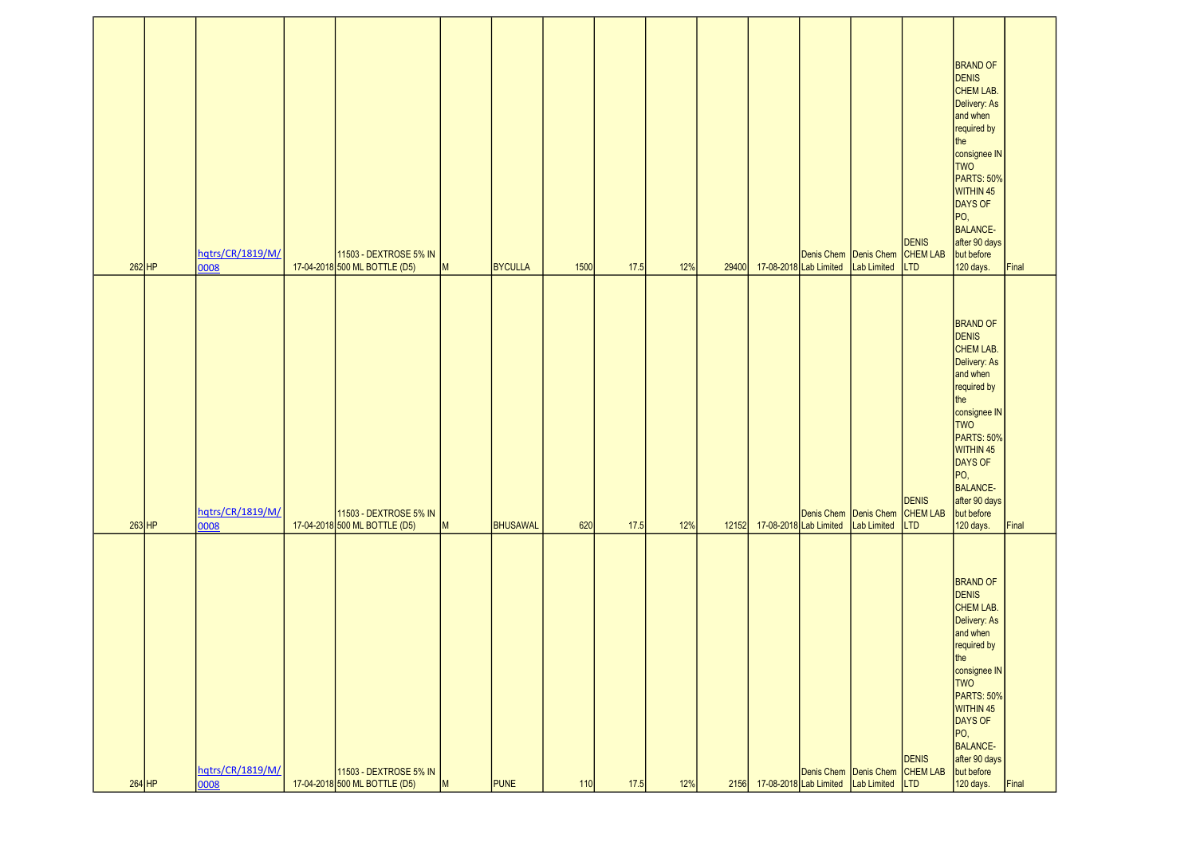| | | | | | | | | | | | | | | | | |
|---|---|---|---|---|---|---|---|---|---|---|---|---|---|---|---|---|
| 262 | HP | hqtrs/CR/1819/M/0008 | 17-04-2018 | 11503 - DEXTROSE 5% IN 500 ML BOTTLE (D5) | M | BYCULLA | 1500 | 17.5 | 12% | 29400 | 17-08-2018 | Denis Chem Lab Limited | Denis Chem Lab Limited | DENIS CHEM LAB LTD | BRAND OF DENIS CHEM LAB. Delivery: As and when required by the consignee IN TWO PARTS: 50% WITHIN 45 DAYS OF PO, BALANCE- after 90 days but before 120 days. | Final |
| 263 | HP | hqtrs/CR/1819/M/0008 | 17-04-2018 | 11503 - DEXTROSE 5% IN 500 ML BOTTLE (D5) | M | BHUSAWAL | 620 | 17.5 | 12% | 12152 | 17-08-2018 | Denis Chem Lab Limited | Denis Chem Lab Limited | DENIS CHEM LAB LTD | BRAND OF DENIS CHEM LAB. Delivery: As and when required by the consignee IN TWO PARTS: 50% WITHIN 45 DAYS OF PO, BALANCE- after 90 days but before 120 days. | Final |
| 264 | HP | hqtrs/CR/1819/M/0008 | 17-04-2018 | 11503 - DEXTROSE 5% IN 500 ML BOTTLE (D5) | M | PUNE | 110 | 17.5 | 12% | 2156 | 17-08-2018 | Denis Chem Lab Limited | Denis Chem Lab Limited | DENIS CHEM LAB LTD | BRAND OF DENIS CHEM LAB. Delivery: As and when required by the consignee IN TWO PARTS: 50% WITHIN 45 DAYS OF PO, BALANCE- after 90 days but before 120 days. | Final |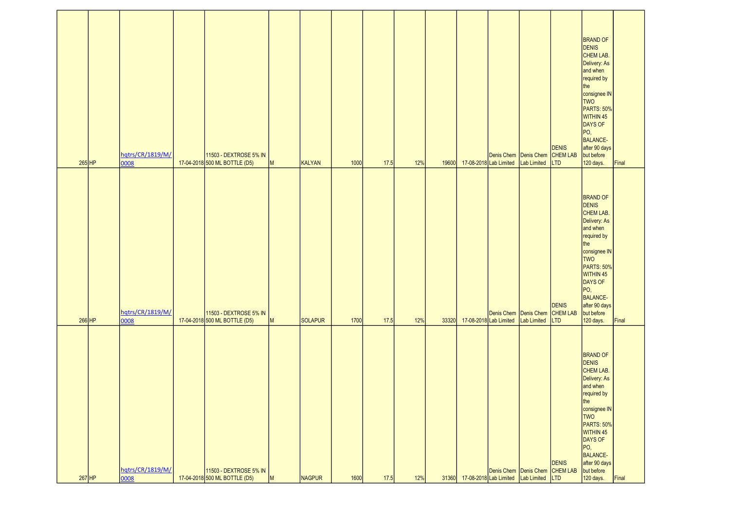| | | | | | | | | | | | | | | | | | |
|---|---|---|---|---|---|---|---|---|---|---|---|---|---|---|---|---|---|
| 265 | HP | hqtrs/CR/1819/M/0008 | 17-04-2018 | 11503 - DEXTROSE 5% IN 500 ML BOTTLE (D5) | M | KALYAN | 1000 | 17.5 | 12% | 19600 | 17-08-2018 | Denis Chem Lab Limited | Denis Chem Lab Limited | DENIS CHEM LAB LTD | BRAND OF DENIS CHEM LAB. Delivery: As and when required by the consignee IN TWO PARTS: 50% WITHIN 45 DAYS OF PO, BALANCE- after 90 days but before 120 days. | Final |
| 266 | HP | hqtrs/CR/1819/M/0008 | 17-04-2018 | 11503 - DEXTROSE 5% IN 500 ML BOTTLE (D5) | M | SOLAPUR | 1700 | 17.5 | 12% | 33320 | 17-08-2018 | Denis Chem Lab Limited | Denis Chem Lab Limited | DENIS CHEM LAB LTD | BRAND OF DENIS CHEM LAB. Delivery: As and when required by the consignee IN TWO PARTS: 50% WITHIN 45 DAYS OF PO, BALANCE- after 90 days but before 120 days. | Final |
| 267 | HP | hqtrs/CR/1819/M/0008 | 17-04-2018 | 11503 - DEXTROSE 5% IN 500 ML BOTTLE (D5) | M | NAGPUR | 1600 | 17.5 | 12% | 31360 | 17-08-2018 | Denis Chem Lab Limited | Denis Chem Lab Limited | DENIS CHEM LAB LTD | BRAND OF DENIS CHEM LAB. Delivery: As and when required by the consignee IN TWO PARTS: 50% WITHIN 45 DAYS OF PO, BALANCE- after 90 days but before 120 days. | Final |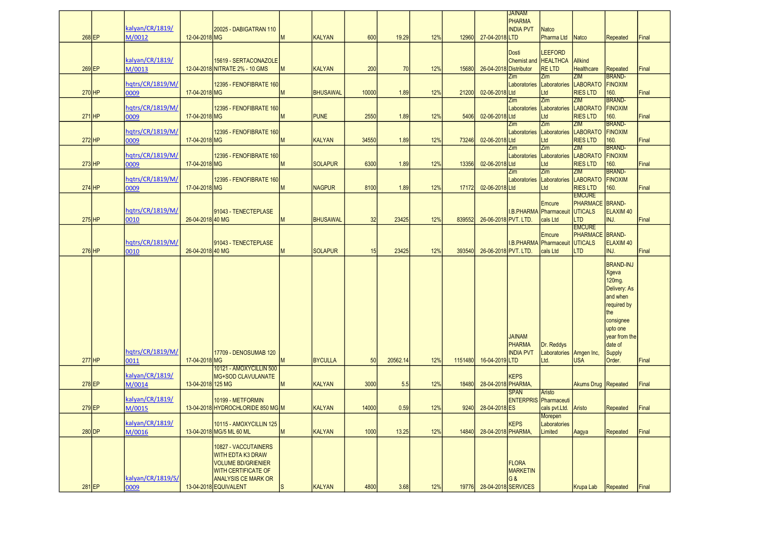| | | | | | | | | | | | | | | | | |
|---|---|---|---|---|---|---|---|---|---|---|---|---|---|---|---|---|
| 268 | EP | kalyan/CR/1819/M/0012 | 12-04-2018 | 20025 - DABIGATRAN 110 MG | M | KALYAN | 600 | 19.29 | 12% | 12960 | 27-04-2018 | JAINAM PHARMA INDIA PVT LTD | Natco Pharma Ltd | Natco | Repeated | Final |
| 269 | EP | kalyan/CR/1819/M/0013 | 12-04-2018 | 15619 - SERTACONAZOLE NITRATE 2% - 10 GMS | M | KALYAN | 200 | 70 | 12% | 15680 | 26-04-2018 | Dosti Chemist and Distributor | LEEFORD HEALTHCA RE LTD | Allkind Healthcare | Repeated | Final |
| 270 | HP | hqtrs/CR/1819/M/0009 | 17-04-2018 | 12395 - FENOFIBRATE 160 MG | M | BHUSAWAL | 10000 | 1.89 | 12% | 21200 | 02-06-2018 | Zim Laboratories Ltd | Zim Laboratories Ltd | ZIM LABORATORIES LTD | BRAND-FINOXIM 160. | Final |
| 271 | HP | hqtrs/CR/1819/M/0009 | 17-04-2018 | 12395 - FENOFIBRATE 160 MG | M | PUNE | 2550 | 1.89 | 12% | 5406 | 02-06-2018 | Zim Laboratories Ltd | Zim Laboratories Ltd | ZIM LABORATORIES LTD | BRAND-FINOXIM 160. | Final |
| 272 | HP | hqtrs/CR/1819/M/0009 | 17-04-2018 | 12395 - FENOFIBRATE 160 MG | M | KALYAN | 34550 | 1.89 | 12% | 73246 | 02-06-2018 | Zim Laboratories Ltd | Zim Laboratories Ltd | ZIM LABORATORIES LTD | BRAND-FINOXIM 160. | Final |
| 273 | HP | hqtrs/CR/1819/M/0009 | 17-04-2018 | 12395 - FENOFIBRATE 160 MG | M | SOLAPUR | 6300 | 1.89 | 12% | 13356 | 02-06-2018 | Zim Laboratories Ltd | Zim Laboratories Ltd | ZIM LABORATORIES LTD | BRAND-FINOXIM 160. | Final |
| 274 | HP | hqtrs/CR/1819/M/0009 | 17-04-2018 | 12395 - FENOFIBRATE 160 MG | M | NAGPUR | 8100 | 1.89 | 12% | 17172 | 02-06-2018 | Zim Laboratories Ltd | Zim Laboratories Ltd | ZIM LABORATORIES LTD | BRAND-FINOXIM 160. | Final |
| 275 | HP | hqtrs/CR/1819/M/0010 | 26-04-2018 | 91043 - TENECTEPLASE 40 MG | M | BHUSAWAL | 32 | 23425 | 12% | 839552 | 26-06-2018 | I.B.PHARMA PVT. LTD. | Emcure Pharmaceuticals Ltd | EMCURE PHARMACEUTICALS LTD | BRAND-ELAXIM 40 INJ. | Final |
| 276 | HP | hqtrs/CR/1819/M/0010 | 26-04-2018 | 91043 - TENECTEPLASE 40 MG | M | SOLAPUR | 15 | 23425 | 12% | 393540 | 26-06-2018 | I.B.PHARMA PVT. LTD. | Emcure Pharmaceuticals Ltd | EMCURE PHARMACEUTICALS LTD | BRAND-ELAXIM 40 INJ. | Final |
| 277 | HP | hqtrs/CR/1819/M/0011 | 17-04-2018 | 17709 - DENOSUMAB 120 MG | M | BYCULLA | 50 | 20562.14 | 12% | 1151480 | 16-04-2019 | JAINAM PHARMA INDIA PVT LTD | Dr. Reddys Laboratories Ltd. | Amgen Inc, USA | BRAND-INJ Xgeva 120mg. Delivery: As and when required by the consignee upto one year from the date of Supply Order. | Final |
| 278 | EP | kalyan/CR/1819/M/0014 | 13-04-2018 | 10121 - AMOXYCILLIN 500 MG+SOD CLAVULANATE 125 MG | M | KALYAN | 3000 | 5.5 | 12% | 18480 | 28-04-2018 | KEPS PHARMA, | | Akums Drug | Repeated | Final |
| 279 | EP | kalyan/CR/1819/M/0015 | 13-04-2018 | 10199 - METFORMIN HYDROCHLORIDE 850 MG | M | KALYAN | 14000 | 0.59 | 12% | 9240 | 28-04-2018 | SPAN ENTERPRISES | Aristo Pharmaceuticals pvt.Ltd. | Aristo | Repeated | Final |
| 280 | DP | kalyan/CR/1819/M/0016 | 13-04-2018 | 10115 - AMOXYCILLIN 125 MG/5 ML 60 ML | M | KALYAN | 1000 | 13.25 | 12% | 14840 | 28-04-2018 | KEPS PHARMA, | Morepen Laboratories Limited | Aagya | Repeated | Final |
| 281 | EP | kalyan/CR/1819/S/0009 | 13-04-2018 | 10827 - VACCUTAINERS WITH EDTA K3 DRAW VOLUME BD/GRIENIER WITH CERTIFICATE OF ANALYSIS CE MARK OR EQUIVALENT | S | KALYAN | 4800 | 3.68 | 12% | 19776 | 28-04-2018 | FLORA MARKETING & SERVICES | | Krupa Lab | Repeated | Final |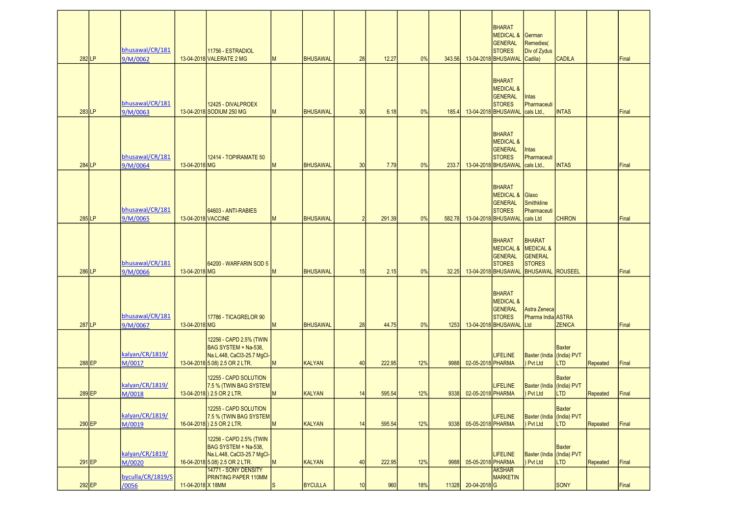| | | | | | | | | | | | | | | | | |
|---|---|---|---|---|---|---|---|---|---|---|---|---|---|---|---|---|
| 282 | LP | bhusawal/CR/1819/M/0062 | 13-04-2018 | 11756 - ESTRADIOL VALERATE 2 MG | M | BHUSAWAL | 28 | 12.27 | 0% | 343.56 | 13-04-2018 | BHARAT MEDICAL & GENERAL STORES BHUSAWAL | German Remedies( Div of Zydus Cadila) | CADILA | | Final |
| 283 | LP | bhusawal/CR/1819/M/0063 | 13-04-2018 | 12425 - DIVALPROEX SODIUM 250 MG | M | BHUSAWAL | 30 | 6.18 | 0% | 185.4 | 13-04-2018 | BHARAT MEDICAL & GENERAL STORES BHUSAWAL | Intas Pharmaceuticals Ltd., | INTAS | | Final |
| 284 | LP | bhusawal/CR/1819/M/0064 | 13-04-2018 | 12414 - TOPIRAMATE 50 MG | M | BHUSAWAL | 30 | 7.79 | 0% | 233.7 | 13-04-2018 | BHARAT MEDICAL & GENERAL STORES BHUSAWAL | Intas Pharmaceuticals Ltd., | INTAS | | Final |
| 285 | LP | bhusawal/CR/1819/M/0065 | 13-04-2018 | 64603 - ANTI-RABIES VACCINE | M | BHUSAWAL | 2 | 291.39 | 0% | 582.78 | 13-04-2018 | BHARAT MEDICAL & GENERAL STORES BHUSAWAL | Glaxo Smithkline Pharmaceuticals Ltd | CHIRON | | Final |
| 286 | LP | bhusawal/CR/1819/M/0066 | 13-04-2018 | 64200 - WARFARIN SOD 5 MG | M | BHUSAWAL | 15 | 2.15 | 0% | 32.25 | 13-04-2018 | BHARAT MEDICAL & GENERAL STORES BHUSAWAL | BHARAT MEDICAL & GENERAL STORES BHUSAWAL | ROUSEEL | | Final |
| 287 | LP | bhusawal/CR/1819/M/0067 | 13-04-2018 | 17786 - TICAGRELOR 90 MG | M | BHUSAWAL | 28 | 44.75 | 0% | 1253 | 13-04-2018 | BHARAT MEDICAL & GENERAL STORES BHUSAWAL | Astra Zeneca Pharma India Ltd | ASTRA ZENICA | | Final |
| 288 | EP | kalyan/CR/1819/M/0017 | 13-04-2018 | 12256 - CAPD 2.5% (TWIN BAG SYSTEM + Na-538, Na.L.448, CaCl3-25.7 MgCl-5.08) 2.5 OR 2 LTR. | M | KALYAN | 40 | 222.95 | 12% | 9988 | 02-05-2018 | LIFELINE PHARMA | Baxter (India ) Pvt Ltd | Baxter (India) PVT LTD | Repeated | Final |
| 289 | EP | kalyan/CR/1819/M/0018 | 13-04-2018 | 12255 - CAPD SOLUTION 7.5 % (TWIN BAG SYSTEM ) 2.5 OR 2 LTR. | M | KALYAN | 14 | 595.54 | 12% | 9338 | 02-05-2018 | LIFELINE PHARMA | Baxter (India ) Pvt Ltd | Baxter (India) PVT LTD | Repeated | Final |
| 290 | EP | kalyan/CR/1819/M/0019 | 16-04-2018 | 12255 - CAPD SOLUTION 7.5 % (TWIN BAG SYSTEM ) 2.5 OR 2 LTR. | M | KALYAN | 14 | 595.54 | 12% | 9338 | 05-05-2018 | LIFELINE PHARMA | Baxter (India ) Pvt Ltd | Baxter (India) PVT LTD | Repeated | Final |
| 291 | EP | kalyan/CR/1819/M/0020 | 16-04-2018 | 12256 - CAPD 2.5% (TWIN BAG SYSTEM + Na-538, Na.L.448, CaCl3-25.7 MgCl-5.08) 2.5 OR 2 LTR. | M | KALYAN | 40 | 222.95 | 12% | 9988 | 05-05-2018 | LIFELINE PHARMA | Baxter (India ) Pvt Ltd | Baxter (India) PVT LTD | Repeated | Final |
| 292 | EP | byculla/CR/1819/S/0056 | 11-04-2018 | 14771 - SONY DENSITY PRINTING PAPER 110MM X 18MM | S | BYCULLA | 10 | 960 | 18% | 11328 | 20-04-2018 | AKSHAR MARKETING | | SONY | | Final |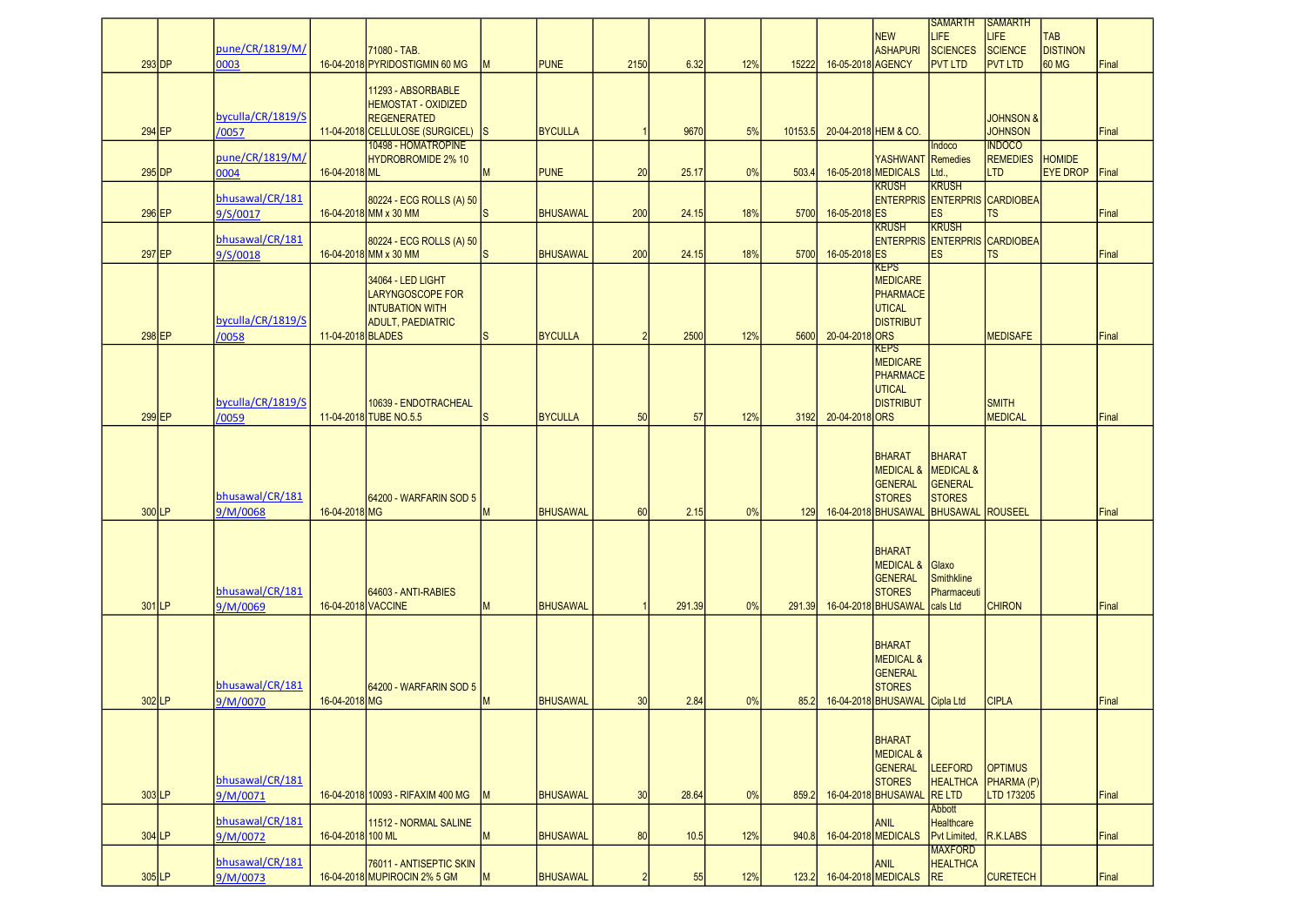| | | | | | | | | | | | | | | | | |
|---|---|---|---|---|---|---|---|---|---|---|---|---|---|---|---|---|
| 293 | DP | pune/CR/1819/M/0003 | 16-04-2018 | 71080 - TAB. PYRIDOSTIGMIN 60 MG | M | PUNE | 2150 | 6.32 | 12% | 15222 | 16-05-2018 | NEW ASHAPURI AGENCY | SAMARTH LIFE SCIENCES PVT LTD | SAMARTH LIFE SCIENCE PVT LTD | TAB DISTINON 60 MG | Final |
| 294 | EP | byculla/CR/1819/S/0057 | 11-04-2018 | 11293 - ABSORBABLE HEMOSTAT - OXIDIZED REGENERATED CELLULOSE (SURGICEL) | S | BYCULLA | 1 | 9670 | 5% | 10153.5 | 20-04-2018 | HEM & CO. | | JOHNSON & JOHNSON | | Final |
| 295 | DP | pune/CR/1819/M/0004 | 16-04-2018 | 10498 - HOMATROPINE HYDROBROMIDE 2% 10 ML | M | PUNE | 20 | 25.17 | 0% | 503.4 | 16-05-2018 | YASHWANT MEDICALS | Indoco Remedies Ltd., | INDOCO REMEDIES LTD | HOMIDE EYE DROP | Final |
| 296 | EP | bhusawal/CR/1819/S/0017 | 16-04-2018 | 80224 - ECG ROLLS (A) 50 MM x 30 MM | S | BHUSAWAL | 200 | 24.15 | 18% | 5700 | 16-05-2018 | KRUSH ENTERPRISES | KRUSH ENTERPRISES | CARDIOBEATS | | Final |
| 297 | EP | bhusawal/CR/1819/S/0018 | 16-04-2018 | 80224 - ECG ROLLS (A) 50 MM x 30 MM | S | BHUSAWAL | 200 | 24.15 | 18% | 5700 | 16-05-2018 | KRUSH ENTERPRISES | KRUSH ENTERPRISES | CARDIOBEATS | | Final |
| 298 | EP | byculla/CR/1819/S/0058 | 11-04-2018 | 34064 - LED LIGHT LARYNGOSCOPE FOR INTUBATION WITH ADULT, PAEDIATRIC BLADES | S | BYCULLA | 2 | 2500 | 12% | 5600 | 20-04-2018 | KEPS MEDICARE PHARMACEUTICAL DISTRIBUTORS | | MEDISAFE | | Final |
| 299 | EP | byculla/CR/1819/S/0059 | 11-04-2018 | 10639 - ENDOTRACHEAL TUBE NO.5.5 | S | BYCULLA | 50 | 57 | 12% | 3192 | 20-04-2018 | KEPS MEDICARE PHARMACEUTICAL DISTRIBUTORS | | SMITH MEDICAL | | Final |
| 300 | LP | bhusawal/CR/1819/M/0068 | 16-04-2018 | 64200 - WARFARIN SOD 5 MG | M | BHUSAWAL | 60 | 2.15 | 0% | 129 | 16-04-2018 | BHARAT MEDICAL & GENERAL STORES BHUSAWAL | BHARAT MEDICAL & GENERAL STORES BHUSAWAL | ROUSEEL | | Final |
| 301 | LP | bhusawal/CR/1819/M/0069 | 16-04-2018 | 64603 - ANTI-RABIES VACCINE | M | BHUSAWAL | 1 | 291.39 | 0% | 291.39 | 16-04-2018 | BHARAT MEDICAL & GENERAL STORES BHUSAWAL | Glaxo Smithkline Pharmaceuticals Ltd | CHIRON | | Final |
| 302 | LP | bhusawal/CR/1819/M/0070 | 16-04-2018 | 64200 - WARFARIN SOD 5 MG | M | BHUSAWAL | 30 | 2.84 | 0% | 85.2 | 16-04-2018 | BHARAT MEDICAL & GENERAL STORES BHUSAWAL | Cipla Ltd | CIPLA | | Final |
| 303 | LP | bhusawal/CR/1819/M/0071 | 16-04-2018 | 10093 - RIFAXIM 400 MG | M | BHUSAWAL | 30 | 28.64 | 0% | 859.2 | 16-04-2018 | BHARAT MEDICAL & GENERAL STORES BHUSAWAL | LEEFORD HEALTHCARE LTD | OPTIMUS PHARMA (P) LTD 173205 | | Final |
| 304 | LP | bhusawal/CR/1819/M/0072 | 16-04-2018 | 11512 - NORMAL SALINE 100 ML | M | BHUSAWAL | 80 | 10.5 | 12% | 940.8 | 16-04-2018 | ANIL MEDICALS | Abbott Healthcare Pvt Limited, | R.K.LABS | | Final |
| 305 | LP | bhusawal/CR/1819/M/0073 | 16-04-2018 | 76011 - ANTISEPTIC SKIN MUPIROCIN 2% 5 GM | M | BHUSAWAL | 2 | 55 | 12% | 123.2 | 16-04-2018 | ANIL MEDICALS | MAXFORD HEALTHCARE | CURETECH | | Final |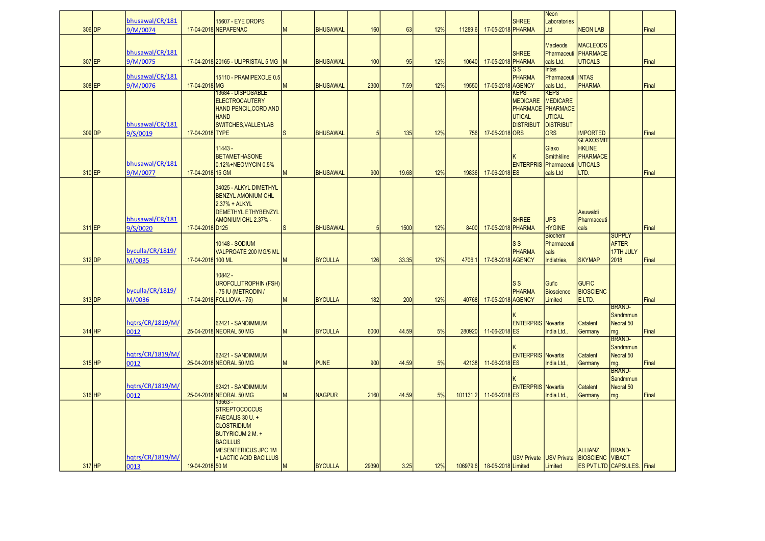| | | | | | | | | | | | | | | | | | |
|---|---|---|---|---|---|---|---|---|---|---|---|---|---|---|---|---|---|
| 306 | DP | bhusawal/CR/1819/M/0074 | 17-04-2018 | 15607 - EYE DROPS NEPAFENAC | M | BHUSAWAL | 160 | 63 | 12% | 11289.6 | 17-05-2018 | SHREE PHARMA | Neon Laboratories Ltd | NEON LAB | | Final |
| 307 | EP | bhusawal/CR/1819/M/0075 | 17-04-2018 | 20165 - ULIPRISTAL 5 MG | M | BHUSAWAL | 100 | 95 | 12% | 10640 | 17-05-2018 | SHREE PHARMA | Macleods Pharmaceuticals Ltd. | MACLEODS PHARMACEUTICALS | | Final |
| 308 | EP | bhusawal/CR/1819/M/0076 | 17-04-2018 | 15110 - PRAMIPEXOLE 0.5 MG | M | BHUSAWAL | 2300 | 7.59 | 12% | 19550 | 17-05-2018 | S S PHARMA AGENCY | Intas Pharmaceuticals Ltd., | INTAS PHARMA | | Final |
| 309 | DP | bhusawal/CR/1819/S/0019 | 17-04-2018 | 13684 - DISPOSABLE ELECTROCAUTERY HAND PENCIL,CORD AND HAND SWITCHES,VALLEYLAB TYPE | S | BHUSAWAL | 5 | 135 | 12% | 756 | 17-05-2018 | KEPS MEDICARE PHARMACEUTICAL DISTRIBUTORS | KEPS MEDICARE PHARMACEUTICAL DISTRIBUTORS | IMPORTED | | Final |
| 310 | EP | bhusawal/CR/1819/M/0077 | 17-04-2018 | 11443 - BETAMETHASONE 0.12%+NEOMYCIN 0.5% 15 GM | M | BHUSAWAL | 900 | 19.68 | 12% | 19836 | 17-06-2018 | K ENTERPRISES | Glaxo Smithkline Pharmaceuticals Ltd | GLAXOSMITHKLINE PHARMACEUTICALS LTD. | | Final |
| 311 | EP | bhusawal/CR/1819/S/0020 | 17-04-2018 | 34025 - ALKYL DIMETHYL BENZYL AMONIUM CHL 2.37% + ALKYL DEMETHYL ETHYBENZYL AMONIUM CHL 2.37% - D125 | S | BHUSAWAL | 5 | 1500 | 12% | 8400 | 17-05-2018 | SHREE PHARMA | UPS HYGINE | Asuwaldi Pharmaceuticals | | Final |
| 312 | DP | byculla/CR/1819/M/0035 | 17-04-2018 | 10148 - SODIUM VALPROATE 200 MG/5 ML 100 ML | M | BYCULLA | 126 | 33.35 | 12% | 4706.1 | 17-08-2018 | S S PHARMA AGENCY | Biochem Pharmaceuticals Indistries, | SKYMAP | SUPPLY AFTER 17TH JULY 2018 | Final |
| 313 | DP | byculla/CR/1819/M/0036 | 17-04-2018 | 10842 - UROFOLLITROPHIN (FSH) - 75 IU (METRODIN / FOLLIOVA - 75) | M | BYCULLA | 182 | 200 | 12% | 40768 | 17-05-2018 | S S PHARMA AGENCY | Gufic Bioscience Limited | GUFIC BIOSCIENCE LTD. | | Final |
| 314 | HP | hqtrs/CR/1819/M/0012 | 25-04-2018 | 62421 - SANDIMMUM NEORAL 50 MG | M | BYCULLA | 6000 | 44.59 | 5% | 280920 | 11-06-2018 | K ENTERPRISES | Novartis India Ltd., | Catalent Germany | BRAND- Sandmmun Neoral 50 mg. | Final |
| 315 | HP | hqtrs/CR/1819/M/0012 | 25-04-2018 | 62421 - SANDIMMUM NEORAL 50 MG | M | PUNE | 900 | 44.59 | 5% | 42138 | 11-06-2018 | K ENTERPRISES | Novartis India Ltd., | Catalent Germany | BRAND- Sandmmun Neoral 50 mg. | Final |
| 316 | HP | hqtrs/CR/1819/M/0012 | 25-04-2018 | 62421 - SANDIMMUM NEORAL 50 MG | M | NAGPUR | 2160 | 44.59 | 5% | 101131.2 | 11-06-2018 | K ENTERPRISES | Novartis India Ltd., | Catalent Germany | BRAND- Sandmmun Neoral 50 mg. | Final |
| 317 | HP | hqtrs/CR/1819/M/0013 | 19-04-2018 | 13563 - STREPTOCOCCUS FAECALIS 30 U. + CLOSTRIDIUM BUTYRICUM 2 M. + BACILLUS MESENTERICUS JPC 1M + LACTIC ACID BACILLUS 50 M | M | BYCULLA | 29390 | 3.25 | 12% | 106979.6 | 18-05-2018 | USV Private Limited | USV Private Limited | ALLIANZ BIOSCIENCES PVT LTD | BRAND- VIBACT CAPSULES. | Final |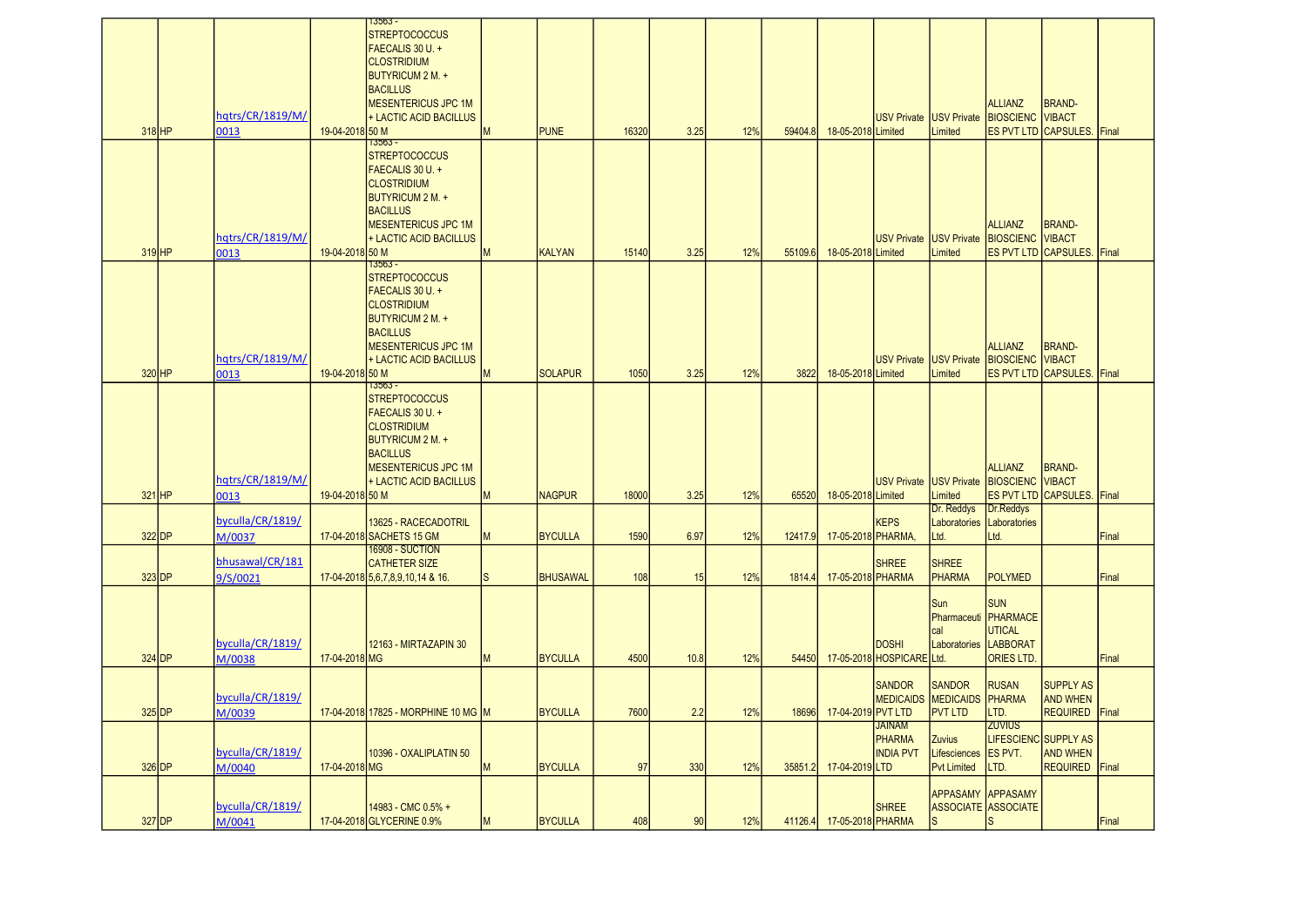| | | | | | | | | | | | | | | | | | |
|---|---|---|---|---|---|---|---|---|---|---|---|---|---|---|---|---|---|
| 318 | HP | hqtrs/CR/1819/M/0013 | 19-04-2018 | 13563 - STREPTOCOCCUS FAECALIS 30 U. + CLOSTRIDIUM BUTYRICUM 2 M. + BACILLUS MESENTERICUS JPC 1M + LACTIC ACID BACILLUS 50 M | M | PUNE | 16320 | 3.25 | 12% | 59404.8 | 18-05-2018 | USV Private Limited | USV Private Limited | ALLIANZ BIOSCIENCES PVT LTD | BRAND-VIBACT CAPSULES. | Final |
| 319 | HP | hqtrs/CR/1819/M/0013 | 19-04-2018 | 13563 - STREPTOCOCCUS FAECALIS 30 U. + CLOSTRIDIUM BUTYRICUM 2 M. + BACILLUS MESENTERICUS JPC 1M + LACTIC ACID BACILLUS 50 M | M | KALYAN | 15140 | 3.25 | 12% | 55109.6 | 18-05-2018 | USV Private Limited | USV Private Limited | ALLIANZ BIOSCIENCES PVT LTD | BRAND-VIBACT CAPSULES. | Final |
| 320 | HP | hqtrs/CR/1819/M/0013 | 19-04-2018 | 13563 - STREPTOCOCCUS FAECALIS 30 U. + CLOSTRIDIUM BUTYRICUM 2 M. + BACILLUS MESENTERICUS JPC 1M + LACTIC ACID BACILLUS 50 M | M | SOLAPUR | 1050 | 3.25 | 12% | 3822 | 18-05-2018 | USV Private Limited | USV Private Limited | ALLIANZ BIOSCIENCES PVT LTD | BRAND-VIBACT CAPSULES. | Final |
| 321 | HP | hqtrs/CR/1819/M/0013 | 19-04-2018 | 13563 - STREPTOCOCCUS FAECALIS 30 U. + CLOSTRIDIUM BUTYRICUM 2 M. + BACILLUS MESENTERICUS JPC 1M + LACTIC ACID BACILLUS 50 M | M | NAGPUR | 18000 | 3.25 | 12% | 65520 | 18-05-2018 | USV Private Limited | USV Private Limited | ALLIANZ BIOSCIENCES PVT LTD | BRAND-VIBACT CAPSULES. | Final |
| 322 | DP | byculla/CR/1819/M/0037 | 17-04-2018 | 13625 - RACECADOTRIL SACHETS 15 GM | M | BYCULLA | 1590 | 6.97 | 12% | 12417.9 | 17-05-2018 | KEPS PHARMA, | Dr. Reddys Laboratories Ltd. | Dr.Reddys Laboratories Ltd. | | Final |
| 323 | DP | bhusawal/CR/1819/S/0021 | 17-04-2018 | 16908 - SUCTION CATHETER SIZE 5,6,7,8,9,10,14 & 16. | S | BHUSAWAL | 108 | 15 | 12% | 1814.4 | 17-05-2018 | SHREE PHARMA | SHREE PHARMA | POLYMED | | Final |
| 324 | DP | byculla/CR/1819/M/0038 | 17-04-2018 | 12163 - MIRTAZAPIN 30 MG | M | BYCULLA | 4500 | 10.8 | 12% | 54450 | 17-05-2018 | DOSHI HOSPICARE | Sun Pharmaceutical Laboratories Ltd. | SUN PHARMACEUTICAL LABBORATORIES LTD. | | Final |
| 325 | DP | byculla/CR/1819/M/0039 | 17-04-2018 | 17825 - MORPHINE 10 MG | M | BYCULLA | 7600 | 2.2 | 12% | 18696 | 17-04-2019 | SANDOR MEDICAIDS PVT LTD | SANDOR MEDICAIDS PVT LTD | RUSAN PHARMA LTD. | SUPPLY AS AND WHEN REQUIRED | Final |
| 326 | DP | byculla/CR/1819/M/0040 | 17-04-2018 | 10396 - OXALIPLATIN 50 MG | M | BYCULLA | 97 | 330 | 12% | 35851.2 | 17-04-2019 | JAINAM PHARMA INDIA PVT LTD | Zuvius Lifesciences Pvt Limited | ZUVIUS LIFESCIENCES PVT. LTD. | SUPPLY AS AND WHEN REQUIRED | Final |
| 327 | DP | byculla/CR/1819/M/0041 | 17-04-2018 | 14983 - CMC 0.5% + GLYCERINE 0.9% | M | BYCULLA | 408 | 90 | 12% | 41126.4 | 17-05-2018 | SHREE PHARMA | APPASAMY ASSOCIATES | APPASAMY ASSOCIATES | | Final |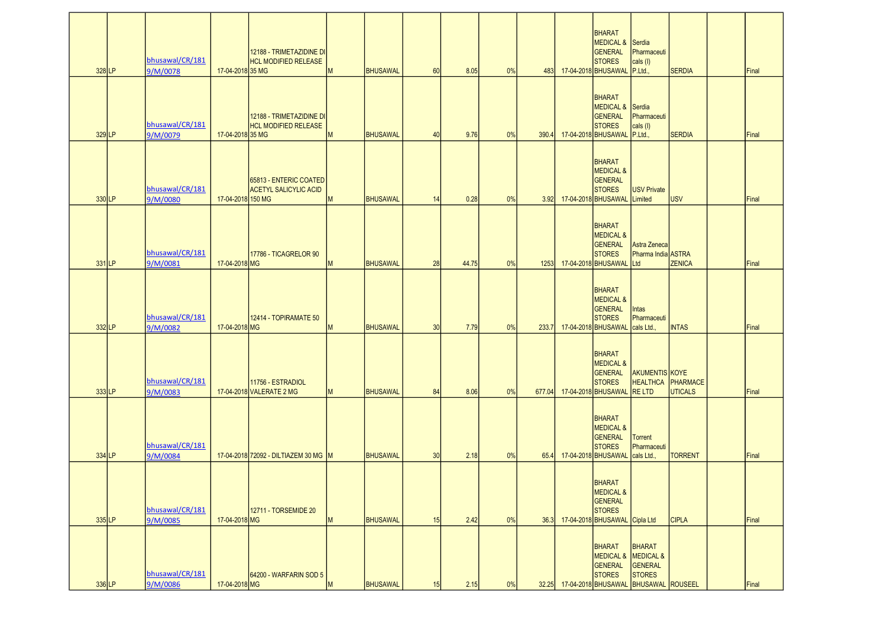| | | | | | | | | | | | | | | | | | |
|---|---|---|---|---|---|---|---|---|---|---|---|---|---|---|---|---|---|
| 328 | LP | bhusawal/CR/1819/M/0078 | 17-04-2018 | 12188 - TRIMETAZIDINE DI HCL MODIFIED RELEASE 35 MG | M | BHUSAWAL | 60 | 8.05 | 0% | 483 | 17-04-2018 | BHARAT MEDICAL & GENERAL STORES BHUSAWAL | Serdia Pharmaceuticals (I) P.Ltd., | SERDIA | | Final |
| 329 | LP | bhusawal/CR/1819/M/0079 | 17-04-2018 | 12188 - TRIMETAZIDINE DI HCL MODIFIED RELEASE 35 MG | M | BHUSAWAL | 40 | 9.76 | 0% | 390.4 | 17-04-2018 | BHARAT MEDICAL & GENERAL STORES BHUSAWAL | Serdia Pharmaceuticals (I) P.Ltd., | SERDIA | | Final |
| 330 | LP | bhusawal/CR/1819/M/0080 | 17-04-2018 | 65813 - ENTERIC COATED ACETYL SALICYLIC ACID 150 MG | M | BHUSAWAL | 14 | 0.28 | 0% | 3.92 | 17-04-2018 | BHARAT MEDICAL & GENERAL STORES BHUSAWAL | USV Private Limited | USV | | Final |
| 331 | LP | bhusawal/CR/1819/M/0081 | 17-04-2018 | 17786 - TICAGRELOR 90 MG | M | BHUSAWAL | 28 | 44.75 | 0% | 1253 | 17-04-2018 | BHARAT MEDICAL & GENERAL STORES BHUSAWAL | Astra Zeneca Pharma India Ltd | ASTRA ZENICA | | Final |
| 332 | LP | bhusawal/CR/1819/M/0082 | 17-04-2018 | 12414 - TOPIRAMATE 50 MG | M | BHUSAWAL | 30 | 7.79 | 0% | 233.7 | 17-04-2018 | BHARAT MEDICAL & GENERAL STORES BHUSAWAL | Intas Pharmaceuticals Ltd., | INTAS | | Final |
| 333 | LP | bhusawal/CR/1819/M/0083 | 17-04-2018 | 11756 - ESTRADIOL VALERATE 2 MG | M | BHUSAWAL | 84 | 8.06 | 0% | 677.04 | 17-04-2018 | BHARAT MEDICAL & GENERAL STORES BHUSAWAL | AKUMENTIS HEALTHCARE LTD | KOYE PHARMACEUTICALS | | Final |
| 334 | LP | bhusawal/CR/1819/M/0084 | 17-04-2018 | 72092 - DILTIAZEM 30 MG | M | BHUSAWAL | 30 | 2.18 | 0% | 65.4 | 17-04-2018 | BHARAT MEDICAL & GENERAL STORES BHUSAWAL | Torrent Pharmaceuticals Ltd., | TORRENT | | Final |
| 335 | LP | bhusawal/CR/1819/M/0085 | 17-04-2018 | 12711 - TORSEMIDE 20 MG | M | BHUSAWAL | 15 | 2.42 | 0% | 36.3 | 17-04-2018 | BHARAT MEDICAL & GENERAL STORES BHUSAWAL | Cipla Ltd | CIPLA | | Final |
| 336 | LP | bhusawal/CR/1819/M/0086 | 17-04-2018 | 64200 - WARFARIN SOD 5 MG | M | BHUSAWAL | 15 | 2.15 | 0% | 32.25 | 17-04-2018 | BHARAT MEDICAL & GENERAL STORES BHUSAWAL | BHARAT MEDICAL & GENERAL STORES BHUSAWAL | ROUSEEL | | Final |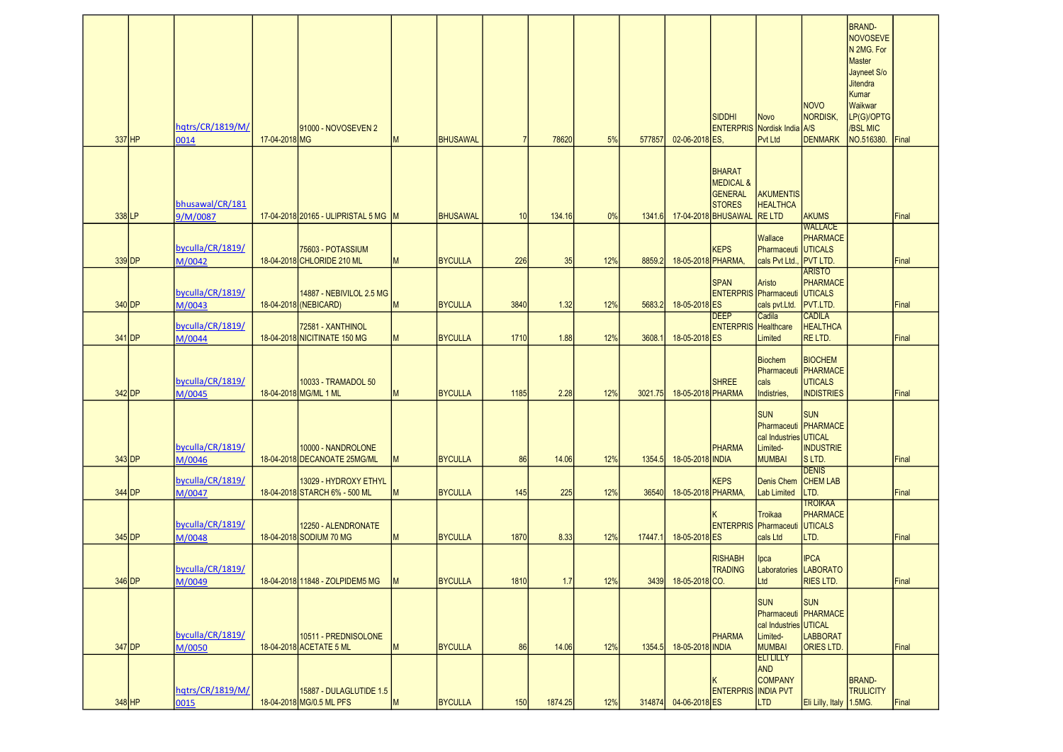| | | | | | | | | | | | | | | | | | |
|---|---|---|---|---|---|---|---|---|---|---|---|---|---|---|---|---|---|
| 337 | HP | hqtrs/CR/1819/M/0014 | 17-04-2018 | 91000 - NOVOSEVEN 2 MG | M | BHUSAWAL | 7 | 78620 | 5% | 577857 | 02-06-2018 | SIDDHI ENTERPRISES, | Novo Nordisk India Pvt Ltd | NOVO NORDISK, A/S DENMARK | BRAND-NOVOSEVEN 2MG. For Master Jayneet S/o Jitendra Kumar Waikwar LP(G)/OPTG/BSL MIC NO.516380. | Final |
| 338 | LP | bhusawal/CR/1819/M/0087 | 17-04-2018 | 20165 - ULIPRISTAL 5 MG | M | BHUSAWAL | 10 | 134.16 | 0% | 1341.6 | 17-04-2018 | BHARAT MEDICAL & GENERAL STORES BHUSAWAL | AKUMENTIS HEALTHCARE LTD | AKUMS | | Final |
| 339 | DP | byculla/CR/1819/M/0042 | 18-04-2018 | 75603 - POTASSIUM CHLORIDE 210 ML | M | BYCULLA | 226 | 35 | 12% | 8859.2 | 18-05-2018 | KEPS PHARMA, | Wallace Pharmaceuticals Pvt Ltd., | WALLACE PHARMACEUTICALS PVT LTD. | | Final |
| 340 | DP | byculla/CR/1819/M/0043 | 18-04-2018 | 14887 - NEBIVILOL 2.5 MG (NEBICARD) | M | BYCULLA | 3840 | 1.32 | 12% | 5683.2 | 18-05-2018 | SPAN ENTERPRISES | Aristo Pharmaceuticals pvt.Ltd. | ARISTO PHARMACEUTICALS PVT.LTD. | | Final |
| 341 | DP | byculla/CR/1819/M/0044 | 18-04-2018 | 72581 - XANTHINOL NICITINATE 150 MG | M | BYCULLA | 1710 | 1.88 | 12% | 3608.1 | 18-05-2018 | DEEP ENTERPRISES | Cadila Healthcare Limited | CADILA HEALTHCARE LTD. | | Final |
| 342 | DP | byculla/CR/1819/M/0045 | 18-04-2018 | 10033 - TRAMADOL 50 MG/ML 1 ML | M | BYCULLA | 1185 | 2.28 | 12% | 3021.75 | 18-05-2018 | SHREE PHARMA | Biochem Pharmaceuticals Indistries, | BIOCHEM PHARMACEUTICALS INDISTRIES | | Final |
| 343 | DP | byculla/CR/1819/M/0046 | 18-04-2018 | 10000 - NANDROLONE DECANOATE 25MG/ML | M | BYCULLA | 86 | 14.06 | 12% | 1354.5 | 18-05-2018 | PHARMA INDIA | SUN Pharmaceutical Industries Limited-MUMBAI | SUN PHARMACEUTICAL INDUSTRIES LTD. | | Final |
| 344 | DP | byculla/CR/1819/M/0047 | 18-04-2018 | 13029 - HYDROXY ETHYL STARCH 6% - 500 ML | M | BYCULLA | 145 | 225 | 12% | 36540 | 18-05-2018 | KEPS PHARMA, | Denis Chem Lab Limited | DENIS CHEM LAB LTD. | | Final |
| 345 | DP | byculla/CR/1819/M/0048 | 18-04-2018 | 12250 - ALENDRONATE SODIUM 70 MG | M | BYCULLA | 1870 | 8.33 | 12% | 17447.1 | 18-05-2018 | K ENTERPRISES | Troikaa Pharmaceuticals Ltd | TROIKAA PHARMACEUTICALS LTD. | | Final |
| 346 | DP | byculla/CR/1819/M/0049 | 18-04-2018 | 11848 - ZOLPIDEM5 MG | M | BYCULLA | 1810 | 1.7 | 12% | 3439 | 18-05-2018 | RISHABH TRADING CO. | Ipca Laboratories Ltd | IPCA LABORATORIES LTD. | | Final |
| 347 | DP | byculla/CR/1819/M/0050 | 18-04-2018 | 10511 - PREDNISOLONE ACETATE 5 ML | M | BYCULLA | 86 | 14.06 | 12% | 1354.5 | 18-05-2018 | PHARMA INDIA | SUN Pharmaceutical Industries Limited-MUMBAI | SUN PHARMACEUTICAL LABBORATORIES LTD. | | Final |
| 348 | HP | hqtrs/CR/1819/M/0015 | 18-04-2018 | 15887 - DULAGLUTIDE 1.5 MG/0.5 ML PFS | M | BYCULLA | 150 | 1874.25 | 12% | 314874 | 04-06-2018 | K ENTERPRISES | ELI LILLY AND COMPANY INDIA PVT LTD | Eli Lilly, Italy | BRAND-TRULICITY 1.5MG. | Final |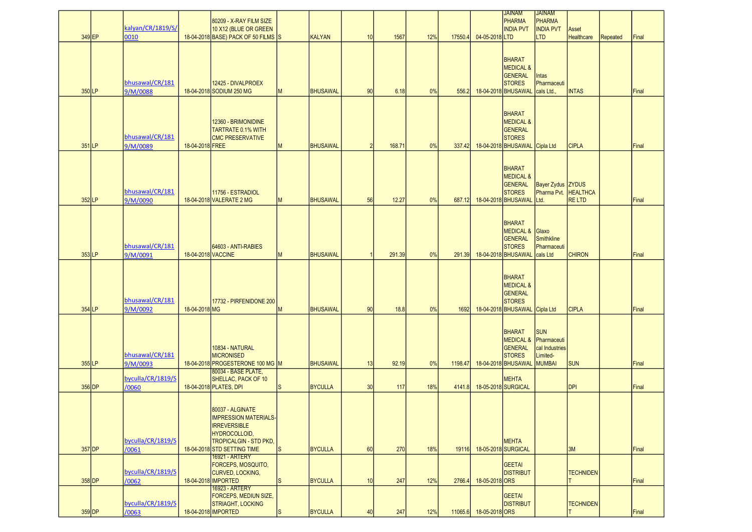| | | | | | | | | | | | | | | | | |
|---|---|---|---|---|---|---|---|---|---|---|---|---|---|---|---|---|
| 349 | EP | kalyan/CR/1819/S/0010 | 18-04-2018 | 80209 - X-RAY FILM SIZE 10 X12 (BLUE OR GREEN BASE) PACK OF 50 FILMS | S | KALYAN | 10 | 1567 | 12% | 17550.4 | 04-05-2018 | JAINAM PHARMA INDIA PVT LTD | JAINAM PHARMA INDIA PVT LTD | Asset Healthcare | Repeated | Final |
| 350 | LP | bhusawal/CR/1819/M/0088 | 18-04-2018 | 12425 - DIVALPROEX SODIUM 250 MG | M | BHUSAWAL | 90 | 6.18 | 0% | 556.2 | 18-04-2018 | BHARAT MEDICAL & GENERAL STORES BHUSAWAL | Intas Pharmaceuticals Ltd., | INTAS | | Final |
| 351 | LP | bhusawal/CR/1819/M/0089 | 18-04-2018 | 12360 - BRIMONIDINE TARTRATE 0.1% WITH CMC PRESERVATIVE FREE | M | BHUSAWAL | 2 | 168.71 | 0% | 337.42 | 18-04-2018 | BHARAT MEDICAL & GENERAL STORES BHUSAWAL | Cipla Ltd | CIPLA | | Final |
| 352 | LP | bhusawal/CR/1819/M/0090 | 18-04-2018 | 11756 - ESTRADIOL VALERATE 2 MG | M | BHUSAWAL | 56 | 12.27 | 0% | 687.12 | 18-04-2018 | BHARAT MEDICAL & GENERAL STORES BHUSAWAL | Bayer Zydus Pharma Pvt. Ltd. | ZYDUS HEALTHCARE LTD | | Final |
| 353 | LP | bhusawal/CR/1819/M/0091 | 18-04-2018 | 64603 - ANTI-RABIES VACCINE | M | BHUSAWAL | 1 | 291.39 | 0% | 291.39 | 18-04-2018 | BHARAT MEDICAL & GENERAL STORES BHUSAWAL | Glaxo Smithkline Pharmaceuticals Ltd | CHIRON | | Final |
| 354 | LP | bhusawal/CR/1819/M/0092 | 18-04-2018 | 17732 - PIRFENIDONE 200 MG | M | BHUSAWAL | 90 | 18.8 | 0% | 1692 | 18-04-2018 | BHARAT MEDICAL & GENERAL STORES BHUSAWAL | Cipla Ltd | CIPLA | | Final |
| 355 | LP | bhusawal/CR/1819/M/0093 | 18-04-2018 | 10834 - NATURAL MICRONISED PROGESTERONE 100 MG | M | BHUSAWAL | 13 | 92.19 | 0% | 1198.47 | 18-04-2018 | BHARAT MEDICAL & GENERAL STORES BHUSAWAL | SUN Pharmaceutical Industries Limited-MUMBAI | SUN | | Final |
| 356 | DP | byculla/CR/1819/S/0060 | 18-04-2018 | 80034 - BASE PLATE, SHELLAC, PACK OF 10 PLATES, DPI | S | BYCULLA | 30 | 117 | 18% | 4141.8 | 18-05-2018 | MEHTA SURGICAL | | DPI | | Final |
| 357 | DP | byculla/CR/1819/S/0061 | 18-04-2018 | 80037 - ALGINATE IMPRESSION MATERIALS-IRREVERSIBLE HYDROCOLLOID, TROPICALGIN - STD PKD, STD SETTING TIME | S | BYCULLA | 60 | 270 | 18% | 19116 | 18-05-2018 | MEHTA SURGICAL | | 3M | | Final |
| 358 | DP | byculla/CR/1819/S/0062 | 18-04-2018 | 16921 - ARTERY FORCEPS, MOSQUITO, CURVED, LOCKING, IMPORTED | S | BYCULLA | 10 | 247 | 12% | 2766.4 | 18-05-2018 | GEETAI DISTRIBUTORS | | TECHNIDENT | | Final |
| 359 | DP | byculla/CR/1819/S/0063 | 18-04-2018 | 16923 - ARTERY FORCEPS, MEDIUN SIZE, STRIAGHT, LOCKING IMPORTED | S | BYCULLA | 40 | 247 | 12% | 11065.6 | 18-05-2018 | GEETAI DISTRIBUTORS | | TECHNIDENT | | Final |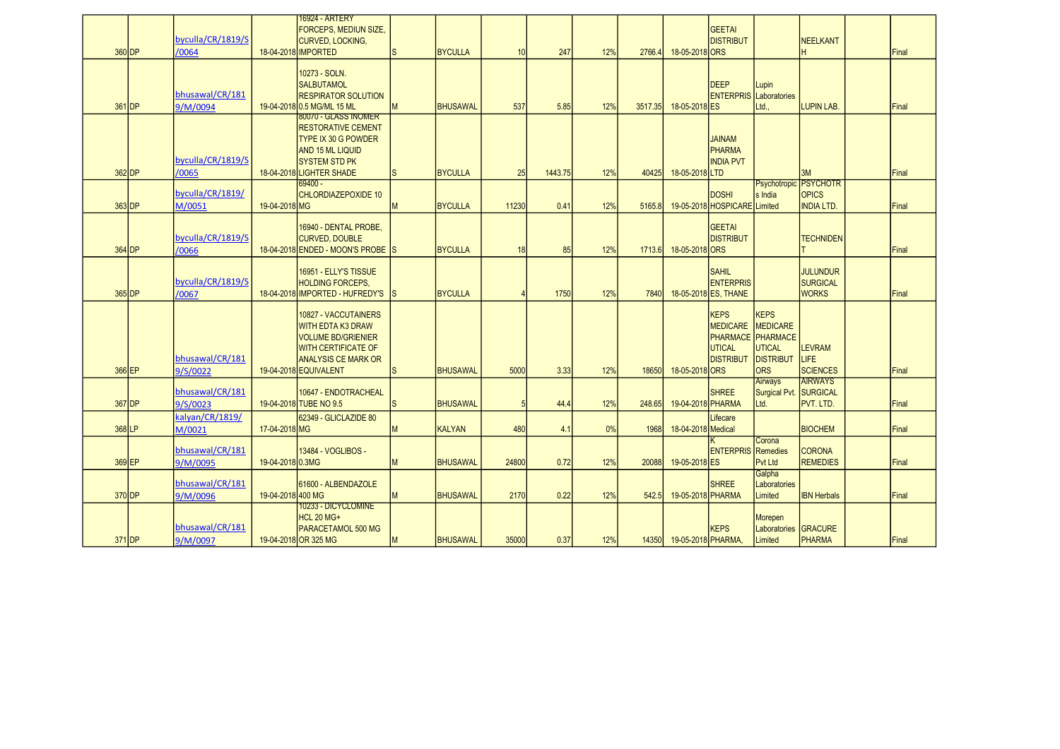| | | | | | | | | | | | | | | | | |
|---|---|---|---|---|---|---|---|---|---|---|---|---|---|---|---|---|
| 360 | DP | byculla/CR/1819/S/0064 | 18-04-2018 | 16924 - ARTERY FORCEPS, MEDIUN SIZE, CURVED, LOCKING, IMPORTED | S | BYCULLA | 10 | 247 | 12% | 2766.4 | 18-05-2018 | GEETAI DISTRIBUTORS | | NEELKANTH | | Final |
| 361 | DP | bhusawal/CR/1819/M/0094 | 19-04-2018 | 10273 - SOLN. SALBUTAMOL RESPIRATOR SOLUTION 0.5 MG/ML 15 ML | M | BHUSAWAL | 537 | 5.85 | 12% | 3517.35 | 18-05-2018 | DEEP ENTERPRISES | Lupin Laboratories Ltd., | LUPIN LAB. | | Final |
| 362 | DP | byculla/CR/1819/S/0065 | 18-04-2018 | 80070 - GLASS INOMER RESTORATIVE CEMENT TYPE IX 30 G POWDER AND 15 ML LIQUID SYSTEM STD PK LIGHTER SHADE | S | BYCULLA | 25 | 1443.75 | 12% | 40425 | 18-05-2018 | JAINAM PHARMA INDIA PVT LTD | | 3M | | Final |
| 363 | DP | byculla/CR/1819/M/0051 | 19-04-2018 | 69400 - CHLORDIAZEPOXIDE 10 MG | M | BYCULLA | 11230 | 0.41 | 12% | 5165.8 | 19-05-2018 | DOSHI HOSPICARE | Psychotropics India Limited | PSYCHOTROPICS INDIA LTD. | | Final |
| 364 | DP | byculla/CR/1819/S/0066 | 18-04-2018 | 16940 - DENTAL PROBE, CURVED, DOUBLE ENDED - MOON'S PROBE | S | BYCULLA | 18 | 85 | 12% | 1713.6 | 18-05-2018 | GEETAI DISTRIBUTORS | | TECHNIDENT | | Final |
| 365 | DP | byculla/CR/1819/S/0067 | 18-04-2018 | 16951 - ELLY'S TISSUE HOLDING FORCEPS, IMPORTED - HUFREDY'S | S | BYCULLA | 4 | 1750 | 12% | 7840 | 18-05-2018 | SAHIL ENTERPRISES, THANE | | JULUNDUR SURGICAL WORKS | | Final |
| 366 | EP | bhusawal/CR/1819/S/0022 | 19-04-2018 | 10827 - VACCUTAINERS WITH EDTA K3 DRAW VOLUME BD/GRIENIER WITH CERTIFICATE OF ANALYSIS CE MARK OR EQUIVALENT | S | BHUSAWAL | 5000 | 3.33 | 12% | 18650 | 18-05-2018 | KEPS MEDICARE PHARMACEUTICAL DISTRIBUTORS | KEPS MEDICARE PHARMACEUTICAL DISTRIBUTORS | LEVRAM LIFE SCIENCES | | Final |
| 367 | DP | bhusawal/CR/1819/S/0023 | 19-04-2018 | 10647 - ENDOTRACHEAL TUBE NO 9.5 | S | BHUSAWAL | 5 | 44.4 | 12% | 248.65 | 19-04-2018 | SHREE PHARMA | Airways Surgical Pvt. Ltd. | AIRWAYS SURGICAL PVT. LTD. | | Final |
| 368 | LP | kalyan/CR/1819/M/0021 | 17-04-2018 | 62349 - GLICLAZIDE 80 MG | M | KALYAN | 480 | 4.1 | 0% | 1968 | 18-04-2018 | Lifecare Medical | | BIOCHEM | | Final |
| 369 | EP | bhusawal/CR/1819/M/0095 | 19-04-2018 | 13484 - VOGLIBOS - 0.3MG | M | BHUSAWAL | 24800 | 0.72 | 12% | 20088 | 19-05-2018 | K ENTERPRISES | Corona Remedies Pvt Ltd | CORONA REMEDIES | | Final |
| 370 | DP | bhusawal/CR/1819/M/0096 | 19-04-2018 | 61600 - ALBENDAZOLE 400 MG | M | BHUSAWAL | 2170 | 0.22 | 12% | 542.5 | 19-05-2018 | SHREE PHARMA | Galpha Laboratories Limited | IBN Herbals | | Final |
| 371 | DP | bhusawal/CR/1819/M/0097 | 19-04-2018 | 10233 - DICYCLOMINE HCL 20 MG+ PARACETAMOL 500 MG OR 325 MG | M | BHUSAWAL | 35000 | 0.37 | 12% | 14350 | 19-05-2018 | KEPS PHARMA, | Morepen Laboratories Limited | GRACURE PHARMA | | Final |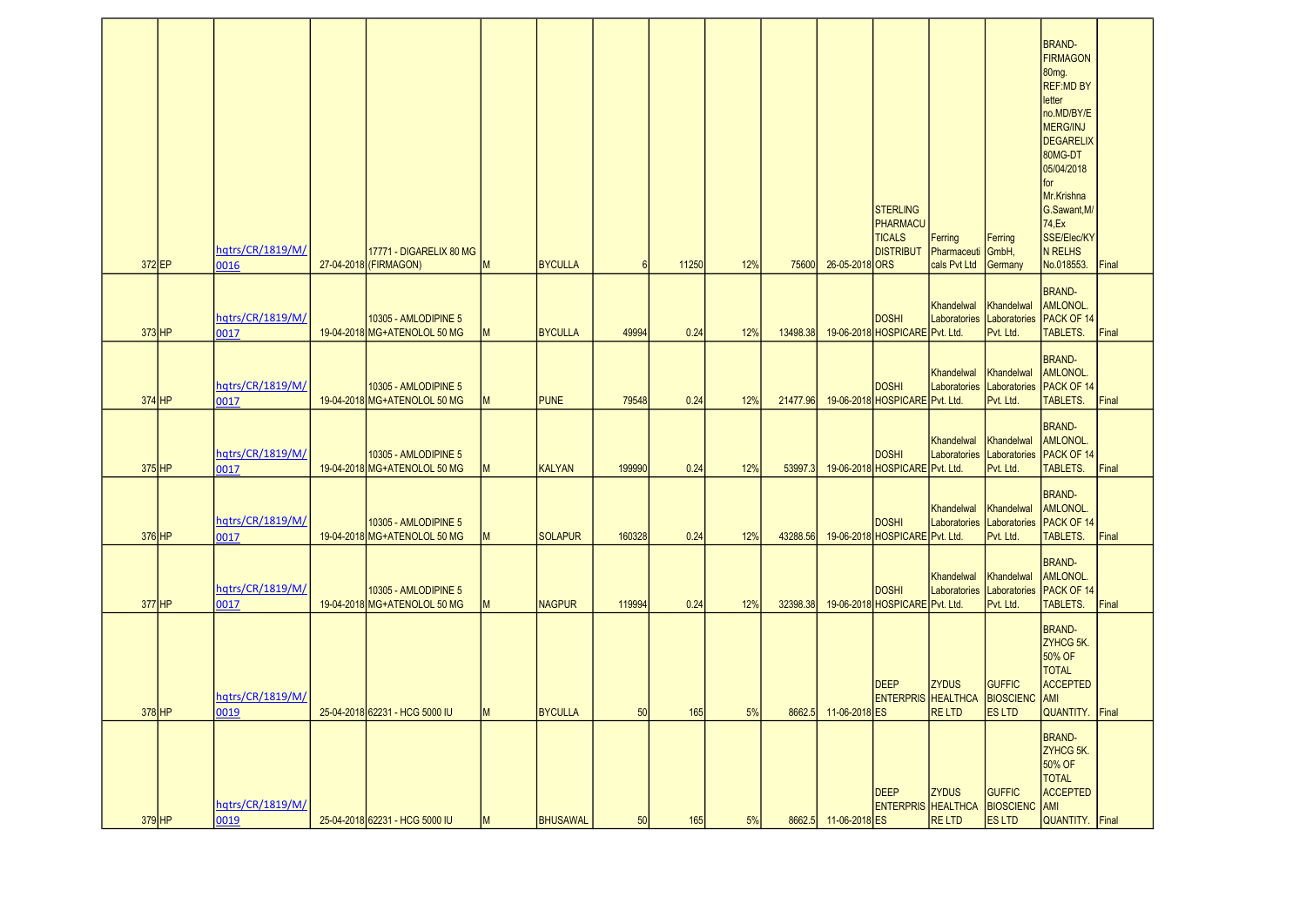| | | | | | | | | | | | | | | | | |
|---|---|---|---|---|---|---|---|---|---|---|---|---|---|---|---|---|
| 372 | EP | hqtrs/CR/1819/M/0016 | 27-04-2018 | 17771 - DIGARELIX 80 MG (FIRMAGON) | M | BYCULLA | 6 | 11250 | 12% | 75600 | 26-05-2018 | STERLING PHARMACUTICALS DISTRIBUTORS | Ferring Pharmaceuticals Pvt Ltd | Ferring GmbH, Germany | BRAND-FIRMAGON 80mg. REF:MD BY letter no.MD/BY/EMERG/INJ DEGARELIX 80MG-DT 05/04/2018 for Mr.Krishna G.Sawant,M/74,Ex SSE/Elec/KYN RELHS No.018553. | Final |
| 373 | HP | hqtrs/CR/1819/M/0017 | 19-04-2018 | 10305 - AMLODIPINE 5 MG+ATENOLOL 50 MG | M | BYCULLA | 49994 | 0.24 | 12% | 13498.38 | 19-06-2018 | DOSHI HOSPICARE | Khandelwal Laboratories Pvt. Ltd. | Khandelwal Laboratories Pvt. Ltd. | BRAND-AMLONOL. PACK OF 14 TABLETS. | Final |
| 374 | HP | hqtrs/CR/1819/M/0017 | 19-04-2018 | 10305 - AMLODIPINE 5 MG+ATENOLOL 50 MG | M | PUNE | 79548 | 0.24 | 12% | 21477.96 | 19-06-2018 | DOSHI HOSPICARE | Khandelwal Laboratories Pvt. Ltd. | Khandelwal Laboratories Pvt. Ltd. | BRAND-AMLONOL. PACK OF 14 TABLETS. | Final |
| 375 | HP | hqtrs/CR/1819/M/0017 | 19-04-2018 | 10305 - AMLODIPINE 5 MG+ATENOLOL 50 MG | M | KALYAN | 199990 | 0.24 | 12% | 53997.3 | 19-06-2018 | DOSHI HOSPICARE | Khandelwal Laboratories Pvt. Ltd. | Khandelwal Laboratories Pvt. Ltd. | BRAND-AMLONOL. PACK OF 14 TABLETS. | Final |
| 376 | HP | hqtrs/CR/1819/M/0017 | 19-04-2018 | 10305 - AMLODIPINE 5 MG+ATENOLOL 50 MG | M | SOLAPUR | 160328 | 0.24 | 12% | 43288.56 | 19-06-2018 | DOSHI HOSPICARE | Khandelwal Laboratories Pvt. Ltd. | Khandelwal Laboratories Pvt. Ltd. | BRAND-AMLONOL. PACK OF 14 TABLETS. | Final |
| 377 | HP | hqtrs/CR/1819/M/0017 | 19-04-2018 | 10305 - AMLODIPINE 5 MG+ATENOLOL 50 MG | M | NAGPUR | 119994 | 0.24 | 12% | 32398.38 | 19-06-2018 | DOSHI HOSPICARE | Khandelwal Laboratories Pvt. Ltd. | Khandelwal Laboratories Pvt. Ltd. | BRAND-AMLONOL. PACK OF 14 TABLETS. | Final |
| 378 | HP | hqtrs/CR/1819/M/0019 | 25-04-2018 | 62231 - HCG 5000 IU | M | BYCULLA | 50 | 165 | 5% | 8662.5 | 11-06-2018 | DEEP ENTERPRISES | ZYDUS HEALTHCARE LTD | GUFFIC BIOSCIENCES LTD | BRAND-ZYHCG 5K. 50% OF TOTAL ACCEPTED AMI QUANTITY. | Final |
| 379 | HP | hqtrs/CR/1819/M/0019 | 25-04-2018 | 62231 - HCG 5000 IU | M | BHUSAWAL | 50 | 165 | 5% | 8662.5 | 11-06-2018 | DEEP ENTERPRISES | ZYDUS HEALTHCARE LTD | GUFFIC BIOSCIENCES LTD | BRAND-ZYHCG 5K. 50% OF TOTAL ACCEPTED AMI QUANTITY. | Final |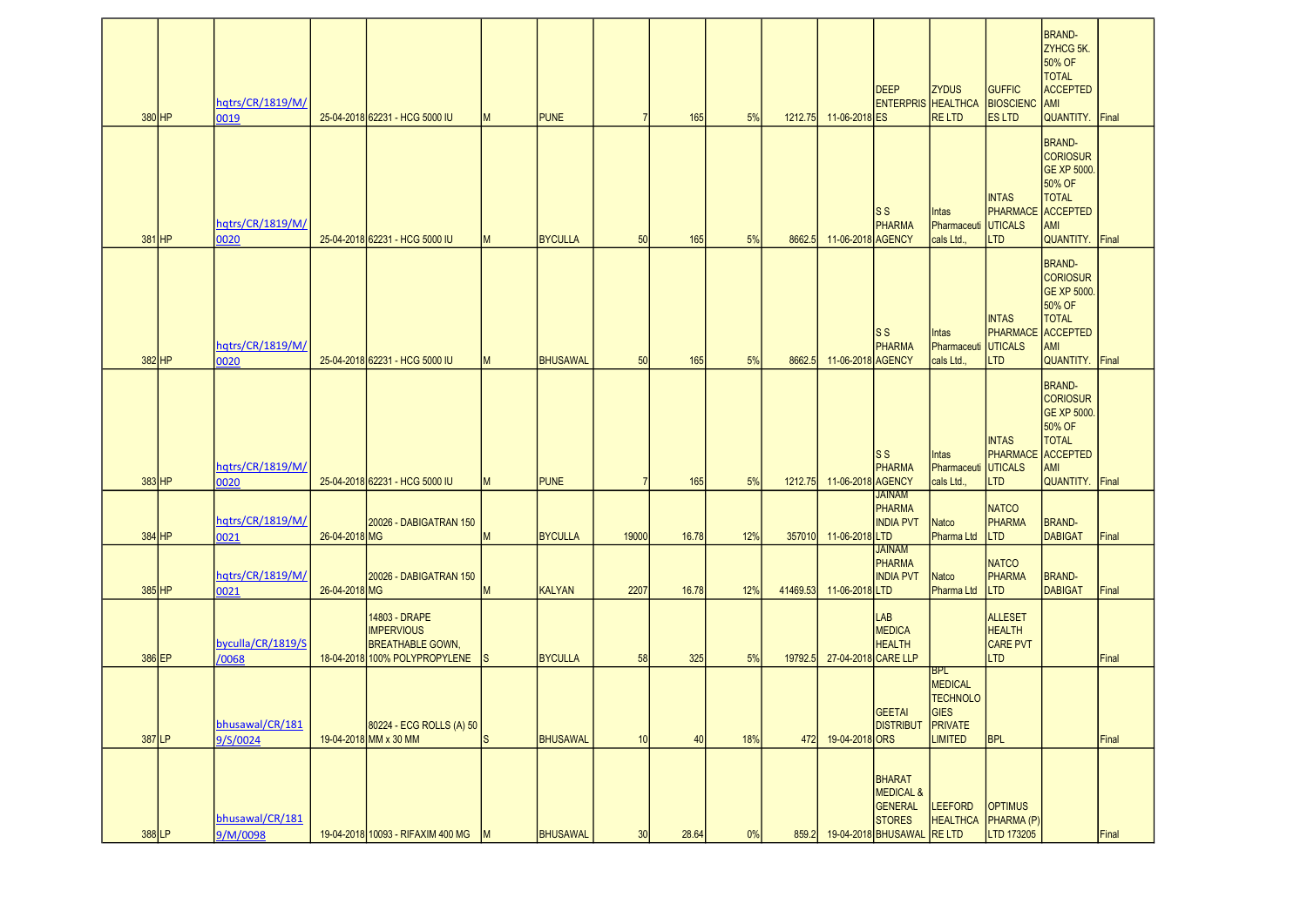| 380 | HP | hqtrs/CR/1819/M/0019 | 25-04-2018 | 62231 - HCG 5000 IU | M | PUNE | 7 | 165 | 5% | 1212.75 | 11-06-2018 | DEEP ENTERPRISES | ZYDUS HEALTHCARE LTD | GUFFIC BIOSCIENCES LTD | BRAND-ZYHCG 5K. 50% OF TOTAL ACCEPTED AMI QUANTITY. | Final |
|---|---|---|---|---|---|---|---|---|---|---|---|---|---|---|---|---|
| 381 | HP | hqtrs/CR/1819/M/0020 | 25-04-2018 | 62231 - HCG 5000 IU | M | BYCULLA | 50 | 165 | 5% | 8662.5 | 11-06-2018 | S S PHARMA AGENCY | Intas Pharmaceuticals Ltd., | INTAS PHARMACEUTICALS LTD | BRAND-CORIOSURGE XP 5000. 50% OF TOTAL ACCEPTED AMI QUANTITY. | Final |
| 382 | HP | hqtrs/CR/1819/M/0020 | 25-04-2018 | 62231 - HCG 5000 IU | M | BHUSAWAL | 50 | 165 | 5% | 8662.5 | 11-06-2018 | S S PHARMA AGENCY | Intas Pharmaceuticals Ltd., | INTAS PHARMACEUTICALS LTD | BRAND-CORIOSURGE XP 5000. 50% OF TOTAL ACCEPTED AMI QUANTITY. | Final |
| 383 | HP | hqtrs/CR/1819/M/0020 | 25-04-2018 | 62231 - HCG 5000 IU | M | PUNE | 7 | 165 | 5% | 1212.75 | 11-06-2018 | S S PHARMA AGENCY | Intas Pharmaceuticals Ltd., | INTAS PHARMACEUTICALS LTD | BRAND-CORIOSURGE XP 5000. 50% OF TOTAL ACCEPTED AMI QUANTITY. | Final |
| 384 | HP | hqtrs/CR/1819/M/0021 | 26-04-2018 | 20026 - DABIGATRAN 150 MG | M | BYCULLA | 19000 | 16.78 | 12% | 357010 | 11-06-2018 | JAINAM PHARMA INDIA PVT LTD | Natco Pharma Ltd | NATCO PHARMA LTD | BRAND-DABIGAT | Final |
| 385 | HP | hqtrs/CR/1819/M/0021 | 26-04-2018 | 20026 - DABIGATRAN 150 MG | M | KALYAN | 2207 | 16.78 | 12% | 41469.53 | 11-06-2018 | JAINAM PHARMA INDIA PVT LTD | Natco Pharma Ltd | NATCO PHARMA LTD | BRAND-DABIGAT | Final |
| 386 | EP | byculla/CR/1819/S/0068 | 18-04-2018 | 14803 - DRAPE IMPERVIOUS BREATHABLE GOWN, 100% POLYPROPYLENE | S | BYCULLA | 58 | 325 | 5% | 19792.5 | 27-04-2018 | LAB MEDICA HEALTH CARE LLP | | ALLESET HEALTH CARE PVT LTD | | Final |
| 387 | LP | bhusawal/CR/1819/S/0024 | 19-04-2018 | 80224 - ECG ROLLS (A) 50 MM x 30 MM | S | BHUSAWAL | 10 | 40 | 18% | 472 | 19-04-2018 | GEETAI DISTRIBUTORS | BPL MEDICAL TECHNOLOGIES PRIVATE LIMITED | BPL | | Final |
| 388 | LP | bhusawal/CR/1819/M/0098 | 19-04-2018 | 10093 - RIFAXIM 400 MG | M | BHUSAWAL | 30 | 28.64 | 0% | 859.2 | 19-04-2018 | BHARAT MEDICAL & GENERAL STORES BHUSAWAL | LEEFORD HEALTHCARE LTD | OPTIMUS PHARMA (P) LTD 173205 | | Final |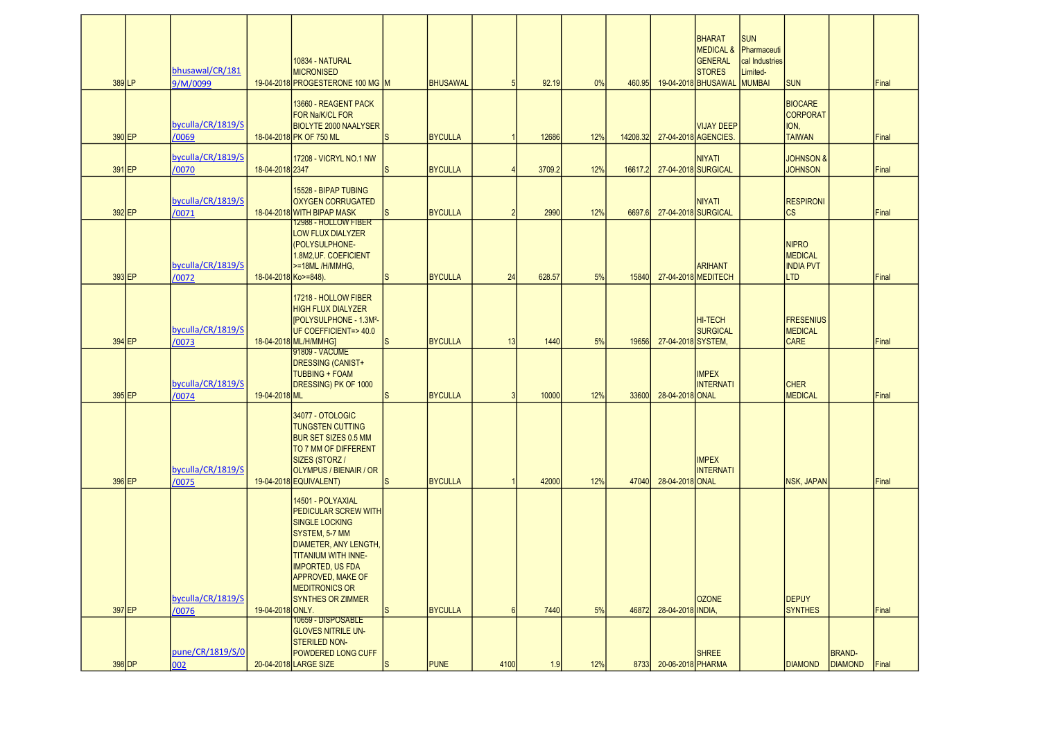| | | | | | | | | | | | | | | | | | |
|---|---|---|---|---|---|---|---|---|---|---|---|---|---|---|---|---|---|
| 389 | LP | bhusawal/CR/1819/M/0099 | 19-04-2018 | 10834 - NATURAL MICRONISED PROGESTERONE 100 MG | M | BHUSAWAL | 5 | 92.19 | 0% | 460.95 | 19-04-2018 | BHARAT MEDICAL & GENERAL STORES BHUSAWAL | SUN Pharmaceutical Industries Limited-MUMBAI | SUN | | Final |
| 390 | EP | byculla/CR/1819/S/0069 | 18-04-2018 | 13660 - REAGENT PACK FOR Na/K/CL FOR BIOLYTE 2000 NAALYSER PK OF 750 ML | S | BYCULLA | 1 | 12686 | 12% | 14208.32 | 27-04-2018 | VIJAY DEEP AGENCIES. | | BIOCARE CORPORATION, TAIWAN | | Final |
| 391 | EP | byculla/CR/1819/S/0070 | 18-04-2018 | 17208 - VICRYL NO.1 NW 2347 | S | BYCULLA | 4 | 3709.2 | 12% | 16617.2 | 27-04-2018 | NIYATI SURGICAL | | JOHNSON & JOHNSON | | Final |
| 392 | EP | byculla/CR/1819/S/0071 | 18-04-2018 | 15528 - BIPAP TUBING OXYGEN CORRUGATED WITH BIPAP MASK | S | BYCULLA | 2 | 2990 | 12% | 6697.6 | 27-04-2018 | NIYATI SURGICAL | | RESPIRONICS | | Final |
| 393 | EP | byculla/CR/1819/S/0072 | 18-04-2018 | 12988 - HOLLOW FIBER LOW FLUX DIALYZER (POLYSULPHONE-1.8M2,UF. COEFICIENT >=18ML /H/MMHG, Ko>=848). | S | BYCULLA | 24 | 628.57 | 5% | 15840 | 27-04-2018 | ARIHANT MEDITECH | | NIPRO MEDICAL INDIA PVT LTD | | Final |
| 394 | EP | byculla/CR/1819/S/0073 | 18-04-2018 | 17218 - HOLLOW FIBER HIGH FLUX DIALYZER [POLYSULPHONE - 1.3M²-UF COEFFICIENT=> 40.0 ML/H/MMHG] | S | BYCULLA | 13 | 1440 | 5% | 19656 | 27-04-2018 | HI-TECH SURGICAL SYSTEM, | | FRESENIUS MEDICAL CARE | | Final |
| 395 | EP | byculla/CR/1819/S/0074 | 19-04-2018 | 91809 - VACUME DRESSING (CANIST+ TUBBING + FOAM DRESSING) PK OF 1000 ML | S | BYCULLA | 3 | 10000 | 12% | 33600 | 28-04-2018 | IMPEX INTERNATIONAL | | CHER MEDICAL | | Final |
| 396 | EP | byculla/CR/1819/S/0075 | 19-04-2018 | 34077 - OTOLOGIC TUNGSTEN CUTTING BUR SET SIZES 0.5 MM TO 7 MM OF DIFFERENT SIZES (STORZ / OLYMPUS / BIENAIR / OR EQUIVALENT) | S | BYCULLA | 1 | 42000 | 12% | 47040 | 28-04-2018 | IMPEX INTERNATIONAL | | NSK, JAPAN | | Final |
| 397 | EP | byculla/CR/1819/S/0076 | 19-04-2018 | 14501 - POLYAXIAL PEDICULAR SCREW WITH SINGLE LOCKING SYSTEM, 5-7 MM DIAMETER, ANY LENGTH, TITANIUM WITH INNE-IMPORTED, US FDA APPROVED, MAKE OF MEDITRONICS OR SYNTHES OR ZIMMER ONLY. | S | BYCULLA | 6 | 7440 | 5% | 46872 | 28-04-2018 | OZONE INDIA, | | DEPUY SYNTHES | | Final |
| 398 | DP | pune/CR/1819/S/0002 | 20-04-2018 | 10659 - DISPOSABLE GLOVES NITRILE UN-STERILED NON-POWDERED LONG CUFF LARGE SIZE | S | PUNE | 4100 | 1.9 | 12% | 8733 | 20-06-2018 | SHREE PHARMA | | DIAMOND | BRAND-DIAMOND | Final |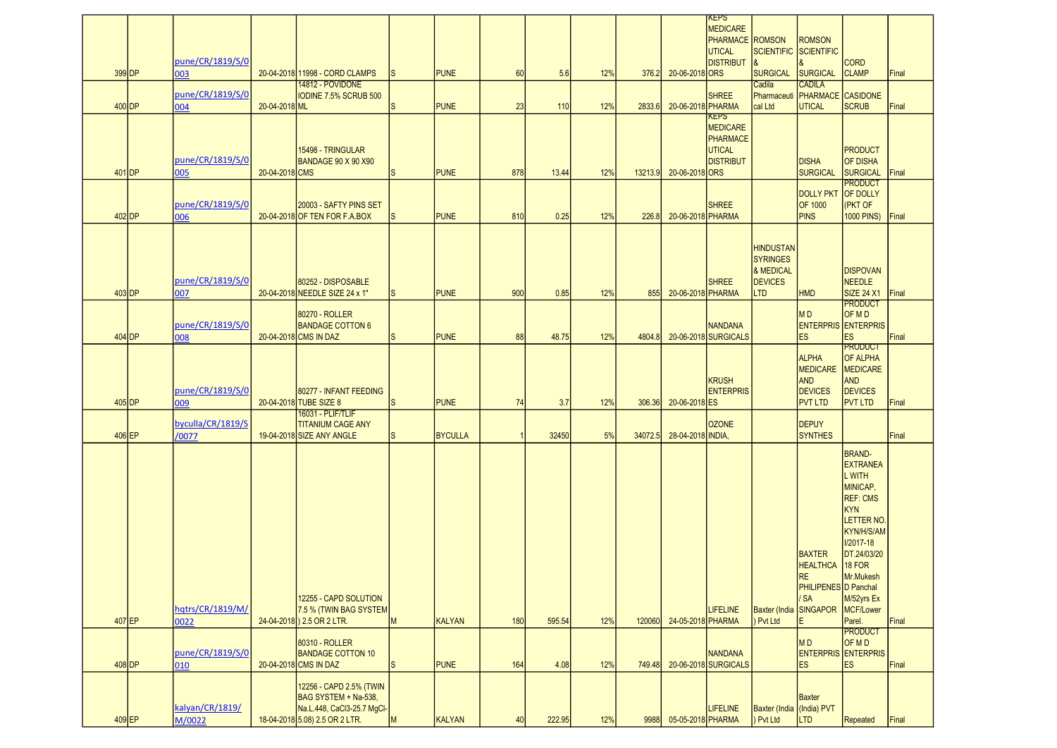| | | | | | | | | | | | | | | | | | |
|---|---|---|---|---|---|---|---|---|---|---|---|---|---|---|---|---|---|
| 399 | DP | pune/CR/1819/S/0 003 | 20-04-2018 | 11998 - CORD CLAMPS | S | PUNE | 60 | 5.6 | 12% | 376.2 | 20-06-2018 | KEPS MEDICARE PHARMACE UTICAL DISTRIBUT ORS | ROMSON SCIENTIFIC & SURGICAL | ROMSON SCIENTIFIC & SURGICAL | CORD CLAMP | Final |
| 400 | DP | pune/CR/1819/S/0 004 | 20-04-2018 | 14812 - POVIDONE IODINE 7.5% SCRUB 500 ML | S | PUNE | 23 | 110 | 12% | 2833.6 | 20-06-2018 | SHREE PHARMA | Cadila Pharmaceuti cal Ltd | CADILA PHARMACE UTICAL | CASIDONE SCRUB | Final |
| 401 | DP | pune/CR/1819/S/0 005 | 20-04-2018 | 15498 - TRINGULAR BANDAGE 90 X 90 X90 CMS | S | PUNE | 878 | 13.44 | 12% | 13213.9 | 20-06-2018 | KEPS MEDICARE PHARMACE UTICAL DISTRIBUT ORS | | DISHA SURGICAL | PRODUCT OF DISHA SURGICAL | Final |
| 402 | DP | pune/CR/1819/S/0 006 | 20-04-2018 | 20003 - SAFTY PINS SET OF TEN FOR F.A.BOX | S | PUNE | 810 | 0.25 | 12% | 226.8 | 20-06-2018 | SHREE PHARMA | | DOLLY PKT OF 1000 PINS | PRODUCT OF DOLLY (PKT OF 1000 PINS) | Final |
| 403 | DP | pune/CR/1819/S/0 007 | 20-04-2018 | 80252 - DISPOSABLE NEEDLE SIZE 24 x 1" | S | PUNE | 900 | 0.85 | 12% | 855 | 20-06-2018 | SHREE PHARMA | HINDUSTAN SYRINGES & MEDICAL DEVICES LTD | HMD | DISPOVAN NEEDLE SIZE 24 X1 | Final |
| 404 | DP | pune/CR/1819/S/0 008 | 20-04-2018 | 80270 - ROLLER BANDAGE COTTON 6 CMS IN DAZ | S | PUNE | 88 | 48.75 | 12% | 4804.8 | 20-06-2018 | NANDANA SURGICALS | | M D ENTERPRIS ES | PRODUCT OF M D ENTERPRIS ES | Final |
| 405 | DP | pune/CR/1819/S/0 009 | 20-04-2018 | 80277 - INFANT FEEDING TUBE SIZE 8 | S | PUNE | 74 | 3.7 | 12% | 306.36 | 20-06-2018 | KRUSH ENTERPRIS ES | | ALPHA MEDICARE AND DEVICES PVT LTD | PRODUCT OF ALPHA MEDICARE AND DEVICES PVT LTD | Final |
| 406 | EP | byculla/CR/1819/S /0077 | 19-04-2018 | 16031 - PLIF/TLIF TITANIUM CAGE ANY SIZE ANY ANGLE | S | BYCULLA | 1 | 32450 | 5% | 34072.5 | 28-04-2018 | OZONE INDIA, | | DEPUY SYNTHES | | Final |
| 407 | EP | hqtrs/CR/1819/M/ 0022 | 24-04-2018 | 12255 - CAPD SOLUTION 7.5 % (TWIN BAG SYSTEM ) 2.5 OR 2 LTR. | M | KALYAN | 180 | 595.54 | 12% | 120060 | 24-05-2018 | LIFELINE PHARMA | Baxter (India ) Pvt Ltd | BAXTER HEALTHCA RE PHILIPENES / SA SINGAPOR E | BRAND- EXTRANEA L WITH MINICAP, REF: CMS KYN LETTER NO. KYN/H/S/AM I/2017-18 DT.24/03/20 18 FOR Mr.Mukesh D Panchal M/52yrs Ex MCF/Lower Parel. | Final |
| 408 | DP | pune/CR/1819/S/0 010 | 20-04-2018 | 80310 - ROLLER BANDAGE COTTON 10 CMS IN DAZ | S | PUNE | 164 | 4.08 | 12% | 749.48 | 20-06-2018 | NANDANA SURGICALS | | M D ENTERPRIS ES | PRODUCT OF M D ENTERPRIS ES | Final |
| 409 | EP | kalyan/CR/1819/ M/0022 | 18-04-2018 | 12256 - CAPD 2.5% (TWIN BAG SYSTEM + Na-538, Na.L.448, CaCl3-25.7 MgCl- 5.08) 2.5 OR 2 LTR. | M | KALYAN | 40 | 222.95 | 12% | 9988 | 05-05-2018 | LIFELINE PHARMA | Baxter (India ) Pvt Ltd | Baxter (India) PVT LTD | Repeated | Final |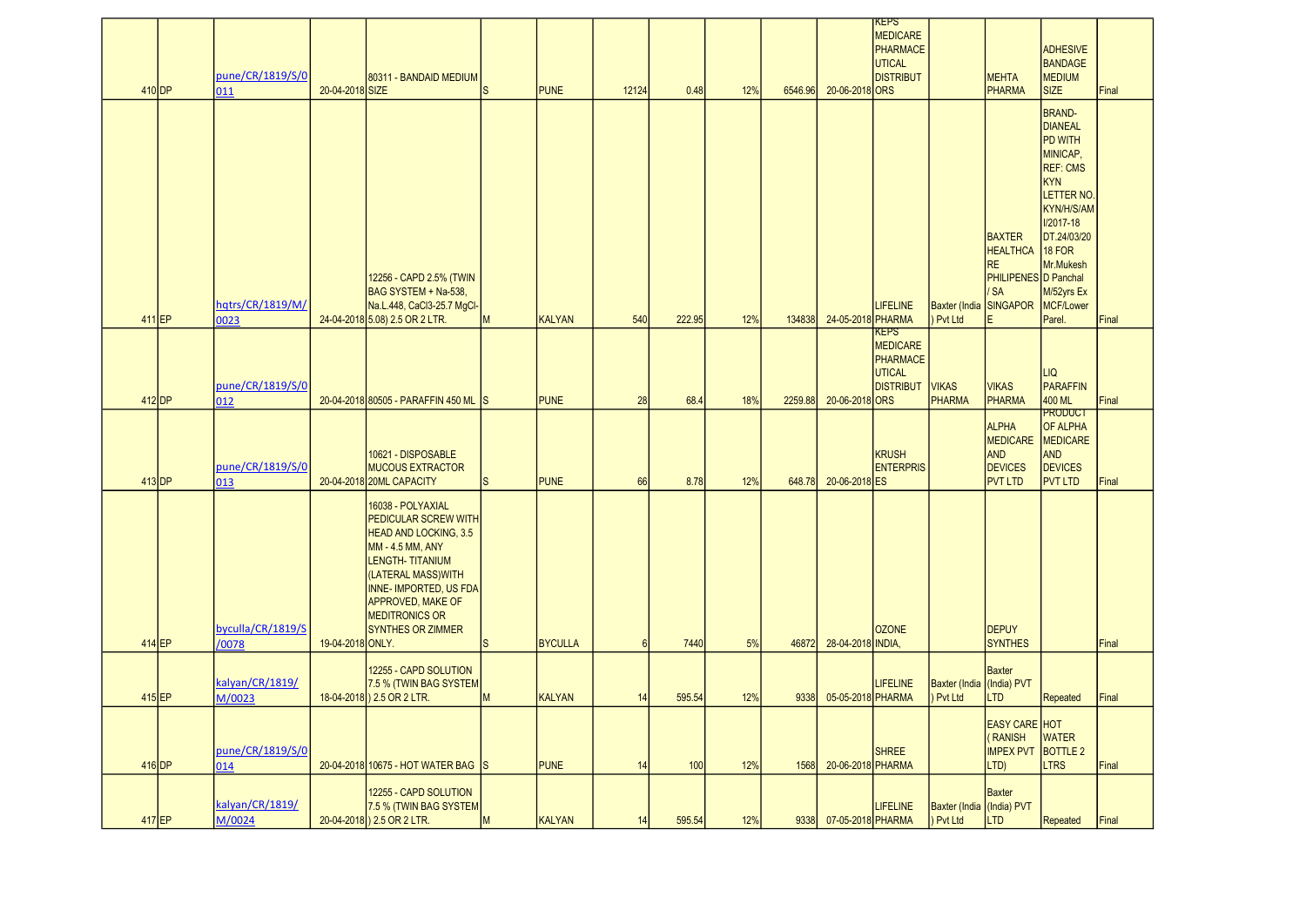| | | | | | | | | | | | | | | | | |
|---|---|---|---|---|---|---|---|---|---|---|---|---|---|---|---|---|
| 410 | DP | pune/CR/1819/S/0011 | 20-04-2018 | 80311 - BANDAID MEDIUM SIZE | S | PUNE | 12124 | 0.48 | 12% | 6546.96 | 20-06-2018 | KEPS MEDICARE PHARMACEUTICAL DISTRIBUTORS | | MEHTA PHARMA | ADHESIVE BANDAGE MEDIUM SIZE | Final |
| 411 | EP | hqtrs/CR/1819/M/0023 | 24-04-2018 | 12256 - CAPD 2.5% (TWIN BAG SYSTEM + Na-538, Na.L.448, CaCl3-25.7 MgCl-5.08) 2.5 OR 2 LTR. | M | KALYAN | 540 | 222.95 | 12% | 134838 | 24-05-2018 | LIFELINE PHARMA | Baxter (India ) Pvt Ltd | BAXTER HEALTHCARE PHILIPENES / SA SINGAPORE | BRAND-DIANEAL PD WITH MINICAP, REF: CMS KYN LETTER NO. KYN/H/S/AMI/2017-18 DT.24/03/2018 FOR Mr.Mukesh D Panchal M/52yrs Ex MCF/Lower Parel. | Final |
| 412 | DP | pune/CR/1819/S/0012 | 20-04-2018 | 80505 - PARAFFIN 450 ML | S | PUNE | 28 | 68.4 | 18% | 2259.88 | 20-06-2018 | KEPS MEDICARE PHARMACEUTICAL DISTRIBUTORS | VIKAS PHARMA | VIKAS PHARMA | LIQ PARAFFIN 400 ML | Final |
| 413 | DP | pune/CR/1819/S/0013 | 20-04-2018 | 10621 - DISPOSABLE MUCOUS EXTRACTOR 20ML CAPACITY | S | PUNE | 66 | 8.78 | 12% | 648.78 | 20-06-2018 | KRUSH ENTERPRISES | | ALPHA MEDICARE AND DEVICES PVT LTD | PRODUCT OF ALPHA MEDICARE AND DEVICES PVT LTD | Final |
| 414 | EP | byculla/CR/1819/S/0078 | 19-04-2018 | 16038 - POLYAXIAL PEDICULAR SCREW WITH HEAD AND LOCKING, 3.5 MM - 4.5 MM, ANY LENGTH- TITANIUM (LATERAL MASS)WITH INNE- IMPORTED, US FDA APPROVED, MAKE OF MEDITRONICS OR SYNTHES OR ZIMMER ONLY. | S | BYCULLA | 6 | 7440 | 5% | 46872 | 28-04-2018 | OZONE INDIA, | | DEPUY SYNTHES | | Final |
| 415 | EP | kalyan/CR/1819/M/0023 | 18-04-2018 | 12255 - CAPD SOLUTION 7.5 % (TWIN BAG SYSTEM ) 2.5 OR 2 LTR. | M | KALYAN | 14 | 595.54 | 12% | 9338 | 05-05-2018 | LIFELINE PHARMA | Baxter (India ) Pvt Ltd | Baxter (India) PVT LTD | Repeated | Final |
| 416 | DP | pune/CR/1819/S/0014 | 20-04-2018 | 10675 - HOT WATER BAG | S | PUNE | 14 | 100 | 12% | 1568 | 20-06-2018 | SHREE PHARMA | | EASY CARE ( RANISH IMPEX PVT LTD) | HOT WATER BOTTLE 2 LTRS | Final |
| 417 | EP | kalyan/CR/1819/M/0024 | 20-04-2018 | 12255 - CAPD SOLUTION 7.5 % (TWIN BAG SYSTEM ) 2.5 OR 2 LTR. | M | KALYAN | 14 | 595.54 | 12% | 9338 | 07-05-2018 | LIFELINE PHARMA | Baxter (India ) Pvt Ltd | Baxter (India) PVT LTD | Repeated | Final |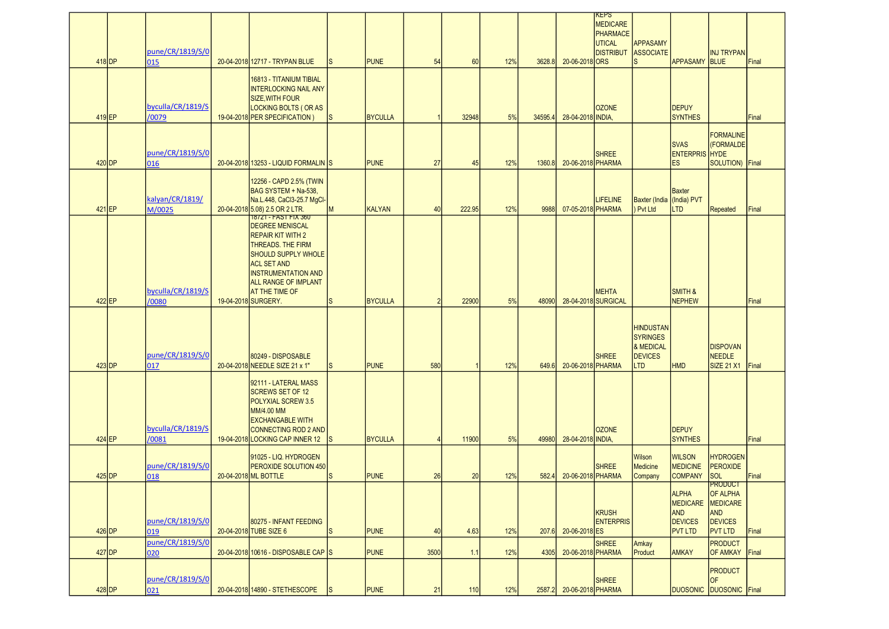| 418 | DP | pune/CR/1819/S/0015 | 20-04-2018 | 12717 - TRYPAN BLUE | S | PUNE | 54 | 60 | 12% | 3628.8 | 20-06-2018 | KEPS MEDICARE PHARMACEUTICAL DISTRIBUTORS | APPASAMY ASSOCIATES | APPASAMY | INJ TRYPAN BLUE | Final |
|---|---|---|---|---|---|---|---|---|---|---|---|---|---|---|---|---|
| 419 | EP | byculla/CR/1819/S/0079 | 19-04-2018 | 16813 - TITANIUM TIBIAL INTERLOCKING NAIL ANY SIZE,WITH FOUR LOCKING BOLTS ( OR AS PER SPECIFICATION ) | S | BYCULLA | 1 | 32948 | 5% | 34595.4 | 28-04-2018 | OZONE INDIA, | | DEPUY SYNTHES | | Final |
| 420 | DP | pune/CR/1819/S/0016 | 20-04-2018 | 13253 - LIQUID FORMALIN | S | PUNE | 27 | 45 | 12% | 1360.8 | 20-06-2018 | SHREE PHARMA | | SVAS ENTERPRISES | FORMALINE (FORMALDEHYDE SOLUTION) | Final |
| 421 | EP | kalyan/CR/1819/M/0025 | 20-04-2018 | 12256 - CAPD 2.5% (TWIN BAG SYSTEM + Na-538, Na.L.448, CaCl3-25.7 MgCl-5.08) 2.5 OR 2 LTR. | M | KALYAN | 40 | 222.95 | 12% | 9988 | 07-05-2018 | LIFELINE PHARMA | Baxter (India ) Pvt Ltd | Baxter (India) PVT LTD | Repeated | Final |
| 422 | EP | byculla/CR/1819/S/0080 | 19-04-2018 | 18721 - FAST FIX 360 DEGREE MENISCAL REPAIR KIT WITH 2 THREADS. THE FIRM SHOULD SUPPLY WHOLE ACL SET AND INSTRUMENTATION AND ALL RANGE OF IMPLANT AT THE TIME OF SURGERY. | S | BYCULLA | 2 | 22900 | 5% | 48090 | 28-04-2018 | MEHTA SURGICAL | | SMITH & NEPHEW | | Final |
| 423 | DP | pune/CR/1819/S/0017 | 20-04-2018 | 80249 - DISPOSABLE NEEDLE SIZE 21 x 1" | S | PUNE | 580 | 1 | 12% | 649.6 | 20-06-2018 | SHREE PHARMA | HINDUSTAN SYRINGES & MEDICAL DEVICES LTD | HMD | DISPOVAN NEEDLE SIZE 21 X1 | Final |
| 424 | EP | byculla/CR/1819/S/0081 | 19-04-2018 | 92111 - LATERAL MASS SCREWS SET OF 12 POLYXIAL SCREW 3.5 MM/4.00 MM EXCHANGABLE WITH CONNECTING ROD 2 AND LOCKING CAP INNER 12 | S | BYCULLA | 4 | 11900 | 5% | 49980 | 28-04-2018 | OZONE INDIA, | | DEPUY SYNTHES | | Final |
| 425 | DP | pune/CR/1819/S/0018 | 20-04-2018 | 91025 - LIQ. HYDROGEN PEROXIDE SOLUTION 450 ML BOTTLE | S | PUNE | 26 | 20 | 12% | 582.4 | 20-06-2018 | SHREE PHARMA | Wilson Medicine Company | WILSON MEDICINE COMPANY | HYDROGEN PEROXIDE SOL | Final |
| 426 | DP | pune/CR/1819/S/0019 | 20-04-2018 | 80275 - INFANT FEEDING TUBE SIZE 6 | S | PUNE | 40 | 4.63 | 12% | 207.6 | 20-06-2018 | KRUSH ENTERPRISES | | ALPHA MEDICARE AND DEVICES PVT LTD | PRODUCT OF ALPHA MEDICARE AND DEVICES PVT LTD | Final |
| 427 | DP | pune/CR/1819/S/0020 | 20-04-2018 | 10616 - DISPOSABLE CAP | S | PUNE | 3500 | 1.1 | 12% | 4305 | 20-06-2018 | SHREE PHARMA | Amkay Product | AMKAY | PRODUCT OF AMKAY | Final |
| 428 | DP | pune/CR/1819/S/0021 | 20-04-2018 | 14890 - STETHESCOPE | S | PUNE | 21 | 110 | 12% | 2587.2 | 20-06-2018 | SHREE PHARMA | | DUOSONIC | PRODUCT OF DUOSONIC | Final |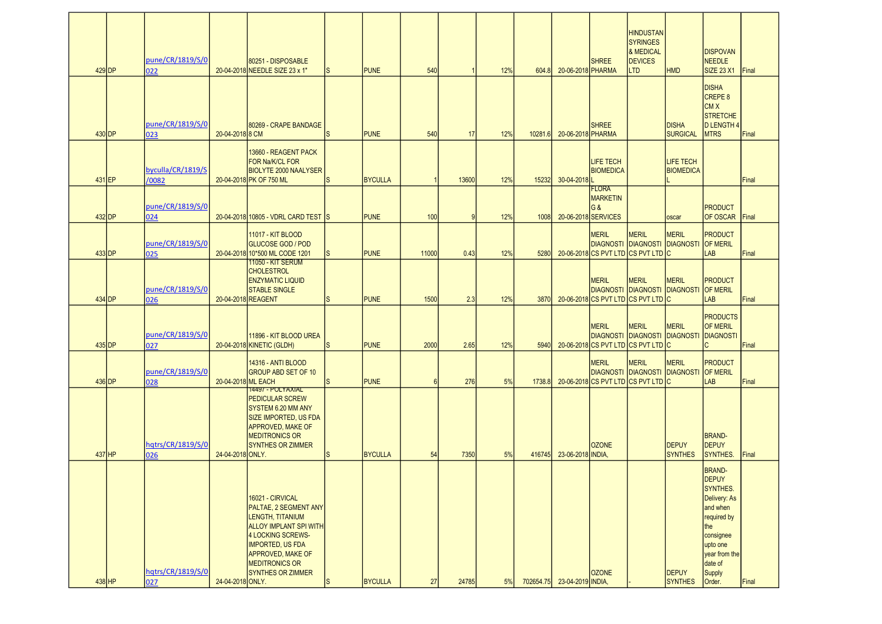| | | | | | | | | | | | | | | | | |
|---|---|---|---|---|---|---|---|---|---|---|---|---|---|---|---|---|
| 429 | DP | pune/CR/1819/S/0022 | 20-04-2018 | 80251 - DISPOSABLE NEEDLE SIZE 23 x 1" | S | PUNE | 540 | 1 | 12% | 604.8 | 20-06-2018 | SHREE PHARMA | HINDUSTAN SYRINGES & MEDICAL DEVICES LTD | HMD | DISPOVAN NEEDLE SIZE 23 X1 | Final |
| 430 | DP | pune/CR/1819/S/0023 | 20-04-2018 | 80269 - CRAPE BANDAGE 8 CM | S | PUNE | 540 | 17 | 12% | 10281.6 | 20-06-2018 | SHREE PHARMA | | DISHA SURGICAL | DISHA CREPE 8 CM X STRETCHED LENGTH 4 MTRS | Final |
| 431 | EP | byculla/CR/1819/S/0082 | 20-04-2018 | 13660 - REAGENT PACK FOR Na/K/CL FOR BIOLYTE 2000 NAALYSER PK OF 750 ML | S | BYCULLA | 1 | 13600 | 12% | 15232 | 30-04-2018 | LIFE TECH BIOMEDICAL | | LIFE TECH BIOMEDICAL | | Final |
| 432 | DP | pune/CR/1819/S/0024 | 20-04-2018 | 10805 - VDRL CARD TEST | S | PUNE | 100 | 9 | 12% | 1008 | 20-06-2018 | FLORA MARKETING & SERVICES | | oscar | PRODUCT OF OSCAR | Final |
| 433 | DP | pune/CR/1819/S/0025 | 20-04-2018 | 11017 - KIT BLOOD GLUCOSE GOD / POD 10*500 ML CODE 1201 | S | PUNE | 11000 | 0.43 | 12% | 5280 | 20-06-2018 | MERIL DIAGNOSTICS PVT LTD | MERIL DIAGNOSTICS PVT LTD | MERIL DIAGNOSTIC | PRODUCT OF MERIL LAB | Final |
| 434 | DP | pune/CR/1819/S/0026 | 20-04-2018 | 11050 - KIT SERUM CHOLESTROL ENZYMATIC LIQUID STABLE SINGLE REAGENT | S | PUNE | 1500 | 2.3 | 12% | 3870 | 20-06-2018 | MERIL DIAGNOSTICS PVT LTD | MERIL DIAGNOSTICS PVT LTD | MERIL DIAGNOSTIC | PRODUCT OF MERIL LAB | Final |
| 435 | DP | pune/CR/1819/S/0027 | 20-04-2018 | 11896 - KIT BLOOD UREA KINETIC (GLDH) | S | PUNE | 2000 | 2.65 | 12% | 5940 | 20-06-2018 | MERIL DIAGNOSTICS PVT LTD | MERIL DIAGNOSTICS PVT LTD | MERIL DIAGNOSTIC | PRODUCTS OF MERIL DIAGNOSTIC | Final |
| 436 | DP | pune/CR/1819/S/0028 | 20-04-2018 | 14316 - ANTI BLOOD GROUP ABD SET OF 10 ML EACH | S | PUNE | 6 | 276 | 5% | 1738.8 | 20-06-2018 | MERIL DIAGNOSTICS PVT LTD | MERIL DIAGNOSTICS PVT LTD | MERIL DIAGNOSTIC | PRODUCT OF MERIL LAB | Final |
| 437 | HP | hqtrs/CR/1819/S/026 | 24-04-2018 | 14497 - POLYAXIAL PEDICULAR SCREW SYSTEM 6.20 MM ANY SIZE IMPORTED, US FDA APPROVED, MAKE OF MEDITRONICS OR SYNTHES OR ZIMMER ONLY. | S | BYCULLA | 54 | 7350 | 5% | 416745 | 23-06-2018 | OZONE INDIA, | | DEPUY SYNTHES | BRAND- DEPUY SYNTHES. | Final |
| 438 | HP | hqtrs/CR/1819/S/027 | 24-04-2018 | 16021 - CIRVICAL PALTAE, 2 SEGMENT ANY LENGTH, TITANIUM ALLOY IMPLANT SPI WITH 4 LOCKING SCREWS- IMPORTED, US FDA APPROVED, MAKE OF MEDITRONICS OR SYNTHES OR ZIMMER ONLY. | S | BYCULLA | 27 | 24785 | 5% | 702654.75 | 23-04-2019 | OZONE INDIA, | - | DEPUY SYNTHES | BRAND- DEPUY SYNTHES. Delivery: As and when required by the consignee upto one year from the date of Supply Order. | Final |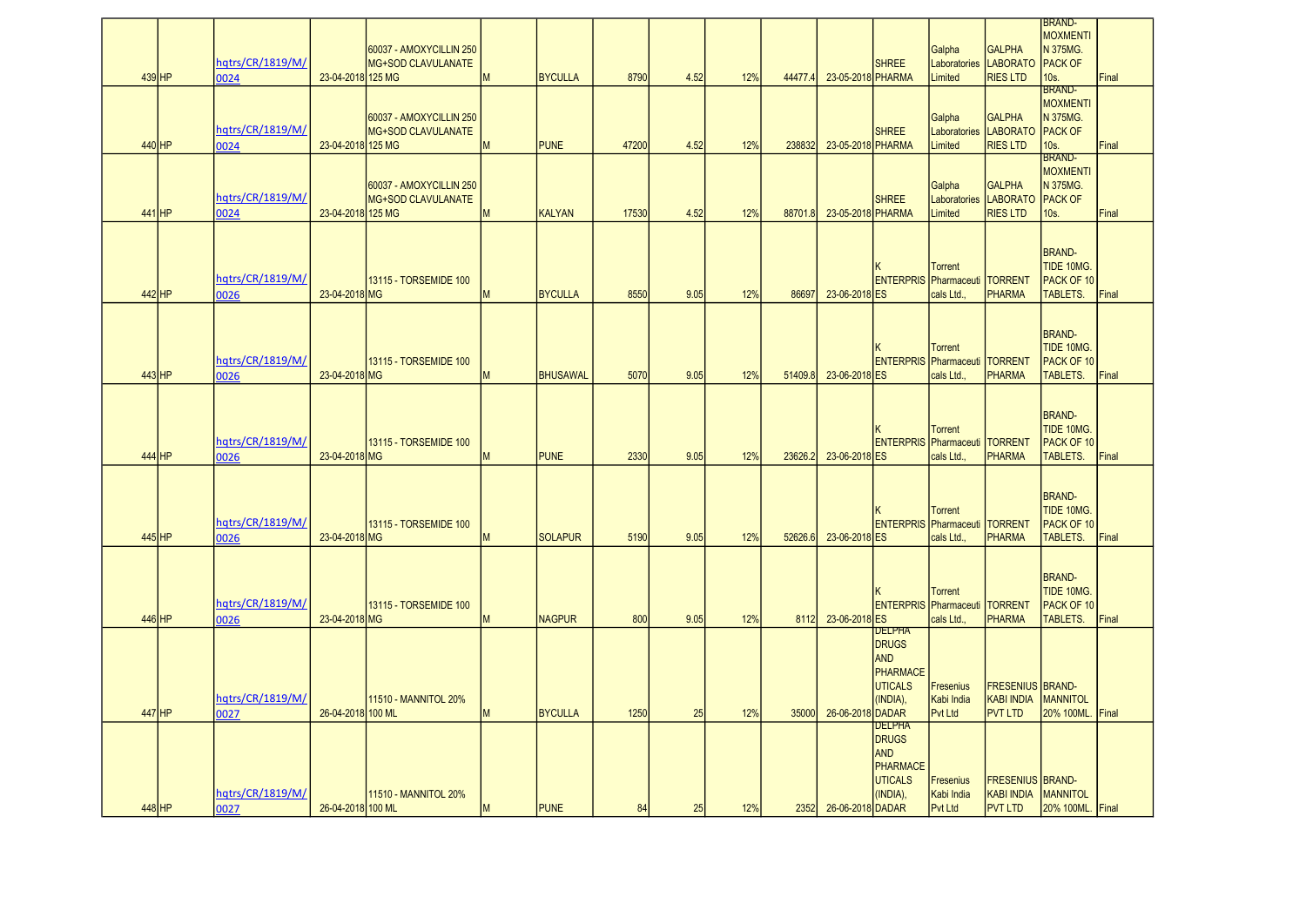| | | | | | | | | | | | | | | | | |
|---|---|---|---|---|---|---|---|---|---|---|---|---|---|---|---|---|
| 439 | HP | hqtrs/CR/1819/M/0024 | 23-04-2018 | 60037 - AMOXYCILLIN 250 MG+SOD CLAVULANATE 125 MG | M | BYCULLA | 8790 | 4.52 | 12% | 44477.4 | 23-05-2018 | SHREE PHARMA | Galpha Laboratories Limited | GALPHA LABORATORIES LTD | BRAND-MOXMENTIN 375MG. PACK OF 10s. | Final |
| 440 | HP | hqtrs/CR/1819/M/0024 | 23-04-2018 | 60037 - AMOXYCILLIN 250 MG+SOD CLAVULANATE 125 MG | M | PUNE | 47200 | 4.52 | 12% | 238832 | 23-05-2018 | SHREE PHARMA | Galpha Laboratories Limited | GALPHA LABORATORIES LTD | BRAND-MOXMENTIN 375MG. PACK OF 10s. | Final |
| 441 | HP | hqtrs/CR/1819/M/0024 | 23-04-2018 | 60037 - AMOXYCILLIN 250 MG+SOD CLAVULANATE 125 MG | M | KALYAN | 17530 | 4.52 | 12% | 88701.8 | 23-05-2018 | SHREE PHARMA | Galpha Laboratories Limited | GALPHA LABORATORIES LTD | BRAND-MOXMENTIN 375MG. PACK OF 10s. | Final |
| 442 | HP | hqtrs/CR/1819/M/0026 | 23-04-2018 | 13115 - TORSEMIDE 100 MG | M | BYCULLA | 8550 | 9.05 | 12% | 86697 | 23-06-2018 | K ENTERPRISES | Torrent Pharmaceuticals Ltd., | TORRENT PHARMA | BRAND-TIDE 10MG. PACK OF 10 TABLETS. | Final |
| 443 | HP | hqtrs/CR/1819/M/0026 | 23-04-2018 | 13115 - TORSEMIDE 100 MG | M | BHUSAWAL | 5070 | 9.05 | 12% | 51409.8 | 23-06-2018 | K ENTERPRISES | Torrent Pharmaceuticals Ltd., | TORRENT PHARMA | BRAND-TIDE 10MG. PACK OF 10 TABLETS. | Final |
| 444 | HP | hqtrs/CR/1819/M/0026 | 23-04-2018 | 13115 - TORSEMIDE 100 MG | M | PUNE | 2330 | 9.05 | 12% | 23626.2 | 23-06-2018 | K ENTERPRISES | Torrent Pharmaceuticals Ltd., | TORRENT PHARMA | BRAND-TIDE 10MG. PACK OF 10 TABLETS. | Final |
| 445 | HP | hqtrs/CR/1819/M/0026 | 23-04-2018 | 13115 - TORSEMIDE 100 MG | M | SOLAPUR | 5190 | 9.05 | 12% | 52626.6 | 23-06-2018 | K ENTERPRISES | Torrent Pharmaceuticals Ltd., | TORRENT PHARMA | BRAND-TIDE 10MG. PACK OF 10 TABLETS. | Final |
| 446 | HP | hqtrs/CR/1819/M/0026 | 23-04-2018 | 13115 - TORSEMIDE 100 MG | M | NAGPUR | 800 | 9.05 | 12% | 8112 | 23-06-2018 | K ENTERPRISES | Torrent Pharmaceuticals Ltd., | TORRENT PHARMA | BRAND-TIDE 10MG. PACK OF 10 TABLETS. | Final |
| 447 | HP | hqtrs/CR/1819/M/0027 | 26-04-2018 | 11510 - MANNITOL 20% 100 ML | M | BYCULLA | 1250 | 25 | 12% | 35000 | 26-06-2018 | DELPHA DRUGS AND PHARMACEUTICALS (INDIA), DADAR | Fresenius Kabi India Pvt Ltd | FRESENIUS KABI INDIA PVT LTD | BRAND-MANNITOL 20% 100ML. | Final |
| 448 | HP | hqtrs/CR/1819/M/0027 | 26-04-2018 | 11510 - MANNITOL 20% 100 ML | M | PUNE | 84 | 25 | 12% | 2352 | 26-06-2018 | DELPHA DRUGS AND PHARMACEUTICALS (INDIA), DADAR | Fresenius Kabi India Pvt Ltd | FRESENIUS KABI INDIA PVT LTD | BRAND-MANNITOL 20% 100ML. | Final |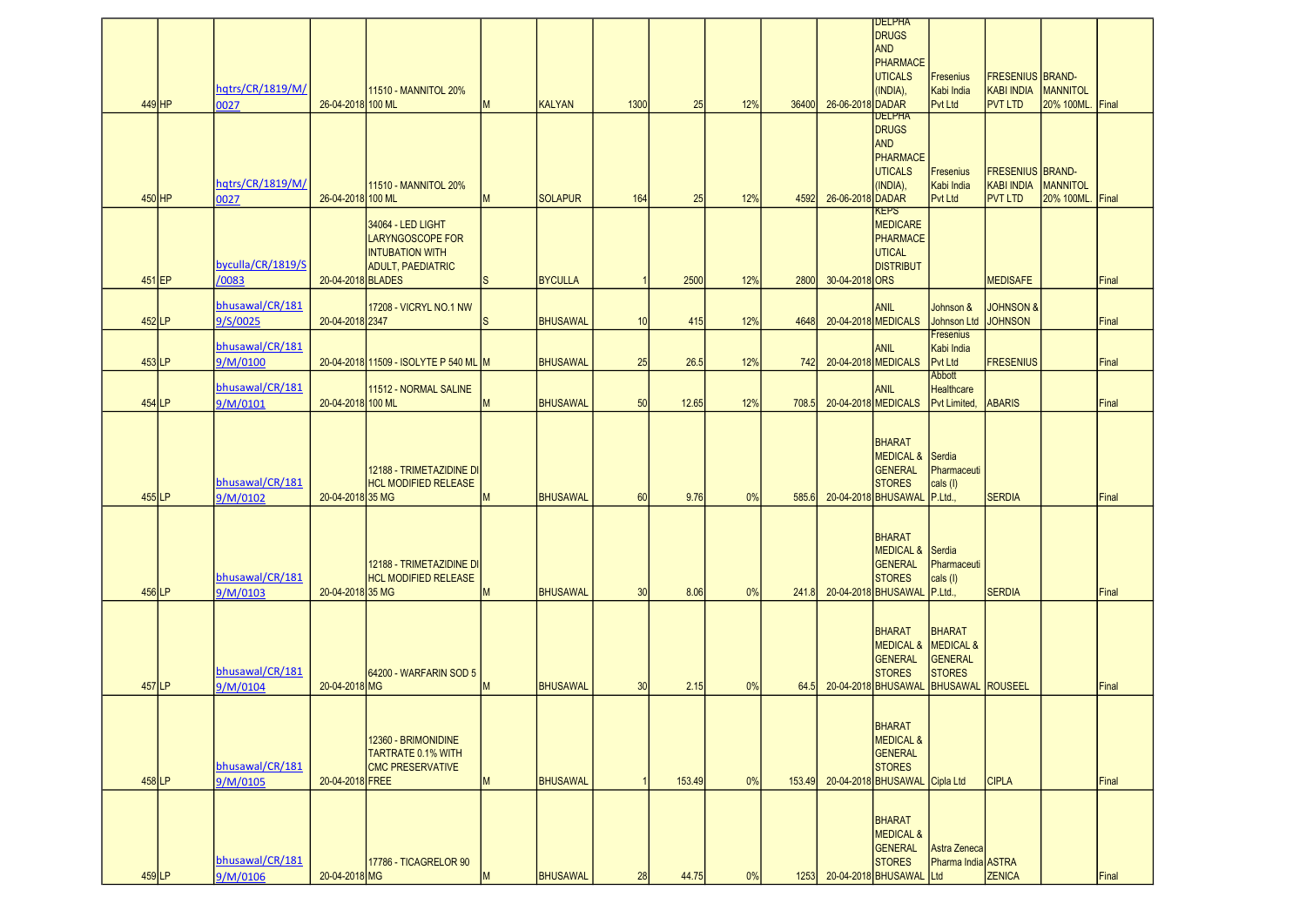| | | | | | | | | | | | | | | | | | |
|---|---|---|---|---|---|---|---|---|---|---|---|---|---|---|---|---|---|
| 449 | HP | hqtrs/CR/1819/M/0027 | 26-04-2018 | 11510 - MANNITOL 20% 100 ML | M | KALYAN | 1300 | 25 | 12% | 36400 | 26-06-2018 | DELPHA DRUGS AND PHARMACEUTICALS (INDIA), DADAR | Fresenius Kabi India Pvt Ltd | FRESENIUS KABI INDIA PVT LTD | BRAND-MANNITOL 20% 100ML. | Final |
| 450 | HP | hqtrs/CR/1819/M/0027 | 26-04-2018 | 11510 - MANNITOL 20% 100 ML | M | SOLAPUR | 164 | 25 | 12% | 4592 | 26-06-2018 | DELPHA DRUGS AND PHARMACEUTICALS (INDIA), DADAR | Fresenius Kabi India Pvt Ltd | FRESENIUS KABI INDIA PVT LTD | BRAND-MANNITOL 20% 100ML. | Final |
| 451 | EP | byculla/CR/1819/S/0083 | 20-04-2018 | 34064 - LED LIGHT LARYNGOSCOPE FOR INTUBATION WITH ADULT, PAEDIATRIC BLADES | S | BYCULLA | 1 | 2500 | 12% | 2800 | 30-04-2018 | KEPS MEDICARE PHARMACEUTICAL DISTRIBUTORS | | MEDISAFE | | Final |
| 452 | LP | bhusawal/CR/1819/S/0025 | 20-04-2018 | 17208 - VICRYL NO.1 NW 2347 | S | BHUSAWAL | 10 | 415 | 12% | 4648 | 20-04-2018 | ANIL MEDICALS | Johnson & Johnson Ltd | JOHNSON & JOHNSON | | Final |
| 453 | LP | bhusawal/CR/1819/M/0100 | 20-04-2018 | 11509 - ISOLYTE P 540 ML | M | BHUSAWAL | 25 | 26.5 | 12% | 742 | 20-04-2018 | ANIL MEDICALS | Fresenius Kabi India Pvt Ltd | FRESENIUS | | Final |
| 454 | LP | bhusawal/CR/1819/M/0101 | 20-04-2018 | 11512 - NORMAL SALINE 100 ML | M | BHUSAWAL | 50 | 12.65 | 12% | 708.5 | 20-04-2018 | ANIL MEDICALS | Abbott Healthcare Pvt Limited, | ABARIS | | Final |
| 455 | LP | bhusawal/CR/1819/M/0102 | 20-04-2018 | 12188 - TRIMETAZIDINE DI HCL MODIFIED RELEASE 35 MG | M | BHUSAWAL | 60 | 9.76 | 0% | 585.6 | 20-04-2018 | BHARAT MEDICAL & GENERAL STORES BHUSAWAL | Serdia Pharmaceuticals (I) P.Ltd., | SERDIA | | Final |
| 456 | LP | bhusawal/CR/1819/M/0103 | 20-04-2018 | 12188 - TRIMETAZIDINE DI HCL MODIFIED RELEASE 35 MG | M | BHUSAWAL | 30 | 8.06 | 0% | 241.8 | 20-04-2018 | BHARAT MEDICAL & GENERAL STORES BHUSAWAL | Serdia Pharmaceuticals (I) P.Ltd., | SERDIA | | Final |
| 457 | LP | bhusawal/CR/1819/M/0104 | 20-04-2018 | 64200 - WARFARIN SOD 5 MG | M | BHUSAWAL | 30 | 2.15 | 0% | 64.5 | 20-04-2018 | BHARAT MEDICAL & GENERAL STORES BHUSAWAL | BHARAT MEDICAL & GENERAL STORES BHUSAWAL | ROUSEEL | | Final |
| 458 | LP | bhusawal/CR/1819/M/0105 | 20-04-2018 | 12360 - BRIMONIDINE TARTRATE 0.1% WITH CMC PRESERVATIVE FREE | M | BHUSAWAL | 1 | 153.49 | 0% | 153.49 | 20-04-2018 | BHARAT MEDICAL & GENERAL STORES BHUSAWAL | Cipla Ltd | CIPLA | | Final |
| 459 | LP | bhusawal/CR/1819/M/0106 | 20-04-2018 | 17786 - TICAGRELOR 90 MG | M | BHUSAWAL | 28 | 44.75 | 0% | 1253 | 20-04-2018 | BHARAT MEDICAL & GENERAL STORES BHUSAWAL | Astra Zeneca Pharma India Ltd | ASTRA ZENECA | | Final |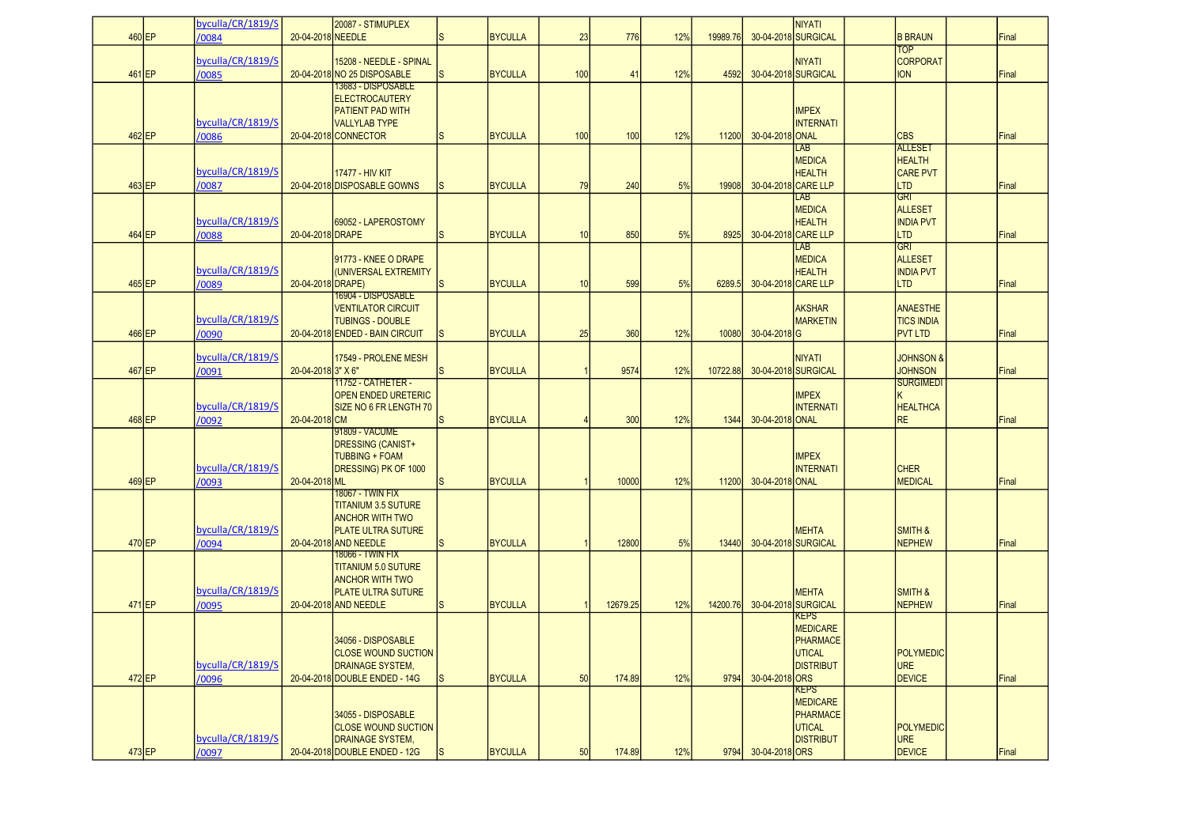| | | | | | | | | | | | | | | | | |
|---|---|---|---|---|---|---|---|---|---|---|---|---|---|---|---|---|
| 460 | EP | byculla/CR/1819/S/0084 | 20-04-2018 | 20087 - STIMUPLEX NEEDLE | S | BYCULLA | 23 | 776 | 12% | 19989.76 | 30-04-2018 | NIYATI SURGICAL | | B BRAUN | | Final |
| 461 | EP | byculla/CR/1819/S/0085 | 20-04-2018 | 15208 - NEEDLE - SPINAL NO 25 DISPOSABLE | S | BYCULLA | 100 | 41 | 12% | 4592 | 30-04-2018 | NIYATI SURGICAL | | TOP CORPORATION | | Final |
| 462 | EP | byculla/CR/1819/S/0086 | 20-04-2018 | 13683 - DISPOSABLE ELECTROCAUTERY PATIENT PAD WITH VALLYLAB TYPE CONNECTOR | S | BYCULLA | 100 | 100 | 12% | 11200 | 30-04-2018 | IMPEX INTERNATIONAL | | CBS | | Final |
| 463 | EP | byculla/CR/1819/S/0087 | 20-04-2018 | 17477 - HIV KIT DISPOSABLE GOWNS | S | BYCULLA | 79 | 240 | 5% | 19908 | 30-04-2018 | LAB MEDICA HEALTH CARE LLP | | ALLESET HEALTH CARE PVT LTD | | Final |
| 464 | EP | byculla/CR/1819/S/0088 | 20-04-2018 | 69052 - LAPEROSTOMY DRAPE | S | BYCULLA | 10 | 850 | 5% | 8925 | 30-04-2018 | LAB MEDICA HEALTH CARE LLP | | GRI ALLESET INDIA PVT LTD | | Final |
| 465 | EP | byculla/CR/1819/S/0089 | 20-04-2018 | 91773 - KNEE O DRAPE (UNIVERSAL EXTREMITY DRAPE) | S | BYCULLA | 10 | 599 | 5% | 6289.5 | 30-04-2018 | LAB MEDICA HEALTH CARE LLP | | GRI ALLESET INDIA PVT LTD | | Final |
| 466 | EP | byculla/CR/1819/S/0090 | 20-04-2018 | 16904 - DISPOSABLE VENTILATOR CIRCUIT TUBINGS - DOUBLE ENDED - BAIN CIRCUIT | S | BYCULLA | 25 | 360 | 12% | 10080 | 30-04-2018 | AKSHAR MARKETING | | ANAESTHETICS INDIA PVT LTD | | Final |
| 467 | EP | byculla/CR/1819/S/0091 | 20-04-2018 | 17549 - PROLENE MESH 3" X 6" | S | BYCULLA | 1 | 9574 | 12% | 10722.88 | 30-04-2018 | NIYATI SURGICAL | | JOHNSON & JOHNSON | | Final |
| 468 | EP | byculla/CR/1819/S/0092 | 20-04-2018 | 11752 - CATHETER - OPEN ENDED URETERIC SIZE NO 6 FR LENGTH 70 CM | S | BYCULLA | 4 | 300 | 12% | 1344 | 30-04-2018 | IMPEX INTERNATIONAL | | SURGIMEDIK HEALTHCARE | | Final |
| 469 | EP | byculla/CR/1819/S/0093 | 20-04-2018 | 91809 - VACUME DRESSING (CANIST+ TUBBING + FOAM DRESSING) PK OF 1000 ML | S | BYCULLA | 1 | 10000 | 12% | 11200 | 30-04-2018 | IMPEX INTERNATIONAL | | CHER MEDICAL | | Final |
| 470 | EP | byculla/CR/1819/S/0094 | 20-04-2018 | 18067 - TWIN FIX TITANIUM 3.5 SUTURE ANCHOR WITH TWO PLATE ULTRA SUTURE AND NEEDLE | S | BYCULLA | 1 | 12800 | 5% | 13440 | 30-04-2018 | MEHTA SURGICAL | | SMITH & NEPHEW | | Final |
| 471 | EP | byculla/CR/1819/S/0095 | 20-04-2018 | 18066 - TWIN FIX TITANIUM 5.0 SUTURE ANCHOR WITH TWO PLATE ULTRA SUTURE AND NEEDLE | S | BYCULLA | 1 | 12679.25 | 12% | 14200.76 | 30-04-2018 | MEHTA SURGICAL | | SMITH & NEPHEW | | Final |
| 472 | EP | byculla/CR/1819/S/0096 | 20-04-2018 | 34056 - DISPOSABLE CLOSE WOUND SUCTION DRAINAGE SYSTEM, DOUBLE ENDED - 14G | S | BYCULLA | 50 | 174.89 | 12% | 9794 | 30-04-2018 | KEPS MEDICARE PHARMACEUTICAL DISTRIBUTORS | | POLYMEDICURE DEVICE | | Final |
| 473 | EP | byculla/CR/1819/S/0097 | 20-04-2018 | 34055 - DISPOSABLE CLOSE WOUND SUCTION DRAINAGE SYSTEM, DOUBLE ENDED - 12G | S | BYCULLA | 50 | 174.89 | 12% | 9794 | 30-04-2018 | KEPS MEDICARE PHARMACEUTICAL DISTRIBUTORS | | POLYMEDICURE DEVICE | | Final |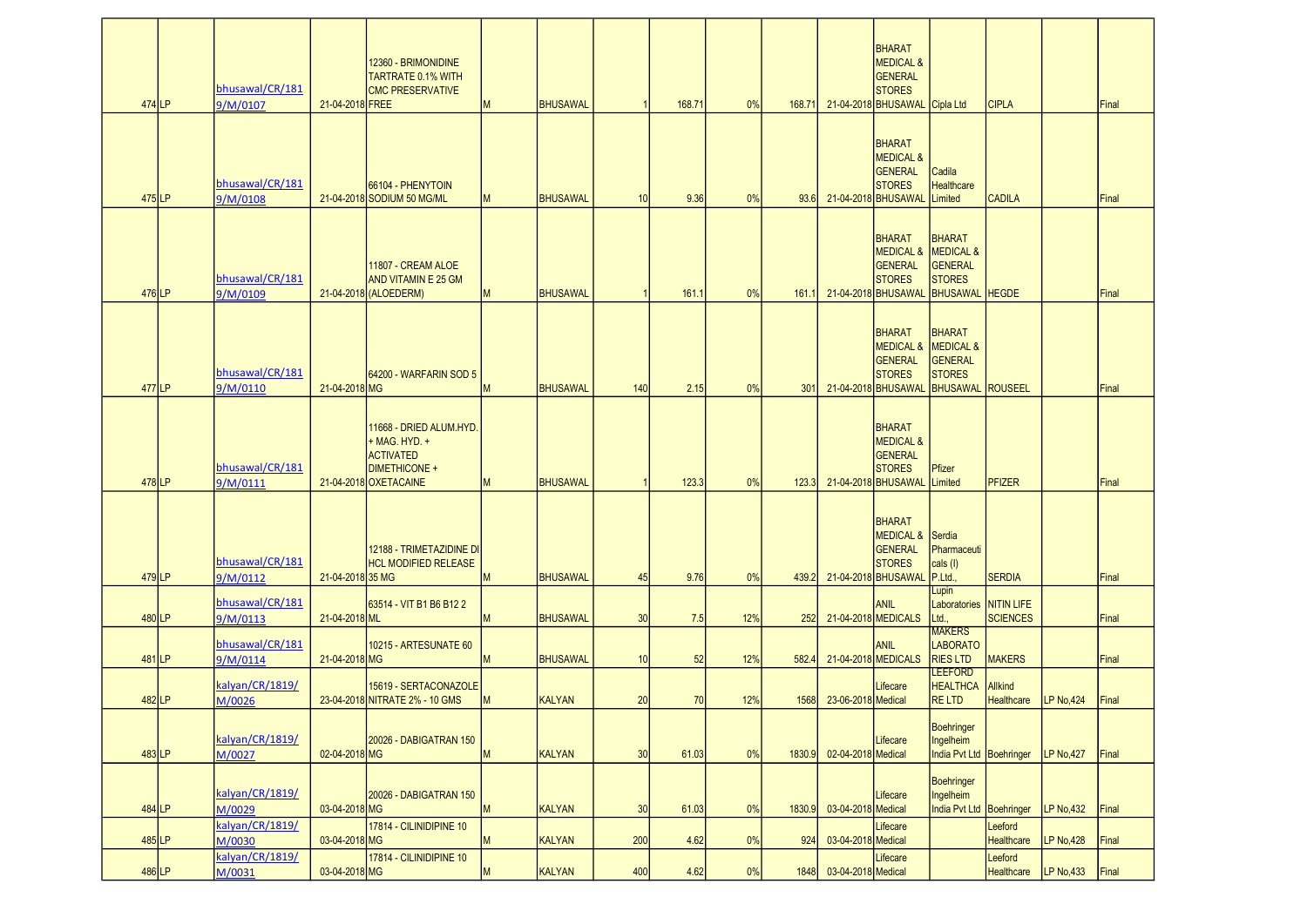| | | | | | | | | | | | | | | | | |
|---|---|---|---|---|---|---|---|---|---|---|---|---|---|---|---|---|
| 474 | LP | bhusawal/CR/1819/M/0107 | 21-04-2018 | 12360 - BRIMONIDINE TARTRATE 0.1% WITH CMC PRESERVATIVE FREE | M | BHUSAWAL | 1 | 168.71 | 0% | 168.71 | 21-04-2018 | BHARAT MEDICAL & GENERAL STORES BHUSAWAL | Cipla Ltd | CIPLA | | Final |
| 475 | LP | bhusawal/CR/1819/M/0108 | 21-04-2018 | 66104 - PHENYTOIN SODIUM 50 MG/ML | M | BHUSAWAL | 10 | 9.36 | 0% | 93.6 | 21-04-2018 | BHARAT MEDICAL & GENERAL STORES BHUSAWAL | Cadila Healthcare Limited | CADILA | | Final |
| 476 | LP | bhusawal/CR/1819/M/0109 | 21-04-2018 | 11807 - CREAM ALOE AND VITAMIN E 25 GM (ALOEDERM) | M | BHUSAWAL | 1 | 161.1 | 0% | 161.1 | 21-04-2018 | BHARAT MEDICAL & GENERAL STORES BHUSAWAL | BHARAT MEDICAL & GENERAL STORES BHUSAWAL | HEGDE | | Final |
| 477 | LP | bhusawal/CR/1819/M/0110 | 21-04-2018 | 64200 - WARFARIN SOD 5 MG | M | BHUSAWAL | 140 | 2.15 | 0% | 301 | 21-04-2018 | BHARAT MEDICAL & GENERAL STORES BHUSAWAL | BHARAT MEDICAL & GENERAL STORES BHUSAWAL | ROUSEEL | | Final |
| 478 | LP | bhusawal/CR/1819/M/0111 | 21-04-2018 | 11668 - DRIED ALUM.HYD. + MAG. HYD. + ACTIVATED DIMETHICONE + OXETACAINE | M | BHUSAWAL | 1 | 123.3 | 0% | 123.3 | 21-04-2018 | BHARAT MEDICAL & GENERAL STORES BHUSAWAL | Pfizer Limited | PFIZER | | Final |
| 479 | LP | bhusawal/CR/1819/M/0112 | 21-04-2018 | 12188 - TRIMETAZIDINE DI HCL MODIFIED RELEASE 35 MG | M | BHUSAWAL | 45 | 9.76 | 0% | 439.2 | 21-04-2018 | BHARAT MEDICAL & GENERAL STORES BHUSAWAL | Serdia Pharmaceuticals (I) P.Ltd., | SERDIA | | Final |
| 480 | LP | bhusawal/CR/1819/M/0113 | 21-04-2018 | 63514 - VIT B1 B6 B12 2 ML | M | BHUSAWAL | 30 | 7.5 | 12% | 252 | 21-04-2018 | ANIL MEDICALS | Lupin Laboratories Ltd., | NITIN LIFE SCIENCES | | Final |
| 481 | LP | bhusawal/CR/1819/M/0114 | 21-04-2018 | 10215 - ARTESUNATE 60 MG | M | BHUSAWAL | 10 | 52 | 12% | 582.4 | 21-04-2018 | ANIL MEDICALS | MAKERS LABORATORIES LTD | MAKERS | | Final |
| 482 | LP | kalyan/CR/1819/M/0026 | 23-04-2018 | 15619 - SERTACONAZOLE NITRATE 2% - 10 GMS | M | KALYAN | 20 | 70 | 12% | 1568 | 23-06-2018 | Lifecare Medical | LEEFORD HEALTHCARE LTD | Allkind Healthcare | LP No,424 | Final |
| 483 | LP | kalyan/CR/1819/M/0027 | 02-04-2018 | 20026 - DABIGATRAN 150 MG | M | KALYAN | 30 | 61.03 | 0% | 1830.9 | 02-04-2018 | Lifecare Medical | Boehringer Ingelheim India Pvt Ltd | Boehringer | LP No,427 | Final |
| 484 | LP | kalyan/CR/1819/M/0029 | 03-04-2018 | 20026 - DABIGATRAN 150 MG | M | KALYAN | 30 | 61.03 | 0% | 1830.9 | 03-04-2018 | Lifecare Medical | Boehringer Ingelheim India Pvt Ltd | Boehringer | LP No,432 | Final |
| 485 | LP | kalyan/CR/1819/M/0030 | 03-04-2018 | 17814 - CILINIDIPINE 10 MG | M | KALYAN | 200 | 4.62 | 0% | 924 | 03-04-2018 | Lifecare Medical | | Leeford Healthcare | LP No,428 | Final |
| 486 | LP | kalyan/CR/1819/M/0031 | 03-04-2018 | 17814 - CILINIDIPINE 10 MG | M | KALYAN | 400 | 4.62 | 0% | 1848 | 03-04-2018 | Lifecare Medical | | Leeford Healthcare | LP No,433 | Final |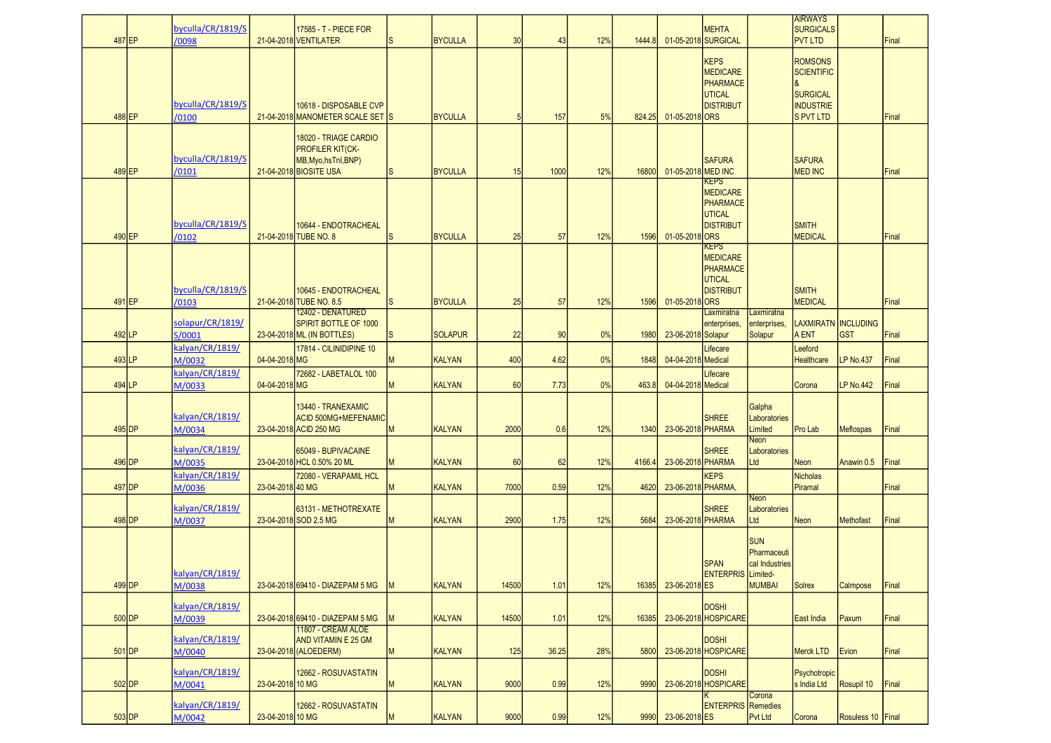| | | | | | | | | | | | | | | | | |
|---|---|---|---|---|---|---|---|---|---|---|---|---|---|---|---|---|
| 487 | EP | byculla/CR/1819/S/0098 | 21-04-2018 | 17585 - T - PIECE FOR VENTILATER | S | BYCULLA | 30 | 43 | 12% | 1444.8 | 01-05-2018 | MEHTA SURGICAL | | AIRWAYS SURGICALS PVT LTD | | Final |
| 488 | EP | byculla/CR/1819/S/0100 | 21-04-2018 | 10618 - DISPOSABLE CVP MANOMETER SCALE SET | S | BYCULLA | 5 | 157 | 5% | 824.25 | 01-05-2018 | KEPS MEDICARE PHARMACEUTICAL DISTRIBUTORS | | ROMSONS SCIENTIFIC & SURGICAL INDUSTRIES PVT LTD | | Final |
| 489 | EP | byculla/CR/1819/S/0101 | 21-04-2018 | 18020 - TRIAGE CARDIO PROFILER KIT(CK-MB,Myo,hsTnI,BNP) BIOSITE USA | S | BYCULLA | 15 | 1000 | 12% | 16800 | 01-05-2018 | SAFURA MED INC | | SAFURA MED INC | | Final |
| 490 | EP | byculla/CR/1819/S/0102 | 21-04-2018 | 10644 - ENDOTRACHEAL TUBE NO. 8 | S | BYCULLA | 25 | 57 | 12% | 1596 | 01-05-2018 | KEPS MEDICARE PHARMACEUTICAL DISTRIBUTORS | | SMITH MEDICAL | | Final |
| 491 | EP | byculla/CR/1819/S/0103 | 21-04-2018 | 10645 - ENDOTRACHEAL TUBE NO. 8.5 | S | BYCULLA | 25 | 57 | 12% | 1596 | 01-05-2018 | KEPS MEDICARE PHARMACEUTICAL DISTRIBUTORS | | SMITH MEDICAL | | Final |
| 492 | LP | solapur/CR/1819/S/0001 | 23-04-2018 | 12402 - DENATURED SPIRIT BOTTLE OF 1000 ML (IN BOTTLES) | S | SOLAPUR | 22 | 90 | 0% | 1980 | 23-06-2018 | Laxmiratna enterprises, Solapur | Laxmiratna enterprises, Solapur | LAXMIRATNA ENT | INCLUDING GST | Final |
| 493 | LP | kalyan/CR/1819/M/0032 | 04-04-2018 | 17814 - CILINIDIPINE 10 MG | M | KALYAN | 400 | 4.62 | 0% | 1848 | 04-04-2018 | Lifecare Medical | | Leeford Healthcare | LP No.437 | Final |
| 494 | LP | kalyan/CR/1819/M/0033 | 04-04-2018 | 72682 - LABETALOL 100 MG | M | KALYAN | 60 | 7.73 | 0% | 463.8 | 04-04-2018 | Lifecare Medical | | Corona | LP No.442 | Final |
| 495 | DP | kalyan/CR/1819/M/0034 | 23-04-2018 | 13440 - TRANEXAMIC ACID 500MG+MEFENAMIC ACID 250 MG | M | KALYAN | 2000 | 0.6 | 12% | 1340 | 23-06-2018 | SHREE PHARMA | Galpha Laboratories Limited | Pro Lab | Meflospas | Final |
| 496 | DP | kalyan/CR/1819/M/0035 | 23-04-2018 | 65049 - BUPIVACAINE HCL 0.50% 20 ML | M | KALYAN | 60 | 62 | 12% | 4166.4 | 23-06-2018 | SHREE PHARMA | Neon Laboratories Ltd | Neon | Anawin 0.5 | Final |
| 497 | DP | kalyan/CR/1819/M/0036 | 23-04-2018 | 72080 - VERAPAMIL HCL 40 MG | M | KALYAN | 7000 | 0.59 | 12% | 4620 | 23-06-2018 | KEPS PHARMA, | | Nicholas Piramal | | Final |
| 498 | DP | kalyan/CR/1819/M/0037 | 23-04-2018 | 63131 - METHOTREXATE SOD 2.5 MG | M | KALYAN | 2900 | 1.75 | 12% | 5684 | 23-06-2018 | SHREE PHARMA | Neon Laboratories Ltd | Neon | Methofast | Final |
| 499 | DP | kalyan/CR/1819/M/0038 | 23-04-2018 | 69410 - DIAZEPAM 5 MG | M | KALYAN | 14500 | 1.01 | 12% | 16385 | 23-06-2018 | SPAN ENTERPRISES | SUN Pharmaceutical Industries Limited-MUMBAI | Solrex | Calmpose | Final |
| 500 | DP | kalyan/CR/1819/M/0039 | 23-04-2018 | 69410 - DIAZEPAM 5 MG | M | KALYAN | 14500 | 1.01 | 12% | 16385 | 23-06-2018 | DOSHI HOSPICARE | | East India | Paxum | Final |
| 501 | DP | kalyan/CR/1819/M/0040 | 23-04-2018 | 11807 - CREAM ALOE AND VITAMIN E 25 GM (ALOEDERM) | M | KALYAN | 125 | 36.25 | 28% | 5800 | 23-06-2018 | DOSHI HOSPICARE | | Merck LTD | Evion | Final |
| 502 | DP | kalyan/CR/1819/M/0041 | 23-04-2018 | 12662 - ROSUVASTATIN 10 MG | M | KALYAN | 9000 | 0.99 | 12% | 9990 | 23-06-2018 | DOSHI HOSPICARE | | Psychotropics India Ltd | Rosupil 10 | Final |
| 503 | DP | kalyan/CR/1819/M/0042 | 23-04-2018 | 12662 - ROSUVASTATIN 10 MG | M | KALYAN | 9000 | 0.99 | 12% | 9990 | 23-06-2018 | K ENTERPRISES | Corona Remedies Pvt Ltd | Corona | Rosuless 10 | Final |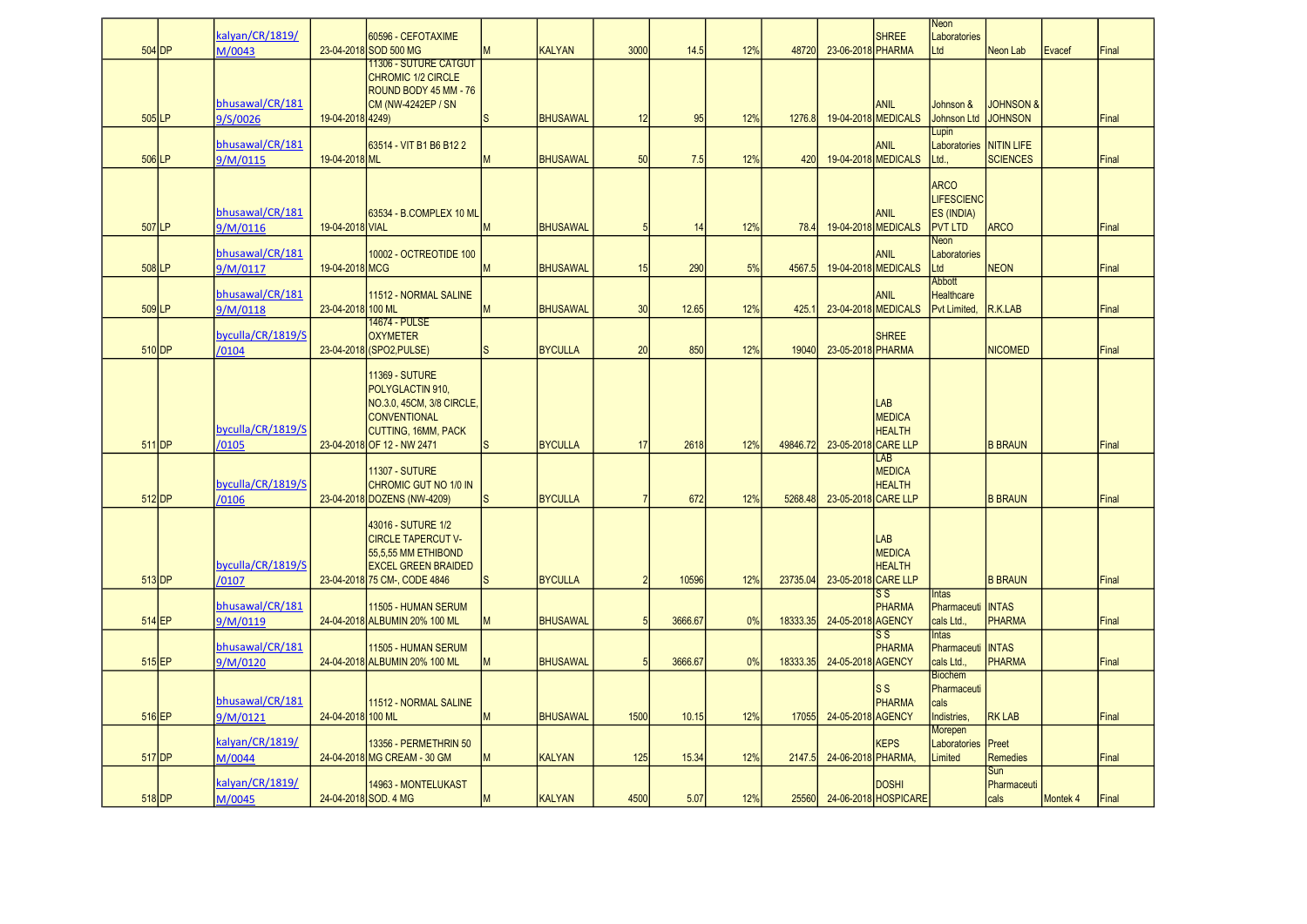| | | | | | | | | | | | | | | | | | |
|---|---|---|---|---|---|---|---|---|---|---|---|---|---|---|---|---|---|
| 504 | DP | kalyan/CR/1819/M/0043 | 23-04-2018 | 60596 - CEFOTAXIME SOD 500 MG | M | KALYAN | 3000 | 14.5 | 12% | 48720 | 23-06-2018 | SHREE PHARMA | Neon Laboratories Ltd | Neon Lab | Evacef | Final |
| 505 | LP | bhusawal/CR/1819/S/0026 | 19-04-2018 | 11306 - SUTURE CATGUT CHROMIC 1/2 CIRCLE ROUND BODY 45 MM - 76 CM (NW-4242EP / SN 4249) | S | BHUSAWAL | 12 | 95 | 12% | 1276.8 | 19-04-2018 | ANIL MEDICALS | Johnson & Johnson Ltd | JOHNSON & JOHNSON | | Final |
| 506 | LP | bhusawal/CR/1819/M/0115 | 19-04-2018 | 63514 - VIT B1 B6 B12 2 ML | M | BHUSAWAL | 50 | 7.5 | 12% | 420 | 19-04-2018 | ANIL MEDICALS | Lupin Laboratories Ltd., | NITIN LIFE SCIENCES | | Final |
| 507 | LP | bhusawal/CR/1819/M/0116 | 19-04-2018 | 63534 - B.COMPLEX 10 ML VIAL | M | BHUSAWAL | 5 | 14 | 12% | 78.4 | 19-04-2018 | ANIL MEDICALS | ARCO LIFESCIENCES (INDIA) PVT LTD | ARCO | | Final |
| 508 | LP | bhusawal/CR/1819/M/0117 | 19-04-2018 | 10002 - OCTREOTIDE 100 MCG | M | BHUSAWAL | 15 | 290 | 5% | 4567.5 | 19-04-2018 | ANIL MEDICALS | Neon Laboratories Ltd | NEON | | Final |
| 509 | LP | bhusawal/CR/1819/M/0118 | 23-04-2018 | 11512 - NORMAL SALINE 100 ML | M | BHUSAWAL | 30 | 12.65 | 12% | 425.1 | 23-04-2018 | ANIL MEDICALS | Abbott Healthcare Pvt Limited, | R.K.LAB | | Final |
| 510 | DP | byculla/CR/1819/S/0104 | 23-04-2018 | 14674 - PULSE OXYMETER (SPO2,PULSE) | S | BYCULLA | 20 | 850 | 12% | 19040 | 23-05-2018 | SHREE PHARMA | | NICOMED | | Final |
| 511 | DP | byculla/CR/1819/S/0105 | 23-04-2018 | 11369 - SUTURE POLYGLACTIN 910, NO.3.0, 45CM, 3/8 CIRCLE, CONVENTIONAL CUTTING, 16MM, PACK OF 12 - NW 2471 | S | BYCULLA | 17 | 2618 | 12% | 49846.72 | 23-05-2018 | LAB MEDICA HEALTH CARE LLP | | B BRAUN | | Final |
| 512 | DP | byculla/CR/1819/S/0106 | 23-04-2018 | 11307 - SUTURE CHROMIC GUT NO 1/0 IN DOZENS (NW-4209) | S | BYCULLA | 7 | 672 | 12% | 5268.48 | 23-05-2018 | LAB MEDICA HEALTH CARE LLP | | B BRAUN | | Final |
| 513 | DP | byculla/CR/1819/S/0107 | 23-04-2018 | 43016 - SUTURE 1/2 CIRCLE TAPERCUT V-55,5,55 MM ETHIBOND EXCEL GREEN BRAIDED 75 CM-, CODE 4846 | S | BYCULLA | 2 | 10596 | 12% | 23735.04 | 23-05-2018 | LAB MEDICA HEALTH CARE LLP | | B BRAUN | | Final |
| 514 | EP | bhusawal/CR/1819/M/0119 | 24-04-2018 | 11505 - HUMAN SERUM ALBUMIN 20% 100 ML | M | BHUSAWAL | 5 | 3666.67 | 0% | 18333.35 | 24-05-2018 | S S PHARMA AGENCY | Intas Pharmaceuticals Ltd., | INTAS PHARMA | | Final |
| 515 | EP | bhusawal/CR/1819/M/0120 | 24-04-2018 | 11505 - HUMAN SERUM ALBUMIN 20% 100 ML | M | BHUSAWAL | 5 | 3666.67 | 0% | 18333.35 | 24-05-2018 | S S PHARMA AGENCY | Intas Pharmaceuticals Ltd., | INTAS PHARMA | | Final |
| 516 | EP | bhusawal/CR/1819/M/0121 | 24-04-2018 | 11512 - NORMAL SALINE 100 ML | M | BHUSAWAL | 1500 | 10.15 | 12% | 17055 | 24-05-2018 | S S PHARMA AGENCY | Biochem Pharmaceuticals Indistries, | RK LAB | | Final |
| 517 | DP | kalyan/CR/1819/M/0044 | 24-04-2018 | 13356 - PERMETHRIN 50 MG CREAM - 30 GM | M | KALYAN | 125 | 15.34 | 12% | 2147.5 | 24-06-2018 | KEPS PHARMA, | Morepen Laboratories Limited | Preet Remedies | | Final |
| 518 | DP | kalyan/CR/1819/M/0045 | 24-04-2018 | 14963 - MONTELUKAST SOD. 4 MG | M | KALYAN | 4500 | 5.07 | 12% | 25560 | 24-06-2018 | DOSHI HOSPICARE | | Sun Pharmaceuticals | Montek 4 | Final |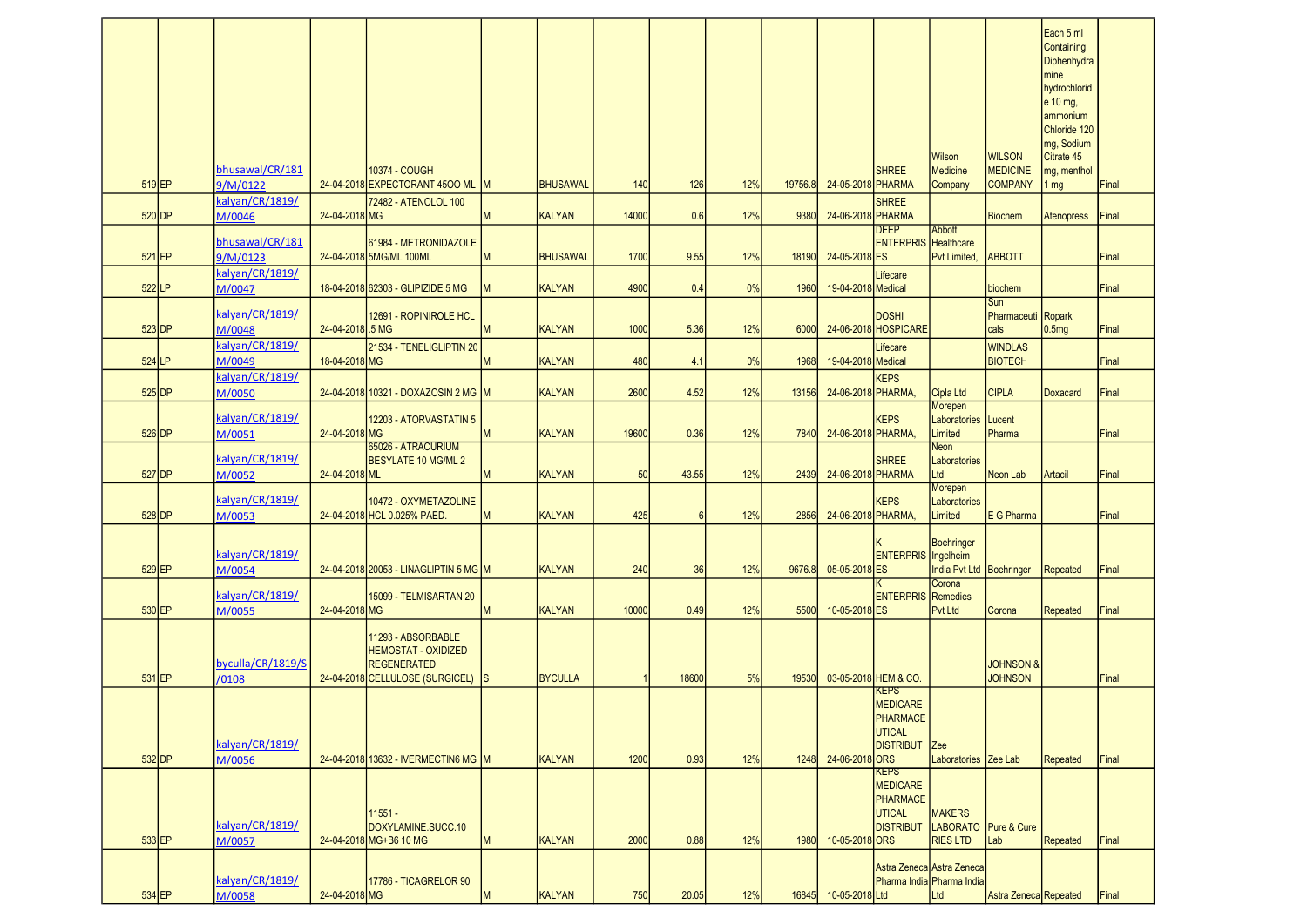| | | | | | | | | | | | | | | | | | |
|---|---|---|---|---|---|---|---|---|---|---|---|---|---|---|---|---|---|
| 519 | EP | bhusawal/CR/1819/M/0122 | 24-04-2018 | 10374 - COUGH EXPECTORANT 450O ML | M | | BHUSAWAL | 140 | 126 | 12% | 19756.8 | 24-05-2018 | SHREE PHARMA | Wilson Medicine Company | WILSON MEDICINE COMPANY | Each 5 ml Containing Diphenhydramine hydrochloride 10 mg, ammonium Chloride 120 mg, Sodium Citrate 45 mg, menthol 1 mg | Final |
| 520 | DP | kalyan/CR/1819/M/0046 | 24-04-2018 | 72482 - ATENOLOL 100 MG | M | | KALYAN | 14000 | 0.6 | 12% | 9380 | 24-06-2018 | SHREE PHARMA | | Biochem | Atenopress | Final |
| 521 | EP | bhusawal/CR/1819/M/0123 | 24-04-2018 | 61984 - METRONIDAZOLE 5MG/ML 100ML | M | | BHUSAWAL | 1700 | 9.55 | 12% | 18190 | 24-05-2018 | DEEP ENTERPRISES | Abbott Healthcare Pvt Limited, | ABBOTT | | Final |
| 522 | LP | kalyan/CR/1819/M/0047 | 18-04-2018 | 62303 - GLIPIZIDE 5 MG | M | | KALYAN | 4900 | 0.4 | 0% | 1960 | 19-04-2018 | Lifecare Medical | | biochem | | Final |
| 523 | DP | kalyan/CR/1819/M/0048 | 24-04-2018 | 12691 - ROPINIROLE HCL .5 MG | M | | KALYAN | 1000 | 5.36 | 12% | 6000 | 24-06-2018 | DOSHI HOSPICARE | | Sun Pharmaceuticals | Ropark 0.5mg | Final |
| 524 | LP | kalyan/CR/1819/M/0049 | 18-04-2018 | 21534 - TENELIGLIPTIN 20 MG | M | | KALYAN | 480 | 4.1 | 0% | 1968 | 19-04-2018 | Lifecare Medical | | WINDLAS BIOTECH | | Final |
| 525 | DP | kalyan/CR/1819/M/0050 | 24-04-2018 | 10321 - DOXAZOSIN 2 MG | M | | KALYAN | 2600 | 4.52 | 12% | 13156 | 24-06-2018 | KEPS PHARMA, | Cipla Ltd | CIPLA | Doxacard | Final |
| 526 | DP | kalyan/CR/1819/M/0051 | 24-04-2018 | 12203 - ATORVASTATIN 5 MG | M | | KALYAN | 19600 | 0.36 | 12% | 7840 | 24-06-2018 | KEPS PHARMA, | Morepen Laboratories Limited | Lucent Pharma | | Final |
| 527 | DP | kalyan/CR/1819/M/0052 | 24-04-2018 | 65026 - ATRACURIUM BESYLATE 10 MG/ML 2 ML | M | | KALYAN | 50 | 43.55 | 12% | 2439 | 24-06-2018 | SHREE PHARMA | Neon Laboratories Ltd | Neon Lab | Artacil | Final |
| 528 | DP | kalyan/CR/1819/M/0053 | 24-04-2018 | 10472 - OXYMETAZOLINE HCL 0.025% PAED. | M | | KALYAN | 425 | 6 | 12% | 2856 | 24-06-2018 | KEPS PHARMA, | Morepen Laboratories Limited | E G Pharma | | Final |
| 529 | EP | kalyan/CR/1819/M/0054 | 24-04-2018 | 20053 - LINAGLIPTIN 5 MG | M | | KALYAN | 240 | 36 | 12% | 9676.8 | 05-05-2018 | K ENTERPRISES | Boehringer Ingelheim India Pvt Ltd | Boehringer | Repeated | Final |
| 530 | EP | kalyan/CR/1819/M/0055 | 24-04-2018 | 15099 - TELMISARTAN 20 MG | M | | KALYAN | 10000 | 0.49 | 12% | 5500 | 10-05-2018 | K ENTERPRISES | Corona Remedies Pvt Ltd | Corona | Repeated | Final |
| 531 | EP | byculla/CR/1819/S/0108 | 24-04-2018 | 11293 - ABSORBABLE HEMOSTAT - OXIDIZED REGENERATED CELLULOSE (SURGICEL) | S | | BYCULLA | 1 | 18600 | 5% | 19530 | 03-05-2018 | HEM & CO. | | JOHNSON & JOHNSON | | Final |
| 532 | DP | kalyan/CR/1819/M/0056 | 24-04-2018 | 13632 - IVERMECTIN6 MG | M | | KALYAN | 1200 | 0.93 | 12% | 1248 | 24-06-2018 | KEPS MEDICARE PHARMACEUTICAL DISTRIBUTORS | Zee Laboratories | Zee Lab | Repeated | Final |
| 533 | EP | kalyan/CR/1819/M/0057 | 24-04-2018 | 11551 - DOXYLAMINE.SUCC.10 MG+B6 10 MG | M | | KALYAN | 2000 | 0.88 | 12% | 1980 | 10-05-2018 | KEPS MEDICARE PHARMACEUTICAL DISTRIBUTORS | MAKERS LABORATORIES LTD | Pure & Cure Lab | Repeated | Final |
| 534 | EP | kalyan/CR/1819/M/0058 | 24-04-2018 | 17786 - TICAGRELOR 90 MG | M | | KALYAN | 750 | 20.05 | 12% | 16845 | 10-05-2018 | Astra Zeneca Pharma India Ltd | Astra Zeneca Pharma India Ltd | Astra Zeneca | Repeated | Final |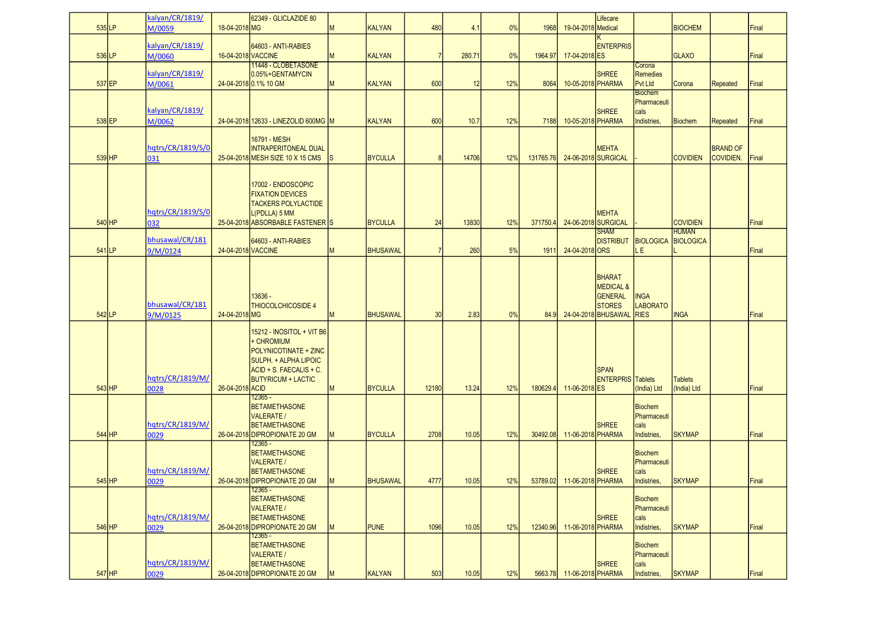| | | | | | | | | | | | | | | | | | |
|---|---|---|---|---|---|---|---|---|---|---|---|---|---|---|---|---|---|
| 535 | LP | kalyan/CR/1819/M/0059 | 18-04-2018 | 62349 - GLICLAZIDE 80 MG | M | KALYAN | 480 | 4.1 | 0% | 1968 | 19-04-2018 | Lifecare Medical | | BIOCHEM | | Final |
| 536 | LP | kalyan/CR/1819/M/0060 | 16-04-2018 | 64603 - ANTI-RABIES VACCINE | M | KALYAN | 7 | 280.71 | 0% | 1964.97 | 17-04-2018 | K ENTERPRISES | | GLAXO | | Final |
| 537 | EP | kalyan/CR/1819/M/0061 | 24-04-2018 | 11448 - CLOBETASONE 0.05%+GENTAMYCIN 0.1% 10 GM | M | KALYAN | 600 | 12 | 12% | 8064 | 10-05-2018 | SHREE PHARMA | Corona Remedies Pvt Ltd | Corona | Repeated | Final |
| 538 | EP | kalyan/CR/1819/M/0062 | 24-04-2018 | 12633 - LINEZOLID 600MG | M | KALYAN | 600 | 10.7 | 12% | 7188 | 10-05-2018 | SHREE PHARMA | Biochem Pharmaceuticals Indistries, | Biochem | Repeated | Final |
| 539 | HP | hqtrs/CR/1819/S/0031 | 25-04-2018 | 16791 - MESH INTRAPERITONEAL DUAL MESH SIZE 10 X 15 CMS | S | BYCULLA | 8 | 14706 | 12% | 131765.76 | 24-06-2018 | MEHTA SURGICAL | - | COVIDIEN | BRAND OF COVIDIEN. | Final |
| 540 | HP | hqtrs/CR/1819/S/0032 | 25-04-2018 | 17002 - ENDOSCOPIC FIXATION DEVICES TACKERS POLYLACTIDE L(PDLLA) 5 MM ABSORBABLE FASTENER | S | BYCULLA | 24 | 13830 | 12% | 371750.4 | 24-06-2018 | MEHTA SURGICAL | - | COVIDIEN | | Final |
| 541 | LP | bhusawal/CR/1819/M/0124 | 24-04-2018 | 64603 - ANTI-RABIES VACCINE | M | BHUSAWAL | 7 | 260 | 5% | 1911 | 24-04-2018 | SHAM DISTRIBUTORS | BIOLOGICAL E | HUMAN BIOLOGICAL | | Final |
| 542 | LP | bhusawal/CR/1819/M/0125 | 24-04-2018 | 13636 - THIOCOLCHICOSIDE 4 MG | M | BHUSAWAL | 30 | 2.83 | 0% | 84.9 | 24-04-2018 | BHARAT MEDICAL & GENERAL STORES BHUSAWAL | INGA LABORATORIES | INGA | | Final |
| 543 | HP | hqtrs/CR/1819/M/0028 | 26-04-2018 | 15212 - INOSITOL + VIT B6 + CHROMIUM POLYNICOTINATE + ZINC SULPH. + ALPHA LIPOIC ACID + S. FAECALIS + C. BUTYRICUM + LACTIC ACID | M | BYCULLA | 12180 | 13.24 | 12% | 180629.4 | 11-06-2018 | SPAN ENTERPRISES | Tablets (India) Ltd | Tablets (India) Ltd | | Final |
| 544 | HP | hqtrs/CR/1819/M/0029 | 26-04-2018 | 12365 - BETAMETHASONE VALERATE / BETAMETHASONE DIPROPIONATE 20 GM | M | BYCULLA | 2708 | 10.05 | 12% | 30492.08 | 11-06-2018 | SHREE PHARMA | Biochem Pharmaceuticals Indistries, | SKYMAP | | Final |
| 545 | HP | hqtrs/CR/1819/M/0029 | 26-04-2018 | 12365 - BETAMETHASONE VALERATE / BETAMETHASONE DIPROPIONATE 20 GM | M | BHUSAWAL | 4777 | 10.05 | 12% | 53789.02 | 11-06-2018 | SHREE PHARMA | Biochem Pharmaceuticals Indistries, | SKYMAP | | Final |
| 546 | HP | hqtrs/CR/1819/M/0029 | 26-04-2018 | 12365 - BETAMETHASONE VALERATE / BETAMETHASONE DIPROPIONATE 20 GM | M | PUNE | 1096 | 10.05 | 12% | 12340.96 | 11-06-2018 | SHREE PHARMA | Biochem Pharmaceuticals Indistries, | SKYMAP | | Final |
| 547 | HP | hqtrs/CR/1819/M/0029 | 26-04-2018 | 12365 - BETAMETHASONE VALERATE / BETAMETHASONE DIPROPIONATE 20 GM | M | KALYAN | 503 | 10.05 | 12% | 5663.78 | 11-06-2018 | SHREE PHARMA | Biochem Pharmaceuticals Indistries, | SKYMAP | | Final |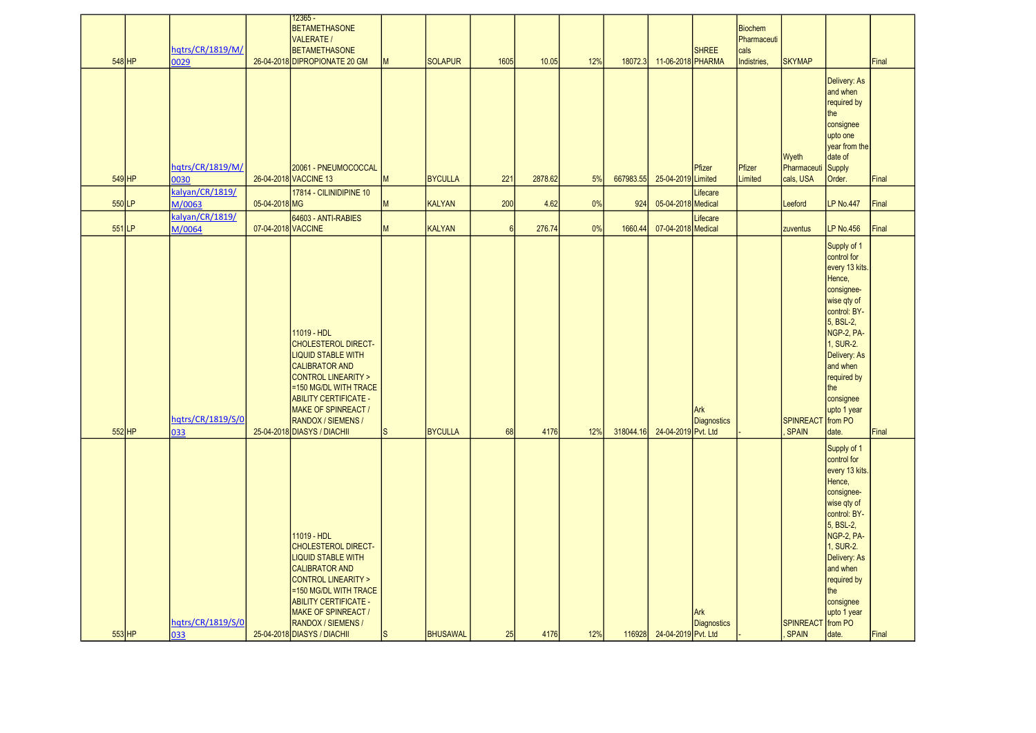| | | | | | | | | | | | | | | | | |
|---|---|---|---|---|---|---|---|---|---|---|---|---|---|---|---|---|
| 548 | HP | hqtrs/CR/1819/M/0029 | 26-04-2018 | 12365 - BETAMETHASONE VALERATE / BETAMETHASONE DIPROPIONATE 20 GM | M | SOLAPUR | 1605 | 10.05 | 12% | 18072.3 | 11-06-2018 | SHREE PHARMA | Biochem Pharmaceuticals Indistries, | SKYMAP | | Final |
| 549 | HP | hqtrs/CR/1819/M/0030 | 26-04-2018 | 20061 - PNEUMOCOCCAL VACCINE 13 | M | BYCULLA | 221 | 2878.62 | 5% | 667983.55 | 25-04-2019 | Pfizer Limited | Pfizer Limited | Wyeth Pharmaceuticals, USA | Delivery: As and when required by the consignee upto one year from the date of Supply Order. | Final |
| 550 | LP | kalyan/CR/1819/M/0063 | 05-04-2018 | 17814 - CILINIDIPINE 10 MG | M | KALYAN | 200 | 4.62 | 0% | 924 | 05-04-2018 | Lifecare Medical | | Leeford | LP No.447 | Final |
| 551 | LP | kalyan/CR/1819/M/0064 | 07-04-2018 | 64603 - ANTI-RABIES VACCINE | M | KALYAN | 6 | 276.74 | 0% | 1660.44 | 07-04-2018 | Lifecare Medical | | zuventus | LP No.456 | Final |
| 552 | HP | hqtrs/CR/1819/S/0033 | 25-04-2018 | 11019 - HDL CHOLESTEROL DIRECT-LIQUID STABLE WITH CALIBRATOR AND CONTROL LINEARITY > =150 MG/DL WITH TRACE ABILITY CERTIFICATE - MAKE OF SPINREACT / RANDOX / SIEMENS / DIASYS / DIACHII | S | BYCULLA | 68 | 4176 | 12% | 318044.16 | 24-04-2019 | Ark Diagnostics Pvt. Ltd | - | SPINREACT, SPAIN | Supply of 1 control for every 13 kits. Hence, consignee-wise qty of control: BY-5, BSL-2, NGP-2, PA-1, SUR-2. Delivery: As and when required by the consignee upto 1 year from PO date. | Final |
| 553 | HP | hqtrs/CR/1819/S/0033 | 25-04-2018 | 11019 - HDL CHOLESTEROL DIRECT-LIQUID STABLE WITH CALIBRATOR AND CONTROL LINEARITY > =150 MG/DL WITH TRACE ABILITY CERTIFICATE - MAKE OF SPINREACT / RANDOX / SIEMENS / DIASYS / DIACHII | S | BHUSAWAL | 25 | 4176 | 12% | 116928 | 24-04-2019 | Ark Diagnostics Pvt. Ltd | - | SPINREACT, SPAIN | Supply of 1 control for every 13 kits. Hence, consignee-wise qty of control: BY-5, BSL-2, NGP-2, PA-1, SUR-2. Delivery: As and when required by the consignee upto 1 year from PO date. | Final |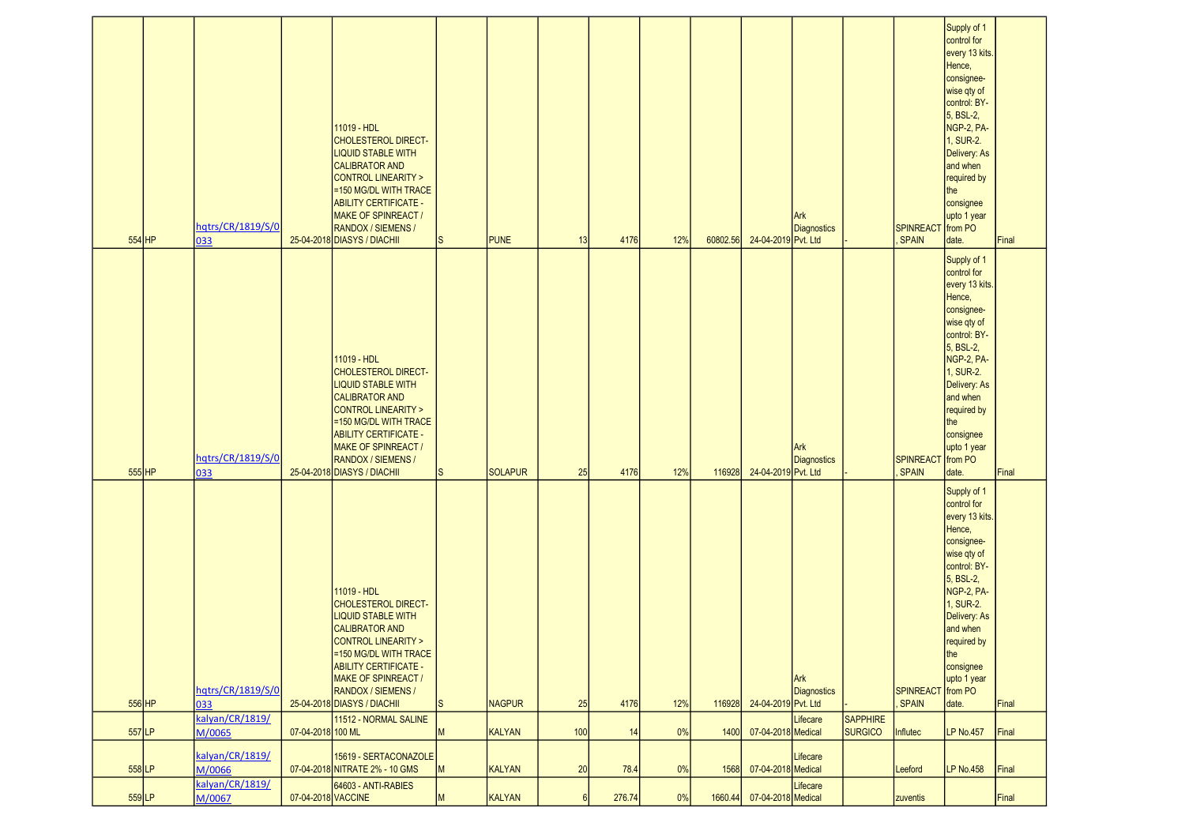| | | | | | | | | | | | | | | | | |
|---|---|---|---|---|---|---|---|---|---|---|---|---|---|---|---|---|
| 554 | HP | hqtrs/CR/1819/S/0033 | 25-04-2018 | 11019 - HDL CHOLESTEROL DIRECT-LIQUID STABLE WITH CALIBRATOR AND CONTROL LINEARITY >=150 MG/DL WITH TRACE ABILITY CERTIFICATE - MAKE OF SPINREACT / RANDOX / SIEMENS / DIASYS / DIACHII | S | PUNE | 13 | 4176 | 12% | 60802.56 | 24-04-2019 | Ark Diagnostics Pvt. Ltd | - | SPINREACT, SPAIN | Supply of 1 control for every 13 kits. Hence, consignee-wise qty of control: BY-5, BSL-2, NGP-2, PA-1, SUR-2. Delivery: As and when required by the consignee upto 1 year from PO date. | Final |
| 555 | HP | hqtrs/CR/1819/S/0033 | 25-04-2018 | 11019 - HDL CHOLESTEROL DIRECT-LIQUID STABLE WITH CALIBRATOR AND CONTROL LINEARITY >=150 MG/DL WITH TRACE ABILITY CERTIFICATE - MAKE OF SPINREACT / RANDOX / SIEMENS / DIASYS / DIACHII | S | SOLAPUR | 25 | 4176 | 12% | 116928 | 24-04-2019 | Ark Diagnostics Pvt. Ltd | - | SPINREACT, SPAIN | Supply of 1 control for every 13 kits. Hence, consignee-wise qty of control: BY-5, BSL-2, NGP-2, PA-1, SUR-2. Delivery: As and when required by the consignee upto 1 year from PO date. | Final |
| 556 | HP | hqtrs/CR/1819/S/0033 | 25-04-2018 | 11019 - HDL CHOLESTEROL DIRECT-LIQUID STABLE WITH CALIBRATOR AND CONTROL LINEARITY >=150 MG/DL WITH TRACE ABILITY CERTIFICATE - MAKE OF SPINREACT / RANDOX / SIEMENS / DIASYS / DIACHII | S | NAGPUR | 25 | 4176 | 12% | 116928 | 24-04-2019 | Ark Diagnostics Pvt. Ltd | - | SPINREACT, SPAIN | Supply of 1 control for every 13 kits. Hence, consignee-wise qty of control: BY-5, BSL-2, NGP-2, PA-1, SUR-2. Delivery: As and when required by the consignee upto 1 year from PO date. | Final |
| 557 | LP | kalyan/CR/1819/M/0065 | 07-04-2018 | 11512 - NORMAL SALINE 100 ML | M | KALYAN | 100 | 14 | 0% | 1400 | 07-04-2018 | Lifecare Medical | SAPPHIRE SURGICO | Influtec | LP No.457 | Final |
| 558 | LP | kalyan/CR/1819/M/0066 | 07-04-2018 | 15619 - SERTACONAZOLE NITRATE 2% - 10 GMS | M | KALYAN | 20 | 78.4 | 0% | 1568 | 07-04-2018 | Lifecare Medical | | Leeford | LP No.458 | Final |
| 559 | LP | kalyan/CR/1819/M/0067 | 07-04-2018 | 64603 - ANTI-RABIES VACCINE | M | KALYAN | 6 | 276.74 | 0% | 1660.44 | 07-04-2018 | Lifecare Medical | | zuventis | | Final |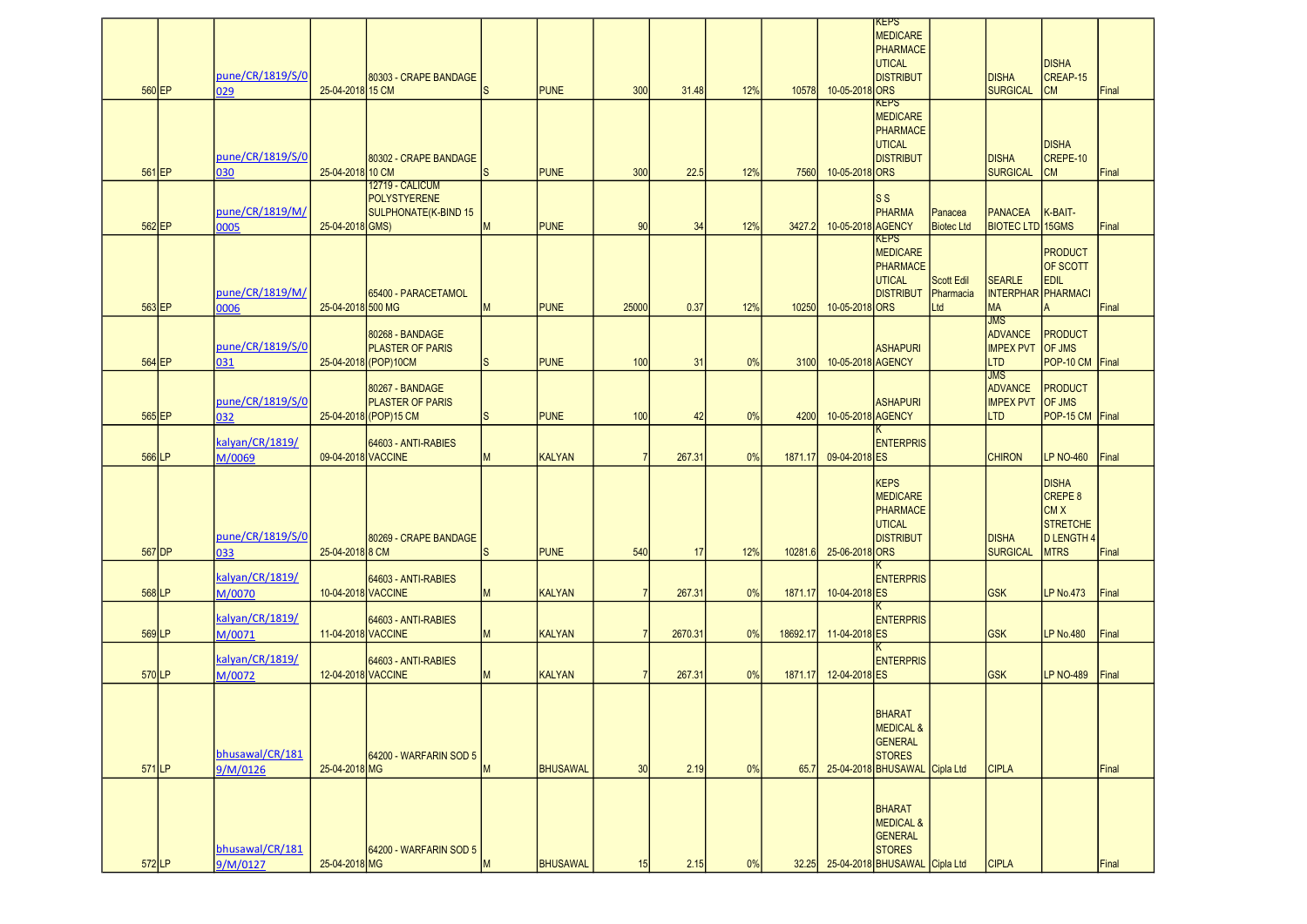| | | | | | | | | | | | | | | | | |
|---|---|---|---|---|---|---|---|---|---|---|---|---|---|---|---|---|
| 560 | EP | pune/CR/1819/S/0029 | 25-04-2018 | 80303 - CRAPE BANDAGE 15 CM | S | PUNE | 300 | 31.48 | 12% | 10578 | 10-05-2018 | KEPS MEDICARE PHARMACEUTICAL DISTRIBUTORS | | DISHA SURGICAL | DISHA CREAP-15 CM | Final |
| 561 | EP | pune/CR/1819/S/0030 | 25-04-2018 | 80302 - CRAPE BANDAGE 10 CM | S | PUNE | 300 | 22.5 | 12% | 7560 | 10-05-2018 | KEPS MEDICARE PHARMACEUTICAL DISTRIBUTORS | | DISHA SURGICAL | DISHA CREPE-10 CM | Final |
| 562 | EP | pune/CR/1819/M/0005 | 25-04-2018 | 12719 - CALICUM POLYSTYERENE SULPHONATE(K-BIND 15 GMS) | M | PUNE | 90 | 34 | 12% | 3427.2 | 10-05-2018 | S S PHARMA AGENCY | Panacea Biotec Ltd | PANACEA BIOTEC LTD | K-BAIT-15GMS | Final |
| 563 | EP | pune/CR/1819/M/0006 | 25-04-2018 | 65400 - PARACETAMOL 500 MG | M | PUNE | 25000 | 0.37 | 12% | 10250 | 10-05-2018 | KEPS MEDICARE PHARMACEUTICAL DISTRIBUTORS | Scott Edil Pharmacia Ltd | SEARLE INTERPHARMA | PRODUCT OF SCOTT EDIL PHARMACIA | Final |
| 564 | EP | pune/CR/1819/S/0031 | 25-04-2018 | 80268 - BANDAGE PLASTER OF PARIS (POP)10CM | S | PUNE | 100 | 31 | 0% | 3100 | 10-05-2018 | ASHAPURI AGENCY | | JMS ADVANCE IMPEX PVT LTD | PRODUCT OF JMS POP-10 CM | Final |
| 565 | EP | pune/CR/1819/S/0032 | 25-04-2018 | 80267 - BANDAGE PLASTER OF PARIS (POP)15 CM | S | PUNE | 100 | 42 | 0% | 4200 | 10-05-2018 | ASHAPURI AGENCY | | JMS ADVANCE IMPEX PVT LTD | PRODUCT OF JMS POP-15 CM | Final |
| 566 | LP | kalyan/CR/1819/M/0069 | 09-04-2018 | 64603 - ANTI-RABIES VACCINE | M | KALYAN | 7 | 267.31 | 0% | 1871.17 | 09-04-2018 | K ENTERPRISES | | CHIRON | LP NO-460 | Final |
| 567 | DP | pune/CR/1819/S/0033 | 25-04-2018 | 80269 - CRAPE BANDAGE 8 CM | S | PUNE | 540 | 17 | 12% | 10281.6 | 25-06-2018 | KEPS MEDICARE PHARMACEUTICAL DISTRIBUTORS | | DISHA SURGICAL | DISHA CREPE 8 CM X STRETCHED LENGTH 4 MTRS | Final |
| 568 | LP | kalyan/CR/1819/M/0070 | 10-04-2018 | 64603 - ANTI-RABIES VACCINE | M | KALYAN | 7 | 267.31 | 0% | 1871.17 | 10-04-2018 | K ENTERPRISES | | GSK | LP No.473 | Final |
| 569 | LP | kalyan/CR/1819/M/0071 | 11-04-2018 | 64603 - ANTI-RABIES VACCINE | M | KALYAN | 7 | 2670.31 | 0% | 18692.17 | 11-04-2018 | K ENTERPRISES | | GSK | LP No.480 | Final |
| 570 | LP | kalyan/CR/1819/M/0072 | 12-04-2018 | 64603 - ANTI-RABIES VACCINE | M | KALYAN | 7 | 267.31 | 0% | 1871.17 | 12-04-2018 | K ENTERPRISES | | GSK | LP-NO-489 | Final |
| 571 | LP | bhusawal/CR/1819/M/0126 | 25-04-2018 | 64200 - WARFARIN SOD 5 MG | M | BHUSAWAL | 30 | 2.19 | 0% | 65.7 | 25-04-2018 | BHARAT MEDICAL & GENERAL STORES BHUSAWAL | Cipla Ltd | CIPLA | | Final |
| 572 | LP | bhusawal/CR/1819/M/0127 | 25-04-2018 | 64200 - WARFARIN SOD 5 MG | M | BHUSAWAL | 15 | 2.15 | 0% | 32.25 | 25-04-2018 | BHARAT MEDICAL & GENERAL STORES BHUSAWAL | Cipla Ltd | CIPLA | | Final |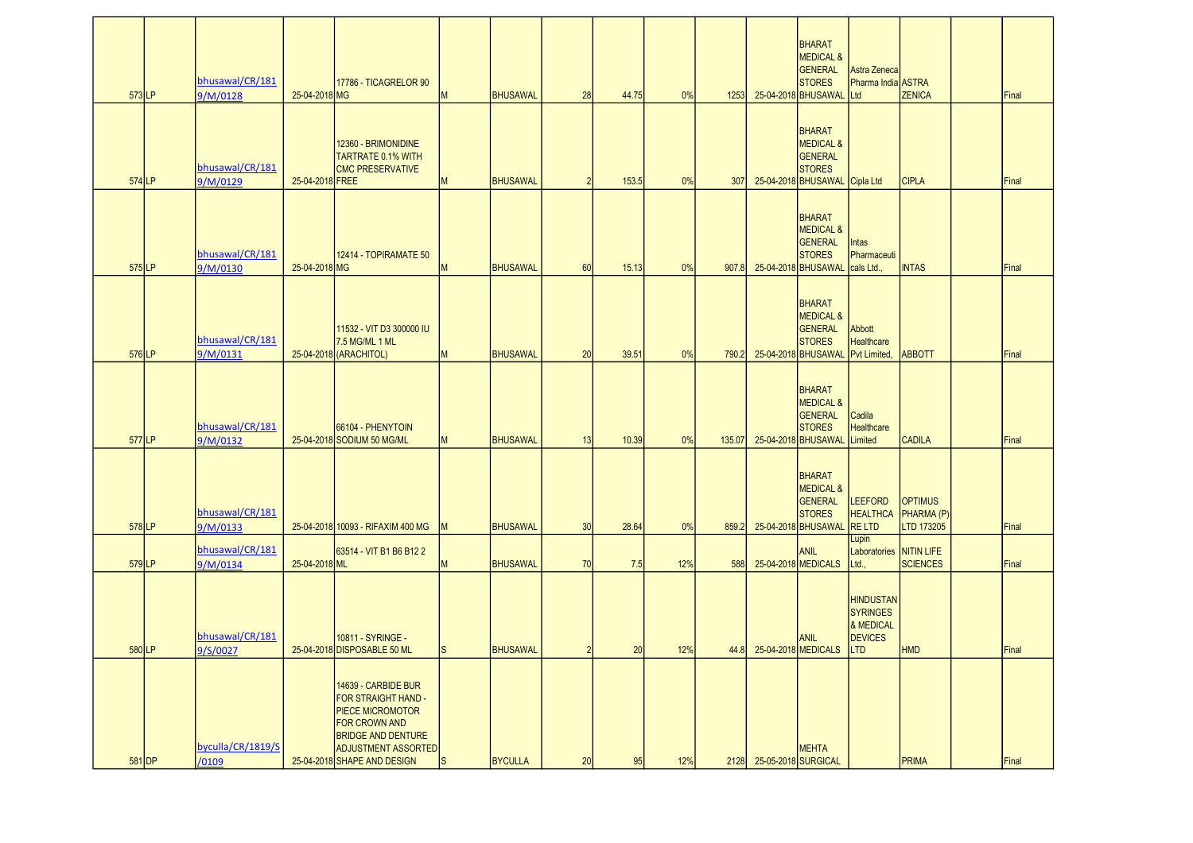| | | | | | | | | | | | | | | | | | |
|---|---|---|---|---|---|---|---|---|---|---|---|---|---|---|---|---|---|
| 573 | LP | bhusawal/CR/1819/M/0128 | 25-04-2018 | 17786 - TICAGRELOR 90 MG | M | BHUSAWAL | 28 | 44.75 | 0% | 1253 | 25-04-2018 | BHARAT MEDICAL & GENERAL STORES BHUSAWAL | Astra Zeneca Pharma India Ltd | ASTRA ZENICA | | Final |
| 574 | LP | bhusawal/CR/1819/M/0129 | 25-04-2018 | 12360 - BRIMONIDINE TARTRATE 0.1% WITH CMC PRESERVATIVE FREE | M | BHUSAWAL | 2 | 153.5 | 0% | 307 | 25-04-2018 | BHARAT MEDICAL & GENERAL STORES BHUSAWAL | Cipla Ltd | CIPLA | | Final |
| 575 | LP | bhusawal/CR/1819/M/0130 | 25-04-2018 | 12414 - TOPIRAMATE 50 MG | M | BHUSAWAL | 60 | 15.13 | 0% | 907.8 | 25-04-2018 | BHARAT MEDICAL & GENERAL STORES BHUSAWAL | Intas Pharmaceuticals Ltd., | INTAS | | Final |
| 576 | LP | bhusawal/CR/1819/M/0131 | 25-04-2018 | 11532 - VIT D3 300000 IU 7.5 MG/ML 1 ML (ARACHITOL) | M | BHUSAWAL | 20 | 39.51 | 0% | 790.2 | 25-04-2018 | BHARAT MEDICAL & GENERAL STORES BHUSAWAL | Abbott Healthcare Pvt Limited, | ABBOTT | | Final |
| 577 | LP | bhusawal/CR/1819/M/0132 | 25-04-2018 | 66104 - PHENYTOIN SODIUM 50 MG/ML | M | BHUSAWAL | 13 | 10.39 | 0% | 135.07 | 25-04-2018 | BHARAT MEDICAL & GENERAL STORES BHUSAWAL | Cadila Healthcare Limited | CADILA | | Final |
| 578 | LP | bhusawal/CR/1819/M/0133 | 25-04-2018 | 10093 - RIFAXIM 400 MG | M | BHUSAWAL | 30 | 28.64 | 0% | 859.2 | 25-04-2018 | BHARAT MEDICAL & GENERAL STORES BHUSAWAL | LEEFORD HEALTHCARE LTD | OPTIMUS PHARMA (P) LTD 173205 | | Final |
| 579 | LP | bhusawal/CR/1819/M/0134 | 25-04-2018 | 63514 - VIT B1 B6 B12 2 ML | M | BHUSAWAL | 70 | 7.5 | 12% | 588 | 25-04-2018 | ANIL MEDICALS | Lupin Laboratories Ltd., | NITIN LIFE SCIENCES | | Final |
| 580 | LP | bhusawal/CR/1819/S/0027 | 25-04-2018 | 10811 - SYRINGE - DISPOSABLE 50 ML | S | BHUSAWAL | 2 | 20 | 12% | 44.8 | 25-04-2018 | ANIL MEDICALS | HINDUSTAN SYRINGES & MEDICAL DEVICES LTD | HMD | | Final |
| 581 | DP | byculla/CR/1819/S/0109 | 25-04-2018 | 14639 - CARBIDE BUR FOR STRAIGHT HAND - PIECE MICROMOTOR FOR CROWN AND BRIDGE AND DENTURE ADJUSTMENT ASSORTED SHAPE AND DESIGN | S | BYCULLA | 20 | 95 | 12% | 2128 | 25-05-2018 | MEHTA SURGICAL | | PRIMA | | Final |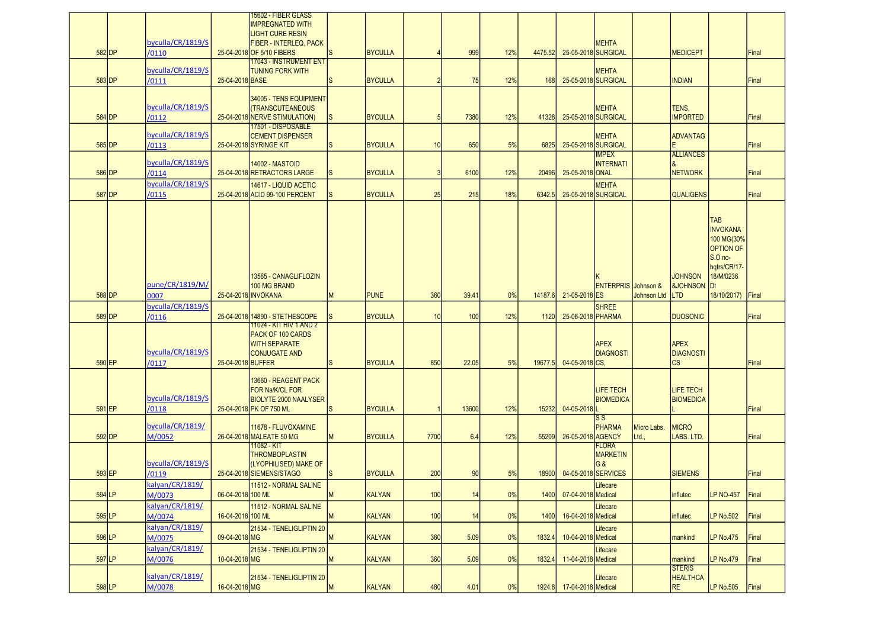| 582 | DP | byculla/CR/1819/S/0110 | 25-04-2018 | 15602 - FIBER GLASS IMPREGNATED WITH LIGHT CURE RESIN FIBER - INTERLEQ, PACK OF 5/10 FIBERS | S | BYCULLA | 4 | 999 | 12% | 4475.52 | 25-05-2018 | MEHTA SURGICAL | | MEDICEPT | | Final |
|---|---|---|---|---|---|---|---|---|---|---|---|---|---|---|---|---|
| 583 | DP | byculla/CR/1819/S/0111 | 25-04-2018 | 17043 - INSTRUMENT ENT TUNING FORK WITH BASE | S | BYCULLA | 2 | 75 | 12% | 168 | 25-05-2018 | MEHTA SURGICAL | | INDIAN | | Final |
| 584 | DP | byculla/CR/1819/S/0112 | 25-04-2018 | 34005 - TENS EQUIPMENT (TRANSCUTEANEOUS NERVE STIMULATION) | S | BYCULLA | 5 | 7380 | 12% | 41328 | 25-05-2018 | MEHTA SURGICAL | | TENS, IMPORTED | | Final |
| 585 | DP | byculla/CR/1819/S/0113 | 25-04-2018 | 17501 - DISPOSABLE CEMENT DISPENSER SYRINGE KIT | S | BYCULLA | 10 | 650 | 5% | 6825 | 25-05-2018 | MEHTA SURGICAL | | ADVANTAGE | | Final |
| 586 | DP | byculla/CR/1819/S/0114 | 25-04-2018 | 14002 - MASTOID RETRACTORS LARGE | S | BYCULLA | 3 | 6100 | 12% | 20496 | 25-05-2018 | IMPEX INTERNATIONAL | | ALLIANCES & NETWORK | | Final |
| 587 | DP | byculla/CR/1819/S/0115 | 25-04-2018 | 14617 - LIQUID ACETIC ACID 99-100 PERCENT | S | BYCULLA | 25 | 215 | 18% | 6342.5 | 25-05-2018 | MEHTA SURGICAL | | QUALIGENS | | Final |
| 588 | DP | pune/CR/1819/M/0007 | 25-04-2018 | 13565 - CANAGLIFLOZIN 100 MG BRAND INVOKANA | M | PUNE | 360 | 39.41 | 0% | 14187.6 | 21-05-2018 | K ENTERPRISES | Johnson & Johnson Ltd | JOHNSON &JOHNSON LTD | TAB INVOKANA 100 MG(30% OPTION OF S.O no- hqtrs/CR/17-18/M/0236 Dt 18/10/2017) | Final |
| 589 | DP | byculla/CR/1819/S/0116 | 25-04-2018 | 14890 - STETHESCOPE | S | BYCULLA | 10 | 100 | 12% | 1120 | 25-06-2018 | SHREE PHARMA | | DUOSONIC | | Final |
| 590 | EP | byculla/CR/1819/S/0117 | 25-04-2018 | 11024 - KIT HIV 1 AND 2 PACK OF 100 CARDS WITH SEPARATE CONJUGATE AND BUFFER | S | BYCULLA | 850 | 22.05 | 5% | 19677.5 | 04-05-2018 | APEX DIAGNOSTICS, | | APEX DIAGNOSTICS | | Final |
| 591 | EP | byculla/CR/1819/S/0118 | 25-04-2018 | 13660 - REAGENT PACK FOR Na/K/CL FOR BIOLYTE 2000 NAALYSER PK OF 750 ML | S | BYCULLA | 1 | 13600 | 12% | 15232 | 04-05-2018 | LIFE TECH BIOMEDICAL | | LIFE TECH BIOMEDICAL | | Final |
| 592 | DP | byculla/CR/1819/M/0052 | 26-04-2018 | 11678 - FLUVOXAMINE MALEATE 50 MG | M | BYCULLA | 7700 | 6.4 | 12% | 55209 | 26-05-2018 | S S PHARMA AGENCY | Micro Labs. Ltd., | MICRO LABS. LTD. | | Final |
| 593 | EP | byculla/CR/1819/S/0119 | 25-04-2018 | 11082 - KIT THROMBOPLASTIN (LYOPHILISED) MAKE OF SIEMENS/STAGO | S | BYCULLA | 200 | 90 | 5% | 18900 | 04-05-2018 | FLORA MARKETING & SERVICES | | SIEMENS | | Final |
| 594 | LP | kalyan/CR/1819/M/0073 | 06-04-2018 | 11512 - NORMAL SALINE 100 ML | M | KALYAN | 100 | 14 | 0% | 1400 | 07-04-2018 | Lifecare Medical | | influtec | LP NO-457 | Final |
| 595 | LP | kalyan/CR/1819/M/0074 | 16-04-2018 | 11512 - NORMAL SALINE 100 ML | M | KALYAN | 100 | 14 | 0% | 1400 | 16-04-2018 | Lifecare Medical | | influtec | LP No.502 | Final |
| 596 | LP | kalyan/CR/1819/M/0075 | 09-04-2018 | 21534 - TENELIGLIPTIN 20 MG | M | KALYAN | 360 | 5.09 | 0% | 1832.4 | 10-04-2018 | Lifecare Medical | | mankind | LP No.475 | Final |
| 597 | LP | kalyan/CR/1819/M/0076 | 10-04-2018 | 21534 - TENELIGLIPTIN 20 MG | M | KALYAN | 360 | 5.09 | 0% | 1832.4 | 11-04-2018 | Lifecare Medical | | mankind | LP No.479 | Final |
| 598 | LP | kalyan/CR/1819/M/0078 | 16-04-2018 | 21534 - TENELIGLIPTIN 20 MG | M | KALYAN | 480 | 4.01 | 0% | 1924.8 | 17-04-2018 | Lifecare Medical | | STERIS HEALTHCARE | LP No.505 | Final |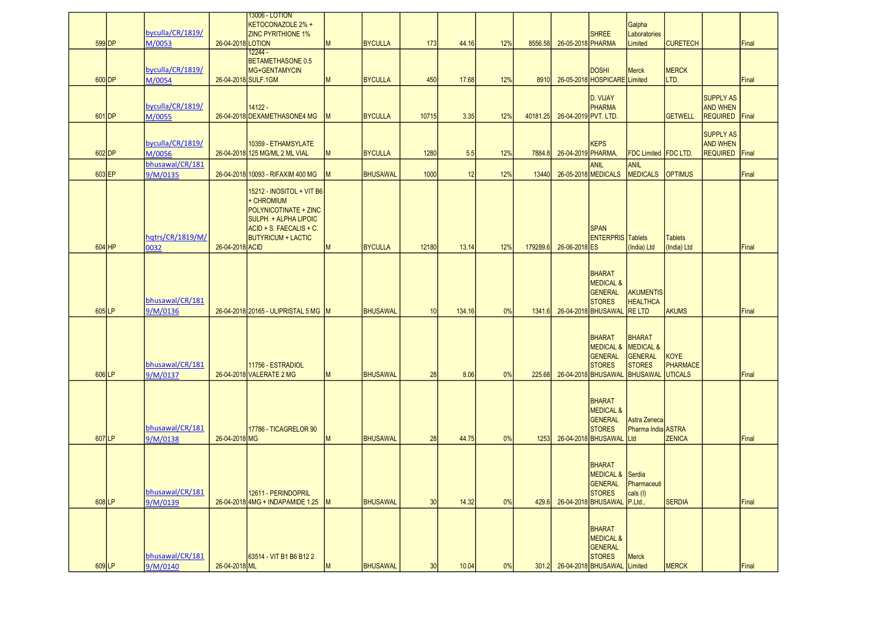| 599 | DP | byculla/CR/1819/M/0053 | 26-04-2018 | 13006 - LOTION KETOCONAZOLE 2% + ZINC PYRITHIONE 1% LOTION | M | BYCULLA | 173 | 44.16 | 12% | 8556.58 | 26-05-2018 | SHREE PHARMA | Galpha Laboratories Limited | CURETECH | | Final |
|---|---|---|---|---|---|---|---|---|---|---|---|---|---|---|---|---|
| 600 | DP | byculla/CR/1819/M/0054 | 26-04-2018 | 12244 - BETAMETHASONE 0.5 MG+GENTAMYCIN SULF.1GM | M | BYCULLA | 450 | 17.68 | 12% | 8910 | 26-05-2018 | DOSHI HOSPICARE | Merck Limited | MERCK LTD. | | Final |
| 601 | DP | byculla/CR/1819/M/0055 | 26-04-2018 | 14122 - DEXAMETHASONE4 MG | M | BYCULLA | 10715 | 3.35 | 12% | 40181.25 | 26-04-2019 | D. VIJAY PHARMA PVT. LTD. | | GETWELL | SUPPLY AS AND WHEN REQUIRED | Final |
| 602 | DP | byculla/CR/1819/M/0056 | 26-04-2018 | 10359 - ETHAMSYLATE 125 MG/ML 2 ML VIAL | M | BYCULLA | 1280 | 5.5 | 12% | 7884.8 | 26-04-2019 | KEPS PHARMA, | FDC Limited | FDC LTD. | SUPPLY AS AND WHEN REQUIRED | Final |
| 603 | EP | bhusawal/CR/1819/M/0135 | 26-04-2018 | 10093 - RIFAXIM 400 MG | M | BHUSAWAL | 1000 | 12 | 12% | 13440 | 26-05-2018 | ANIL MEDICALS | ANIL MEDICALS | OPTIMUS | | Final |
| 604 | HP | hqtrs/CR/1819/M/0032 | 26-04-2018 | 15212 - INOSITOL + VIT B6 + CHROMIUM POLYNICOTINATE + ZINC SULPH. + ALPHA LIPOIC ACID + S. FAECALIS + C. BUTYRICUM + LACTIC ACID | M | BYCULLA | 12180 | 13.14 | 12% | 179289.6 | 26-06-2018 | SPAN ENTERPRISES | Tablets (India) Ltd | Tablets (India) Ltd | | Final |
| 605 | LP | bhusawal/CR/1819/M/0136 | 26-04-2018 | 20165 - ULIPRISTAL 5 MG | M | BHUSAWAL | 10 | 134.16 | 0% | 1341.6 | 26-04-2018 | BHARAT MEDICAL & GENERAL STORES BHUSAWAL | AKUMENTIS HEALTHCARE LTD | AKUMS | | Final |
| 606 | LP | bhusawal/CR/1819/M/0137 | 26-04-2018 | 11756 - ESTRADIOL VALERATE 2 MG | M | BHUSAWAL | 28 | 8.06 | 0% | 225.68 | 26-04-2018 | BHARAT MEDICAL & GENERAL STORES BHUSAWAL | BHARAT MEDICAL & GENERAL STORES BHUSAWAL | KOYE PHARMACEUTICALS | | Final |
| 607 | LP | bhusawal/CR/1819/M/0138 | 26-04-2018 | 17786 - TICAGRELOR 90 MG | M | BHUSAWAL | 28 | 44.75 | 0% | 1253 | 26-04-2018 | BHARAT MEDICAL & GENERAL STORES BHUSAWAL | Astra Zeneca Pharma India Ltd | ASTRA ZENICA | | Final |
| 608 | LP | bhusawal/CR/1819/M/0139 | 26-04-2018 | 12611 - PERINDOPRIL 4MG + INDAPAMIDE 1.25 | M | BHUSAWAL | 30 | 14.32 | 0% | 429.6 | 26-04-2018 | BHARAT MEDICAL & GENERAL STORES BHUSAWAL | Serdia Pharmaceuticals (I) P.Ltd., | SERDIA | | Final |
| 609 | LP | bhusawal/CR/1819/M/0140 | 26-04-2018 | 63514 - VIT B1 B6 B12 2 ML | M | BHUSAWAL | 30 | 10.04 | 0% | 301.2 | 26-04-2018 | BHARAT MEDICAL & GENERAL STORES BHUSAWAL | Merck Limited | MERCK | | Final |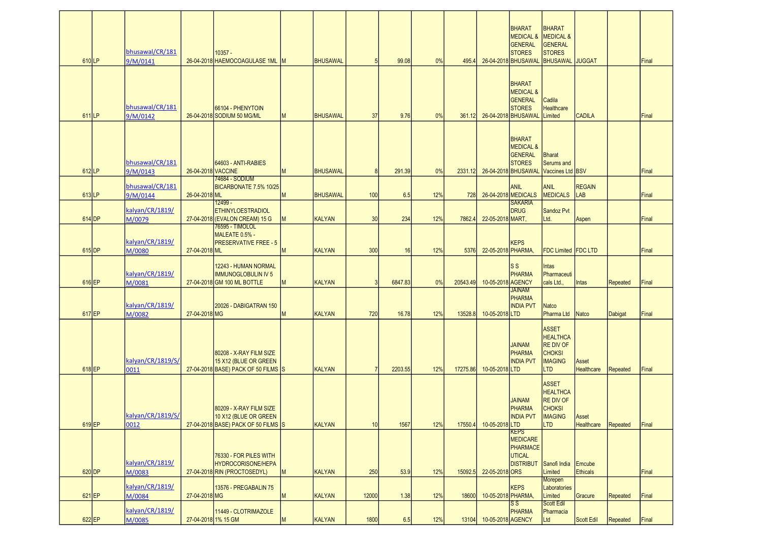| | | | | | | | | | | | | | | | | | |
|---|---|---|---|---|---|---|---|---|---|---|---|---|---|---|---|---|---|
| 610 | LP | bhusawal/CR/1819/M/0141 | 26-04-2018 | 10357 - HAEMOCOAGULASE 1ML | M | BHUSAWAL | 5 | 99.08 | 0% | 495.4 | 26-04-2018 | BHARAT MEDICAL & GENERAL STORES BHUSAWAL | BHARAT MEDICAL & GENERAL STORES BHUSAWAL | JUGGAT | | Final |
| 611 | LP | bhusawal/CR/1819/M/0142 | 26-04-2018 | 66104 - PHENYTOIN SODIUM 50 MG/ML | M | BHUSAWAL | 37 | 9.76 | 0% | 361.12 | 26-04-2018 | BHARAT MEDICAL & GENERAL STORES BHUSAWAL | Cadila Healthcare Limited | CADILA | | Final |
| 612 | LP | bhusawal/CR/1819/M/0143 | 26-04-2018 | 64603 - ANTI-RABIES VACCINE | M | BHUSAWAL | 8 | 291.39 | 0% | 2331.12 | 26-04-2018 | BHARAT MEDICAL & GENERAL STORES BHUSAWAL | Bharat Serums and Vaccines Ltd | BSV | | Final |
| 613 | LP | bhusawal/CR/1819/M/0144 | 26-04-2018 | 74684 - SODIUM BICARBONATE 7.5% 10/25 ML | M | BHUSAWAL | 100 | 6.5 | 12% | 728 | 26-04-2018 | ANIL MEDICALS | ANIL MEDICALS | REGAIN LAB | | Final |
| 614 | DP | kalyan/CR/1819/M/0079 | 27-04-2018 | 12499 - ETHINYLOESTRADIOL (EVALON CREAM) 15 G | M | KALYAN | 30 | 234 | 12% | 7862.4 | 22-05-2018 | SAKARIA DRUG MART, | Sandoz Pvt Ltd. | Aspen | | Final |
| 615 | DP | kalyan/CR/1819/M/0080 | 27-04-2018 | 76595 - TIMOLOL MALEATE 0.5% - PRESERVATIVE FREE - 5 ML | M | KALYAN | 300 | 16 | 12% | 5376 | 22-05-2018 | KEPS PHARMA, | FDC Limited | FDC LTD | | Final |
| 616 | EP | kalyan/CR/1819/M/0081 | 27-04-2018 | 12243 - HUMAN NORMAL IMMUNOGLOBULIN IV 5 GM 100 ML BOTTLE | M | KALYAN | 3 | 6847.83 | 0% | 20543.49 | 10-05-2018 | S S PHARMA AGENCY | Intas Pharmaceuticals Ltd., | Intas | Repeated | Final |
| 617 | EP | kalyan/CR/1819/M/0082 | 27-04-2018 | 20026 - DABIGATRAN 150 MG | M | KALYAN | 720 | 16.78 | 12% | 13528.8 | 10-05-2018 | JAINAM PHARMA INDIA PVT LTD | Natco Pharma Ltd | Natco | Dabigat | Final |
| 618 | EP | kalyan/CR/1819/S/0011 | 27-04-2018 | 80208 - X-RAY FILM SIZE 15 X12 (BLUE OR GREEN BASE) PACK OF 50 FILMS | S | KALYAN | 7 | 2203.55 | 12% | 17275.86 | 10-05-2018 | JAINAM PHARMA INDIA PVT LTD | ASSET HEALTHCARE DIV OF CHOKSI IMAGING LTD | Asset Healthcare | Repeated | Final |
| 619 | EP | kalyan/CR/1819/S/0012 | 27-04-2018 | 80209 - X-RAY FILM SIZE 10 X12 (BLUE OR GREEN BASE) PACK OF 50 FILMS | S | KALYAN | 10 | 1567 | 12% | 17550.4 | 10-05-2018 | JAINAM PHARMA INDIA PVT LTD | ASSET HEALTHCARE DIV OF CHOKSI IMAGING LTD | Asset Healthcare | Repeated | Final |
| 620 | DP | kalyan/CR/1819/M/0083 | 27-04-2018 | 76330 - FOR PILES WITH HYDROCORISONE/HEPARIN (PROCTOSEDYL) | M | KALYAN | 250 | 53.9 | 12% | 15092.5 | 22-05-2018 | KEPS MEDICARE PHARMACEUTICAL DISTRIBUTORS | Sanofi India Limited | Emcube Ethicals | | Final |
| 621 | EP | kalyan/CR/1819/M/0084 | 27-04-2018 | 13576 - PREGABALIN 75 MG | M | KALYAN | 12000 | 1.38 | 12% | 18600 | 10-05-2018 | KEPS PHARMA, | Morepen Laboratories Limited | Gracure | Repeated | Final |
| 622 | EP | kalyan/CR/1819/M/0085 | 27-04-2018 | 11449 - CLOTRIMAZOLE 1% 15 GM | M | KALYAN | 1800 | 6.5 | 12% | 13104 | 10-05-2018 | S S PHARMA AGENCY | Scott Edil Pharmacia Ltd | Scott Edil | Repeated | Final |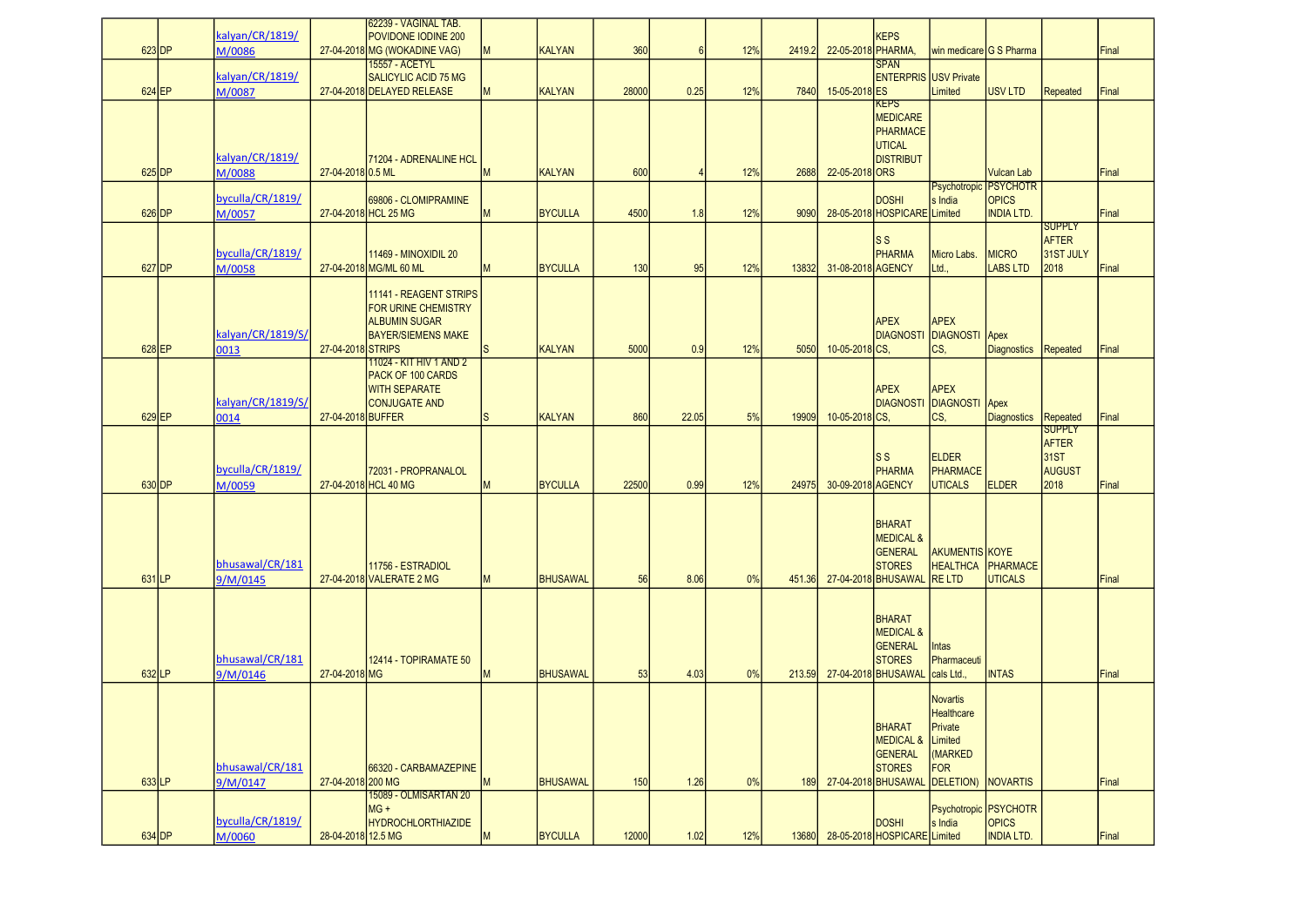| | | | | | | | | | | | | | | | | | |
|---|---|---|---|---|---|---|---|---|---|---|---|---|---|---|---|---|---|
| 623 | DP | kalyan/CR/1819/M/0086 | 27-04-2018 | 62239 - VAGINAL TAB. POVIDONE IODINE 200 MG (WOKADINE VAG) | M | KALYAN | 360 | 6 | 12% | 2419.2 | 22-05-2018 | KEPS PHARMA, | win medicare | G S Pharma | | Final |
| 624 | EP | kalyan/CR/1819/M/0087 | 27-04-2018 | 15557 - ACETYL SALICYLIC ACID 75 MG DELAYED RELEASE | M | KALYAN | 28000 | 0.25 | 12% | 7840 | 15-05-2018 | SPAN ENTERPRISES | USV Private Limited | USV LTD | Repeated | Final |
| 625 | DP | kalyan/CR/1819/M/0088 | 27-04-2018 | 71204 - ADRENALINE HCL 0.5 ML | M | KALYAN | 600 | 4 | 12% | 2688 | 22-05-2018 | KEPS MEDICARE PHARMACEUTICAL DISTRIBUTORS | | Vulcan Lab | | Final |
| 626 | DP | byculla/CR/1819/M/0057 | 27-04-2018 | 69806 - CLOMIPRAMINE HCL 25 MG | M | BYCULLA | 4500 | 1.8 | 12% | 9090 | 28-05-2018 | DOSHI HOSPICARE | Psychotropics India Limited | PSYCHOTROPICS INDIA LTD. | | Final |
| 627 | DP | byculla/CR/1819/M/0058 | 27-04-2018 | 11469 - MINOXIDIL 20 MG/ML 60 ML | M | BYCULLA | 130 | 95 | 12% | 13832 | 31-08-2018 | S S PHARMA AGENCY | Micro Labs. Ltd., | MICRO LABS LTD | SUPPLY AFTER 31ST JULY 2018 | Final |
| 628 | EP | kalyan/CR/1819/S/0013 | 27-04-2018 | 11141 - REAGENT STRIPS FOR URINE CHEMISTRY ALBUMIN SUGAR BAYER/SIEMENS MAKE STRIPS | S | KALYAN | 5000 | 0.9 | 12% | 5050 | 10-05-2018 | APEX DIAGNOSTICS, | APEX DIAGNOSTICS, | Apex Diagnostics | Repeated | Final |
| 629 | EP | kalyan/CR/1819/S/0014 | 27-04-2018 | 11024 - KIT HIV 1 AND 2 PACK OF 100 CARDS WITH SEPARATE CONJUGATE AND BUFFER | S | KALYAN | 860 | 22.05 | 5% | 19909 | 10-05-2018 | APEX DIAGNOSTICS, | APEX DIAGNOSTICS, | Apex Diagnostics | Repeated | Final |
| 630 | DP | byculla/CR/1819/M/0059 | 27-04-2018 | 72031 - PROPRANALOL HCL 40 MG | M | BYCULLA | 22500 | 0.99 | 12% | 24975 | 30-09-2018 | S S PHARMA AGENCY | ELDER PHARMACEUTICALS | ELDER | SUPPLY AFTER 31ST AUGUST 2018 | Final |
| 631 | LP | bhusawal/CR/1819/M/0145 | 27-04-2018 | 11756 - ESTRADIOL VALERATE 2 MG | M | BHUSAWAL | 56 | 8.06 | 0% | 451.36 | 27-04-2018 | BHARAT MEDICAL & GENERAL STORES BHUSAWAL | AKUMENTIS HEALTHCARE LTD | KOYE PHARMACEUTICALS | | Final |
| 632 | LP | bhusawal/CR/1819/M/0146 | 27-04-2018 | 12414 - TOPIRAMATE 50 MG | M | BHUSAWAL | 53 | 4.03 | 0% | 213.59 | 27-04-2018 | BHARAT MEDICAL & GENERAL STORES BHUSAWAL | Intas Pharmaceuticals Ltd., | INTAS | | Final |
| 633 | LP | bhusawal/CR/1819/M/0147 | 27-04-2018 | 66320 - CARBAMAZEPINE 200 MG | M | BHUSAWAL | 150 | 1.26 | 0% | 189 | 27-04-2018 | BHARAT MEDICAL & GENERAL STORES BHUSAWAL | Novartis Healthcare Private Limited (MARKED FOR DELETION) | NOVARTIS | | Final |
| 634 | DP | byculla/CR/1819/M/0060 | 28-04-2018 | 15089 - OLMISARTAN 20 MG + HYDROCHLORTHIAZIDE 12.5 MG | M | BYCULLA | 12000 | 1.02 | 12% | 13680 | 28-05-2018 | DOSHI HOSPICARE | Psychotropics India Limited | PSYCHOTROPICS INDIA LTD. | | Final |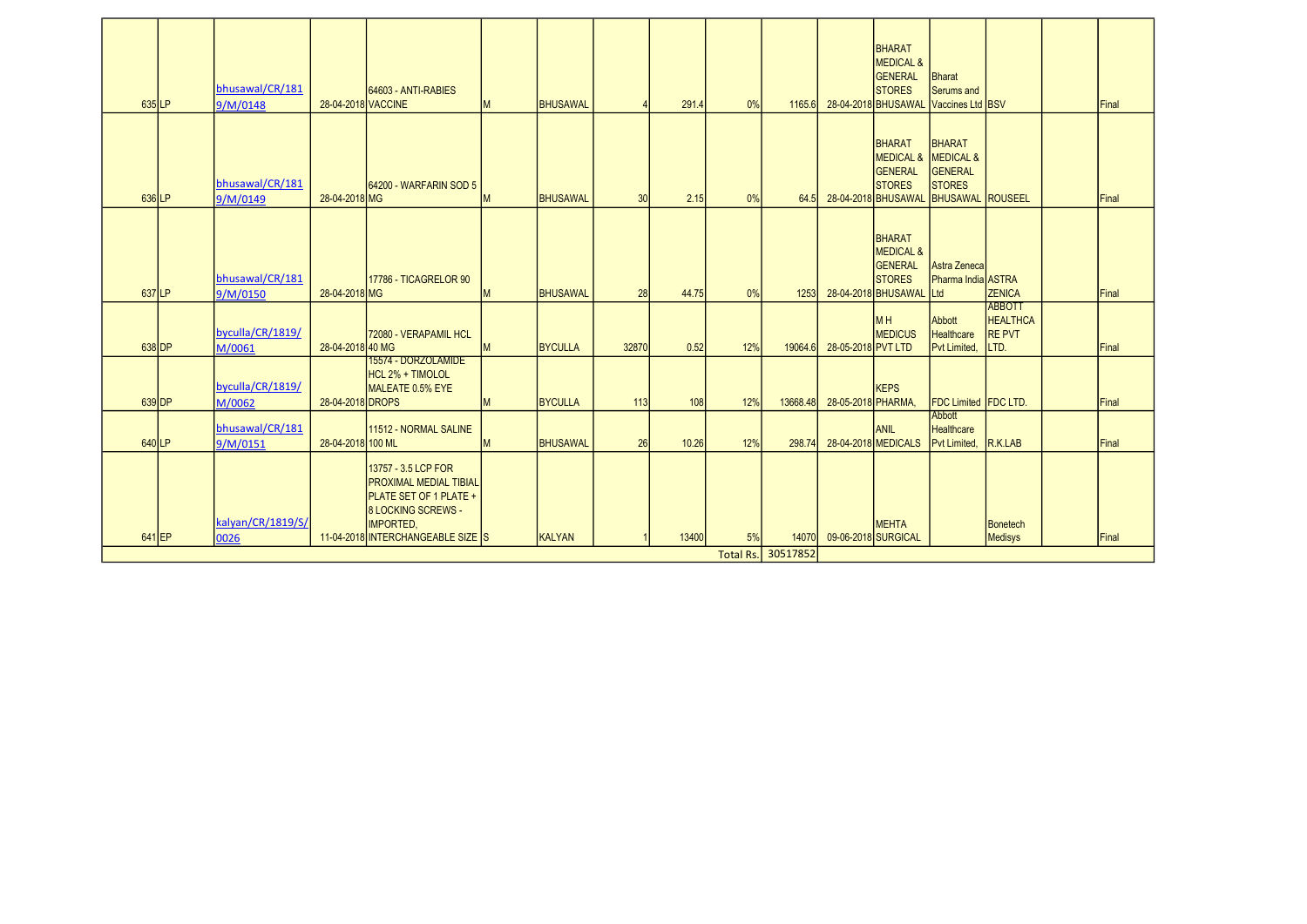| | | | | | | | | | | | | | | | | | | |
|---|---|---|---|---|---|---|---|---|---|---|---|---|---|---|---|---|---|---|
| 635 | LP | bhusawal/CR/1819/M/0148 | 28-04-2018 | 64603 - ANTI-RABIES VACCINE | M | BHUSAWAL | 4 | 291.4 | 0% | 1165.6 | 28-04-2018 | BHARAT MEDICAL & GENERAL STORES BHUSAWAL | Bharat Serums and Vaccines Ltd | BSV | | Final |
| 636 | LP | bhusawal/CR/1819/M/0149 | 28-04-2018 | 64200 - WARFARIN SOD 5 MG | M | BHUSAWAL | 30 | 2.15 | 0% | 64.5 | 28-04-2018 | BHARAT MEDICAL & GENERAL STORES BHUSAWAL | BHARAT MEDICAL & GENERAL STORES BHUSAWAL | ROUSEEL | | Final |
| 637 | LP | bhusawal/CR/1819/M/0150 | 28-04-2018 | 17786 - TICAGRELOR 90 MG | M | BHUSAWAL | 28 | 44.75 | 0% | 1253 | 28-04-2018 | BHARAT MEDICAL & GENERAL STORES BHUSAWAL | Astra Zeneca Pharma India Ltd | ASTRA ZENICA | | Final |
| 638 | DP | byculla/CR/1819/M/0061 | 28-04-2018 | 72080 - VERAPAMIL HCL 40 MG | M | BYCULLA | 32870 | 0.52 | 12% | 19064.6 | 28-05-2018 | M H MEDICUS PVT LTD | Abbott Healthcare Pvt Limited, | ABBOTT HEALTHCARE PVT LTD. | | Final |
| 639 | DP | byculla/CR/1819/M/0062 | 28-04-2018 | 15574 - DORZOLAMIDE HCL 2% + TIMOLOL MALEATE 0.5% EYE DROPS | M | BYCULLA | 113 | 108 | 12% | 13668.48 | 28-05-2018 | KEPS PHARMA, | FDC Limited | FDC LTD. | | Final |
| 640 | LP | bhusawal/CR/1819/M/0151 | 28-04-2018 | 11512 - NORMAL SALINE 100 ML | M | BHUSAWAL | 26 | 10.26 | 12% | 298.74 | 28-04-2018 | ANIL MEDICALS | Abbott Healthcare Pvt Limited, | R.K.LAB | | Final |
| 641 | EP | kalyan/CR/1819/S/0026 | 11-04-2018 | 13757 - 3.5 LCP FOR PROXIMAL MEDIAL TIBIAL PLATE SET OF 1 PLATE + 8 LOCKING SCREWS - IMPORTED, INTERCHANGEABLE SIZE | S | KALYAN | 1 | 13400 | 5% | 14070 | 09-06-2018 | MEHTA SURGICAL | | Bonetech Medisys | | Final |
| | | | | | | | | | Total Rs. | 30517852 | | | | | | |